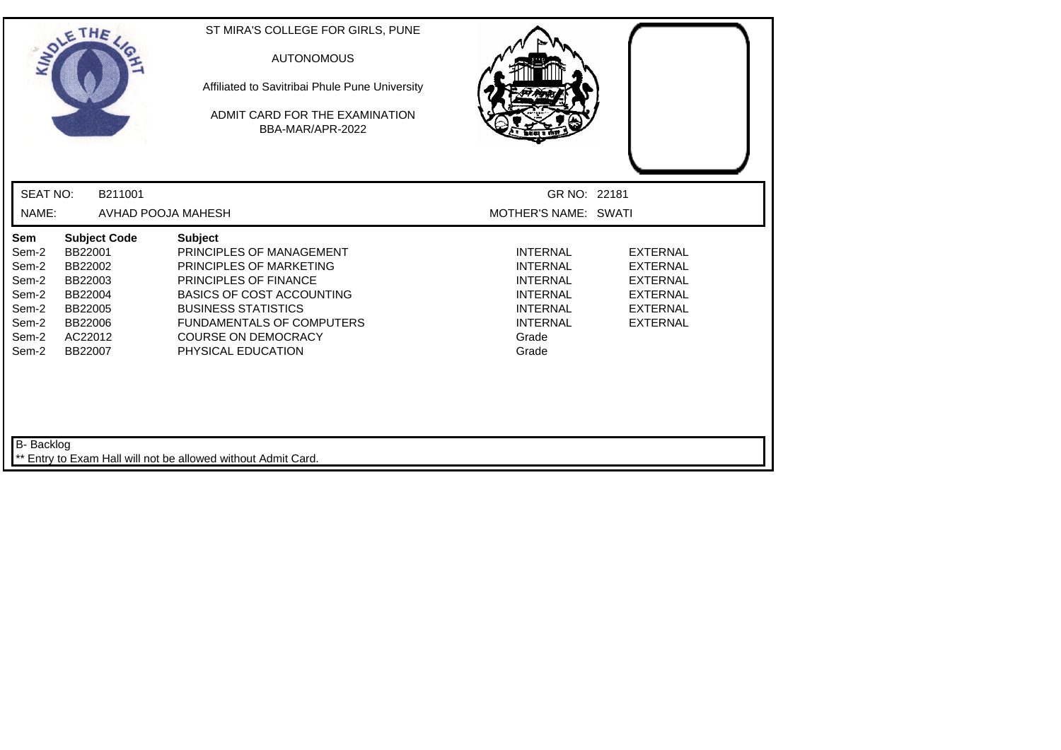ST MIRA'S COLLEGE FOR GIRLS, PUNE

AUTONOMOUS

Affiliated to Savitribai Phule Pune University

ADMIT CARD FOR THE EXAMINATION
BBA-MAR/APR-2022

SEAT NO: B211001 GR NO: 22181

NAME: AVHAD POOJA MAHESH MOTHER'S NAME: SWATI

| Sem | Subject Code | Subject | | |
|---|---|---|---|---|
| Sem-2 | BB22001 | PRINCIPLES OF MANAGEMENT | INTERNAL | EXTERNAL |
| Sem-2 | BB22002 | PRINCIPLES OF MARKETING | INTERNAL | EXTERNAL |
| Sem-2 | BB22003 | PRINCIPLES OF FINANCE | INTERNAL | EXTERNAL |
| Sem-2 | BB22004 | BASICS OF COST ACCOUNTING | INTERNAL | EXTERNAL |
| Sem-2 | BB22005 | BUSINESS STATISTICS | INTERNAL | EXTERNAL |
| Sem-2 | BB22006 | FUNDAMENTALS OF COMPUTERS | INTERNAL | EXTERNAL |
| Sem-2 | AC22012 | COURSE ON DEMOCRACY | Grade | |
| Sem-2 | BB22007 | PHYSICAL EDUCATION | Grade | |

B- Backlog

** Entry to Exam Hall will not be allowed without Admit Card.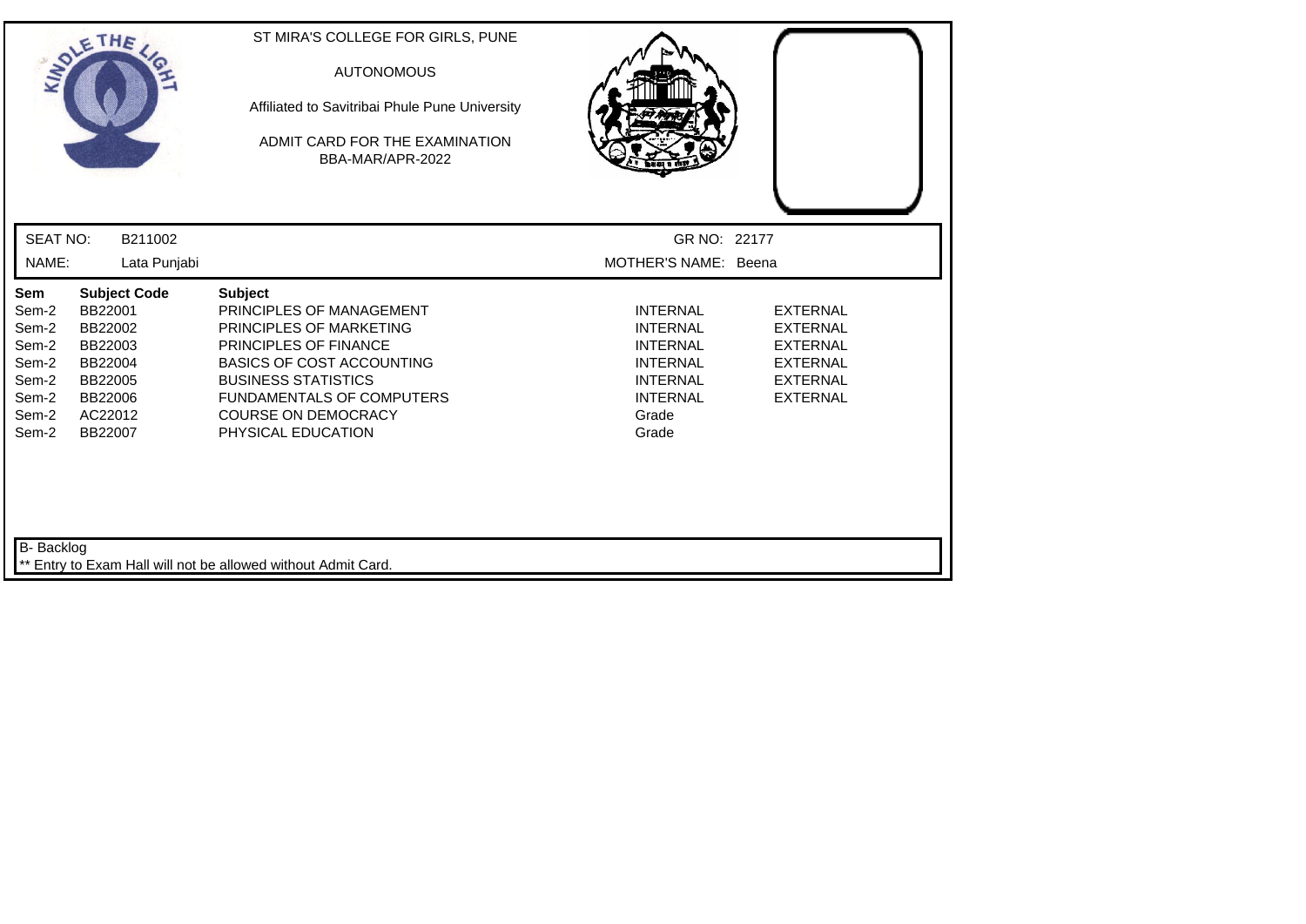ST MIRA'S COLLEGE FOR GIRLS, PUNE

AUTONOMOUS

Affiliated to Savitribai Phule Pune University

ADMIT CARD FOR THE EXAMINATION
BBA-MAR/APR-2022

SEAT NO: B211002 GR NO: 22177

NAME: Lata Punjabi MOTHER'S NAME: Beena

| Sem | Subject Code | Subject | | |
|---|---|---|---|---|
| Sem-2 | BB22001 | PRINCIPLES OF MANAGEMENT | INTERNAL | EXTERNAL |
| Sem-2 | BB22002 | PRINCIPLES OF MARKETING | INTERNAL | EXTERNAL |
| Sem-2 | BB22003 | PRINCIPLES OF FINANCE | INTERNAL | EXTERNAL |
| Sem-2 | BB22004 | BASICS OF COST ACCOUNTING | INTERNAL | EXTERNAL |
| Sem-2 | BB22005 | BUSINESS STATISTICS | INTERNAL | EXTERNAL |
| Sem-2 | BB22006 | FUNDAMENTALS OF COMPUTERS | INTERNAL | EXTERNAL |
| Sem-2 | AC22012 | COURSE ON DEMOCRACY | Grade | |
| Sem-2 | BB22007 | PHYSICAL EDUCATION | Grade | |

B- Backlog

** Entry to Exam Hall will not be allowed without Admit Card.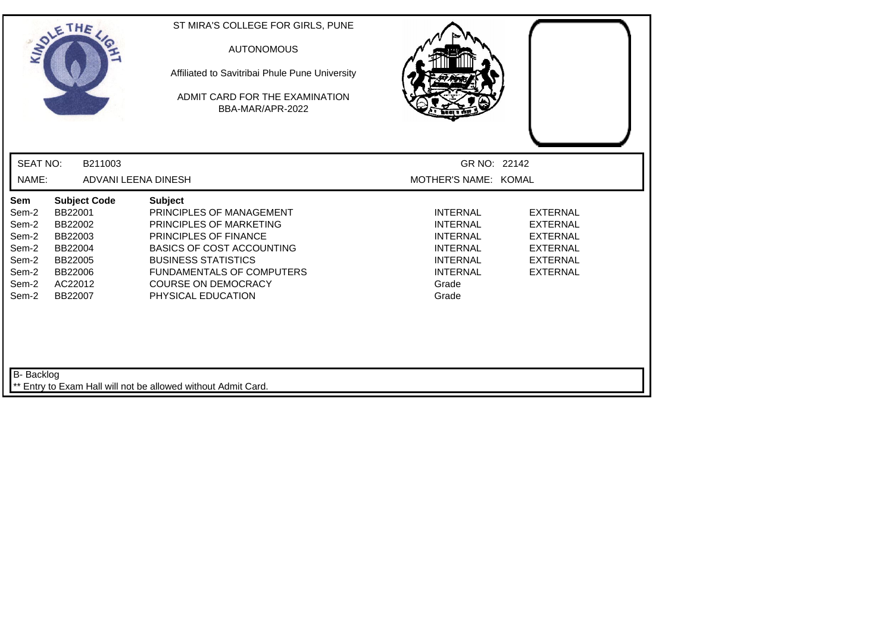ST MIRA'S COLLEGE FOR GIRLS, PUNE

AUTONOMOUS

Affiliated to Savitribai Phule Pune University

ADMIT CARD FOR THE EXAMINATION
BBA-MAR/APR-2022

SEAT NO: B211003 GR NO: 22142

NAME: ADVANI LEENA DINESH MOTHER'S NAME: KOMAL

| Sem | Subject Code | Subject | | |
|---|---|---|---|---|
| Sem-2 | BB22001 | PRINCIPLES OF MANAGEMENT | INTERNAL | EXTERNAL |
| Sem-2 | BB22002 | PRINCIPLES OF MARKETING | INTERNAL | EXTERNAL |
| Sem-2 | BB22003 | PRINCIPLES OF FINANCE | INTERNAL | EXTERNAL |
| Sem-2 | BB22004 | BASICS OF COST ACCOUNTING | INTERNAL | EXTERNAL |
| Sem-2 | BB22005 | BUSINESS STATISTICS | INTERNAL | EXTERNAL |
| Sem-2 | BB22006 | FUNDAMENTALS OF COMPUTERS | INTERNAL | EXTERNAL |
| Sem-2 | AC22012 | COURSE ON DEMOCRACY | Grade | |
| Sem-2 | BB22007 | PHYSICAL EDUCATION | Grade | |

B- Backlog

** Entry to Exam Hall will not be allowed without Admit Card.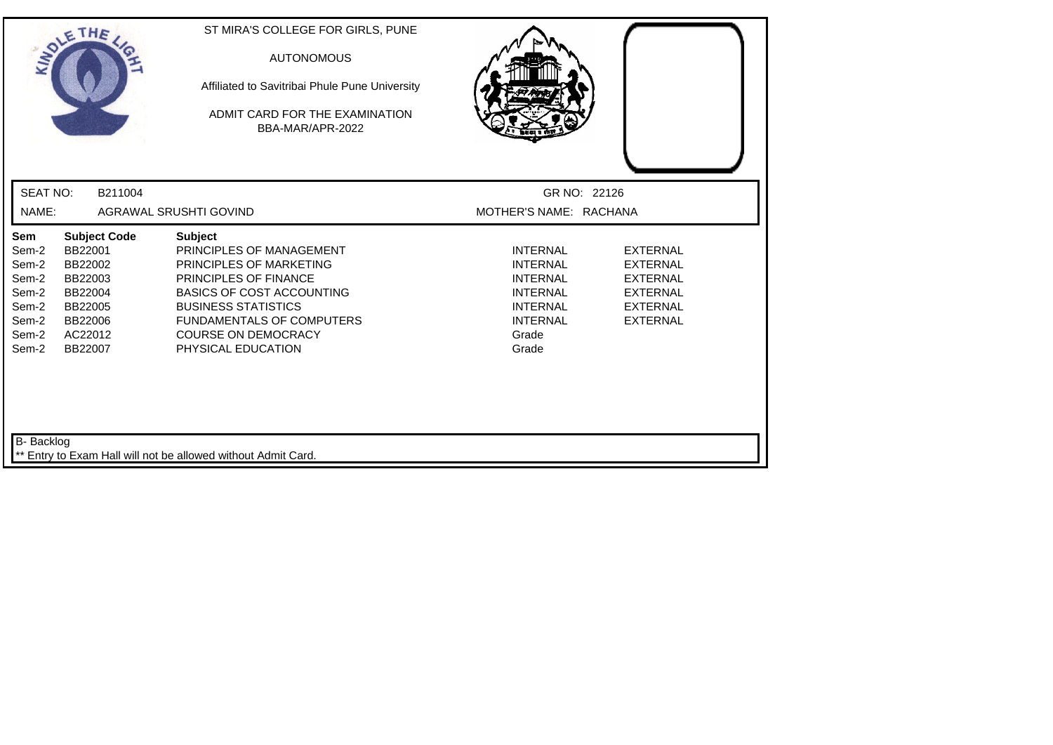ST MIRA'S COLLEGE FOR GIRLS, PUNE

AUTONOMOUS

Affiliated to Savitribai Phule Pune University

ADMIT CARD FOR THE EXAMINATION
BBA-MAR/APR-2022

SEAT NO: B211004 GR NO: 22126

NAME: AGRAWAL SRUSHTI GOVIND MOTHER'S NAME: RACHANA

| Sem | Subject Code | Subject | | |
|---|---|---|---|---|
| Sem-2 | BB22001 | PRINCIPLES OF MANAGEMENT | INTERNAL | EXTERNAL |
| Sem-2 | BB22002 | PRINCIPLES OF MARKETING | INTERNAL | EXTERNAL |
| Sem-2 | BB22003 | PRINCIPLES OF FINANCE | INTERNAL | EXTERNAL |
| Sem-2 | BB22004 | BASICS OF COST ACCOUNTING | INTERNAL | EXTERNAL |
| Sem-2 | BB22005 | BUSINESS STATISTICS | INTERNAL | EXTERNAL |
| Sem-2 | BB22006 | FUNDAMENTALS OF COMPUTERS | INTERNAL | EXTERNAL |
| Sem-2 | AC22012 | COURSE ON DEMOCRACY | Grade | |
| Sem-2 | BB22007 | PHYSICAL EDUCATION | Grade | |

B- Backlog

** Entry to Exam Hall will not be allowed without Admit Card.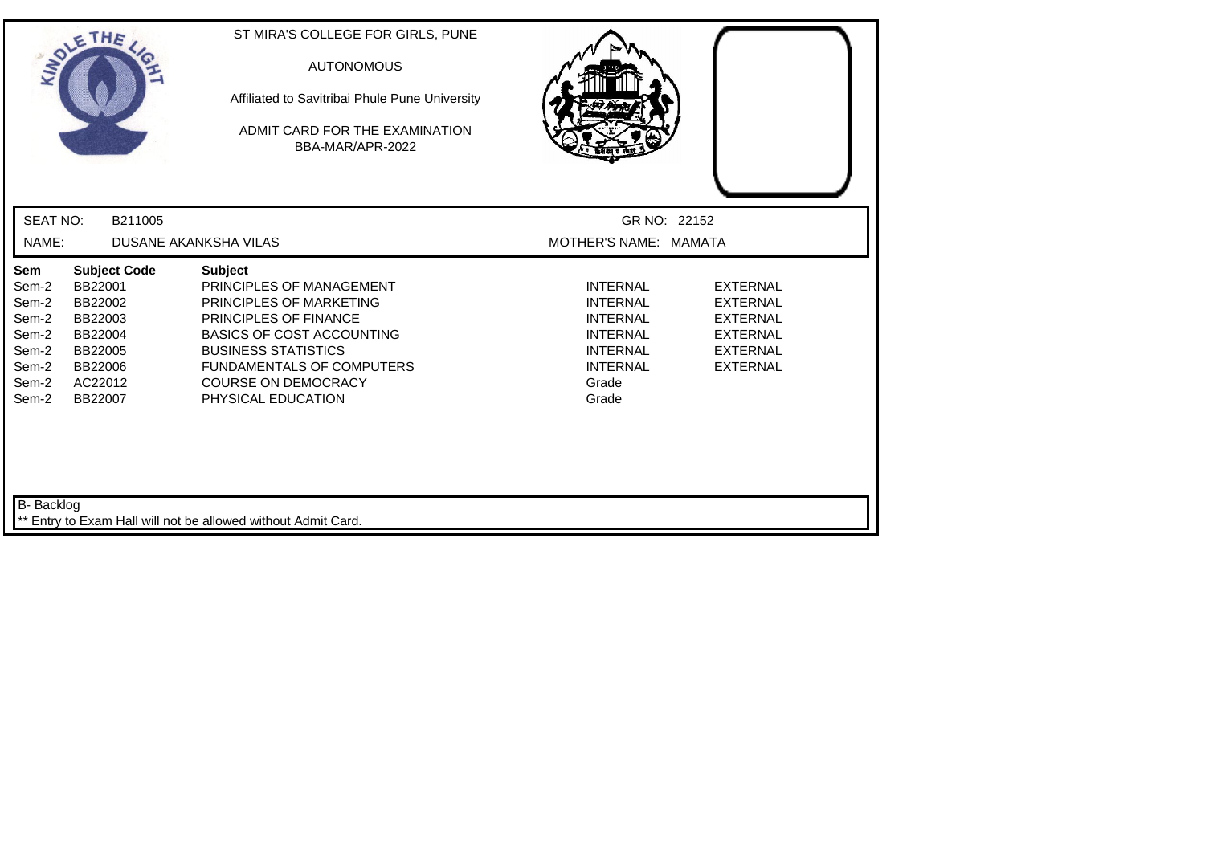ST MIRA'S COLLEGE FOR GIRLS, PUNE

AUTONOMOUS

Affiliated to Savitribai Phule Pune University

ADMIT CARD FOR THE EXAMINATION
BBA-MAR/APR-2022

SEAT NO: B211005 GR NO: 22152

NAME: DUSANE AKANKSHA VILAS MOTHER'S NAME: MAMATA

| Sem | Subject Code | Subject | | |
|---|---|---|---|---|
| Sem-2 | BB22001 | PRINCIPLES OF MANAGEMENT | INTERNAL | EXTERNAL |
| Sem-2 | BB22002 | PRINCIPLES OF MARKETING | INTERNAL | EXTERNAL |
| Sem-2 | BB22003 | PRINCIPLES OF FINANCE | INTERNAL | EXTERNAL |
| Sem-2 | BB22004 | BASICS OF COST ACCOUNTING | INTERNAL | EXTERNAL |
| Sem-2 | BB22005 | BUSINESS STATISTICS | INTERNAL | EXTERNAL |
| Sem-2 | BB22006 | FUNDAMENTALS OF COMPUTERS | INTERNAL | EXTERNAL |
| Sem-2 | AC22012 | COURSE ON DEMOCRACY | Grade | |
| Sem-2 | BB22007 | PHYSICAL EDUCATION | Grade | |

B- Backlog

** Entry to Exam Hall will not be allowed without Admit Card.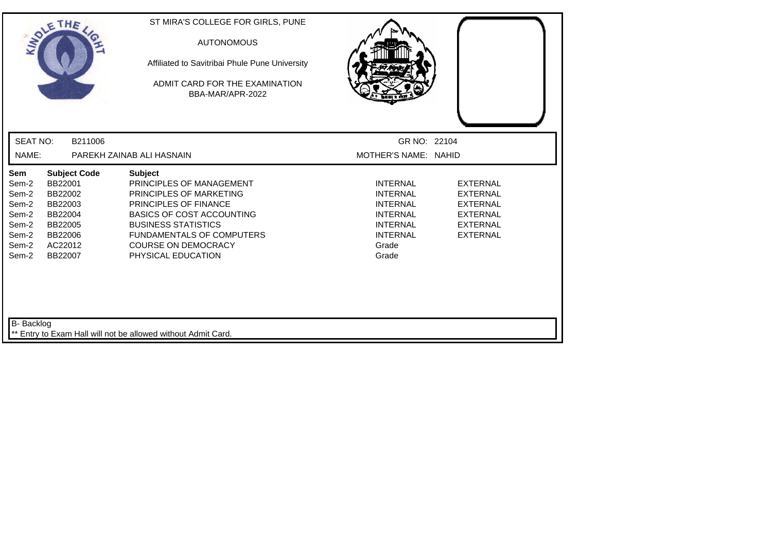ST MIRA'S COLLEGE FOR GIRLS, PUNE

AUTONOMOUS

Affiliated to Savitribai Phule Pune University

ADMIT CARD FOR THE EXAMINATION
BBA-MAR/APR-2022

SEAT NO: B211006 GR NO: 22104

NAME: PAREKH ZAINAB ALI HASNAIN MOTHER'S NAME: NAHID

| Sem | Subject Code | Subject | | |
|---|---|---|---|---|
| Sem-2 | BB22001 | PRINCIPLES OF MANAGEMENT | INTERNAL | EXTERNAL |
| Sem-2 | BB22002 | PRINCIPLES OF MARKETING | INTERNAL | EXTERNAL |
| Sem-2 | BB22003 | PRINCIPLES OF FINANCE | INTERNAL | EXTERNAL |
| Sem-2 | BB22004 | BASICS OF COST ACCOUNTING | INTERNAL | EXTERNAL |
| Sem-2 | BB22005 | BUSINESS STATISTICS | INTERNAL | EXTERNAL |
| Sem-2 | BB22006 | FUNDAMENTALS OF COMPUTERS | INTERNAL | EXTERNAL |
| Sem-2 | AC22012 | COURSE ON DEMOCRACY | Grade | |
| Sem-2 | BB22007 | PHYSICAL EDUCATION | Grade | |

B- Backlog

** Entry to Exam Hall will not be allowed without Admit Card.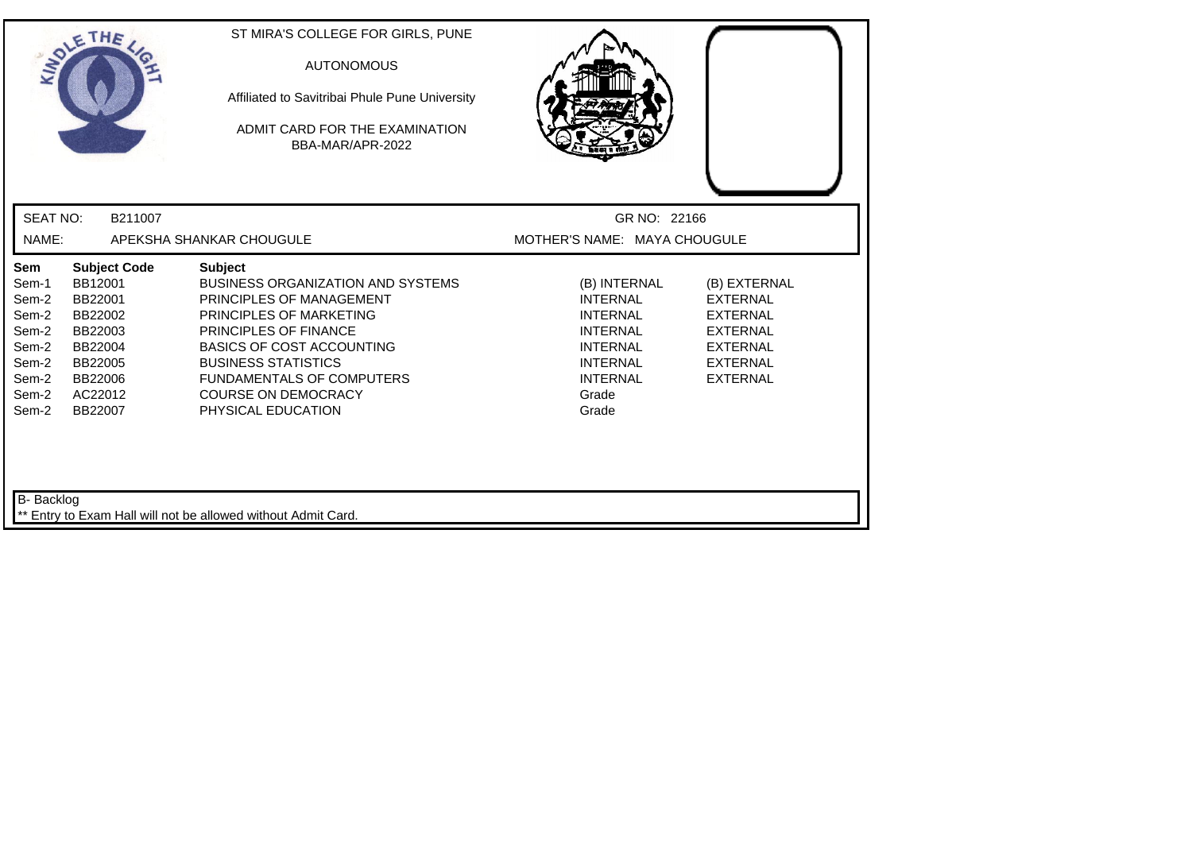ST MIRA'S COLLEGE FOR GIRLS, PUNE

AUTONOMOUS

Affiliated to Savitribai Phule Pune University

ADMIT CARD FOR THE EXAMINATION
BBA-MAR/APR-2022

SEAT NO: B211007 GR NO: 22166

NAME: APEKSHA SHANKAR CHOUGULE MOTHER'S NAME: MAYA CHOUGULE

| Sem | Subject Code | Subject | | |
|---|---|---|---|---|
| Sem-1 | BB12001 | BUSINESS ORGANIZATION AND SYSTEMS | (B) INTERNAL | (B) EXTERNAL |
| Sem-2 | BB22001 | PRINCIPLES OF MANAGEMENT | INTERNAL | EXTERNAL |
| Sem-2 | BB22002 | PRINCIPLES OF MARKETING | INTERNAL | EXTERNAL |
| Sem-2 | BB22003 | PRINCIPLES OF FINANCE | INTERNAL | EXTERNAL |
| Sem-2 | BB22004 | BASICS OF COST ACCOUNTING | INTERNAL | EXTERNAL |
| Sem-2 | BB22005 | BUSINESS STATISTICS | INTERNAL | EXTERNAL |
| Sem-2 | BB22006 | FUNDAMENTALS OF COMPUTERS | INTERNAL | EXTERNAL |
| Sem-2 | AC22012 | COURSE ON DEMOCRACY | Grade | |
| Sem-2 | BB22007 | PHYSICAL EDUCATION | Grade | |

B- Backlog

** Entry to Exam Hall will not be allowed without Admit Card.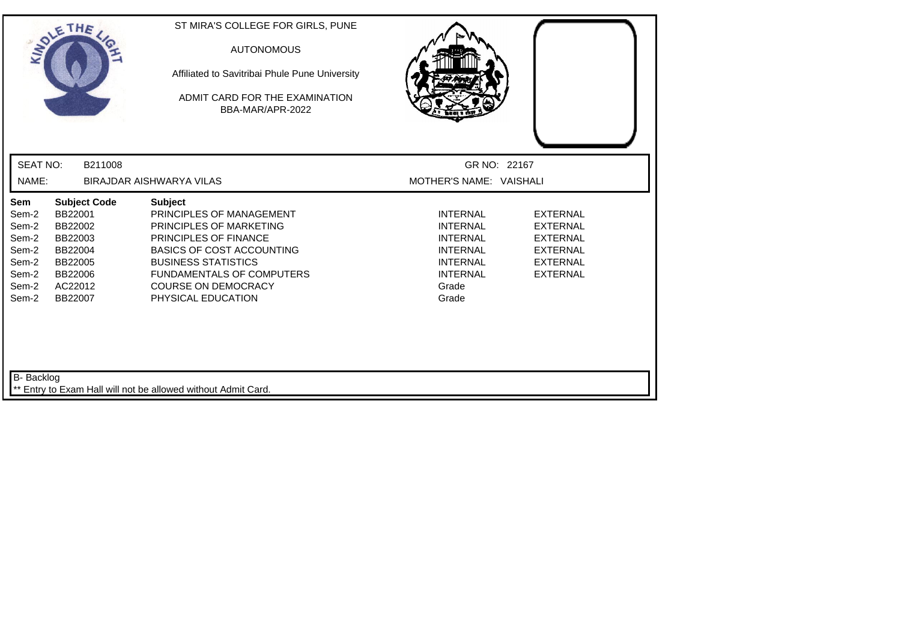ST MIRA'S COLLEGE FOR GIRLS, PUNE

AUTONOMOUS

Affiliated to Savitribai Phule Pune University

ADMIT CARD FOR THE EXAMINATION
BBA-MAR/APR-2022

SEAT NO: B211008 GR NO: 22167

NAME: BIRAJDAR AISHWARYA VILAS MOTHER'S NAME: VAISHALI

| Sem | Subject Code | Subject | | |
|---|---|---|---|---|
| Sem-2 | BB22001 | PRINCIPLES OF MANAGEMENT | INTERNAL | EXTERNAL |
| Sem-2 | BB22002 | PRINCIPLES OF MARKETING | INTERNAL | EXTERNAL |
| Sem-2 | BB22003 | PRINCIPLES OF FINANCE | INTERNAL | EXTERNAL |
| Sem-2 | BB22004 | BASICS OF COST ACCOUNTING | INTERNAL | EXTERNAL |
| Sem-2 | BB22005 | BUSINESS STATISTICS | INTERNAL | EXTERNAL |
| Sem-2 | BB22006 | FUNDAMENTALS OF COMPUTERS | INTERNAL | EXTERNAL |
| Sem-2 | AC22012 | COURSE ON DEMOCRACY | Grade | |
| Sem-2 | BB22007 | PHYSICAL EDUCATION | Grade | |

B- Backlog

** Entry to Exam Hall will not be allowed without Admit Card.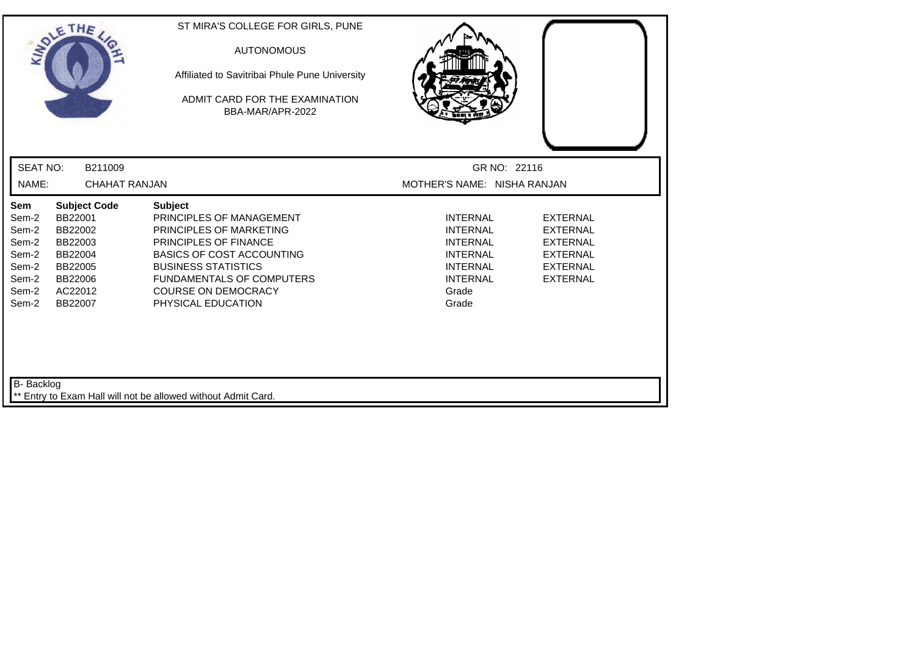ST MIRA'S COLLEGE FOR GIRLS, PUNE

AUTONOMOUS

Affiliated to Savitribai Phule Pune University

ADMIT CARD FOR THE EXAMINATION
BBA-MAR/APR-2022

SEAT NO: B211009 GR NO: 22116

NAME: CHAHAT RANJAN MOTHER'S NAME: NISHA RANJAN

| Sem | Subject Code | Subject | | |
|---|---|---|---|---|
| Sem-2 | BB22001 | PRINCIPLES OF MANAGEMENT | INTERNAL | EXTERNAL |
| Sem-2 | BB22002 | PRINCIPLES OF MARKETING | INTERNAL | EXTERNAL |
| Sem-2 | BB22003 | PRINCIPLES OF FINANCE | INTERNAL | EXTERNAL |
| Sem-2 | BB22004 | BASICS OF COST ACCOUNTING | INTERNAL | EXTERNAL |
| Sem-2 | BB22005 | BUSINESS STATISTICS | INTERNAL | EXTERNAL |
| Sem-2 | BB22006 | FUNDAMENTALS OF COMPUTERS | INTERNAL | EXTERNAL |
| Sem-2 | AC22012 | COURSE ON DEMOCRACY | Grade | |
| Sem-2 | BB22007 | PHYSICAL EDUCATION | Grade | |

B- Backlog

** Entry to Exam Hall will not be allowed without Admit Card.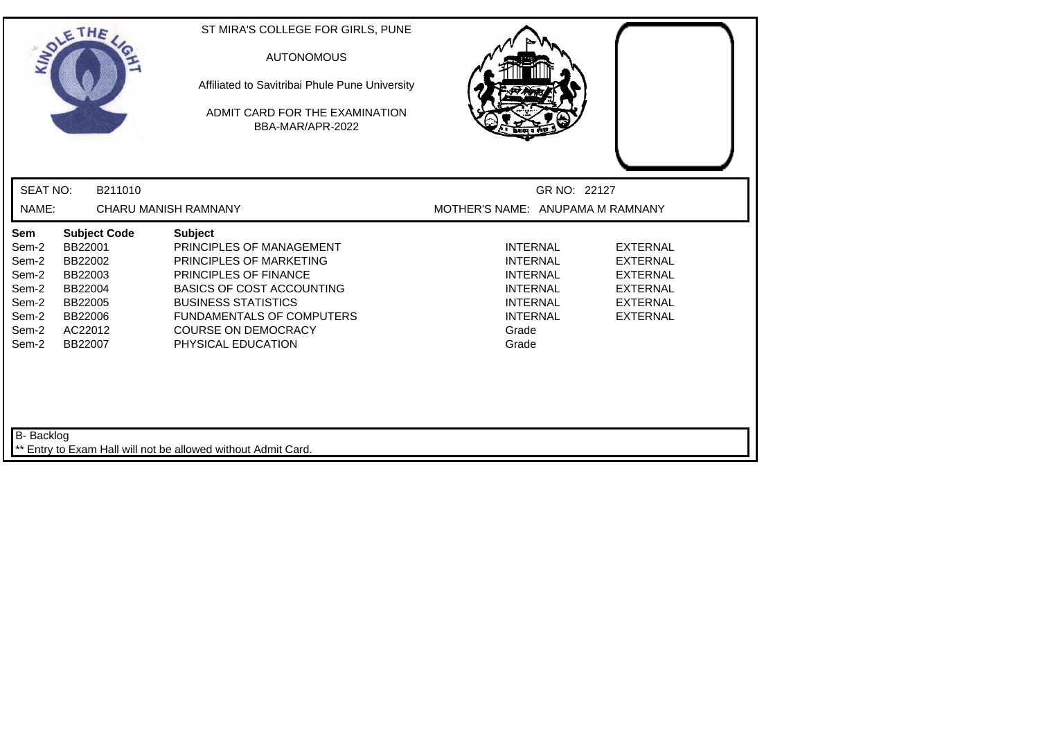ST MIRA'S COLLEGE FOR GIRLS, PUNE

AUTONOMOUS

Affiliated to Savitribai Phule Pune University

ADMIT CARD FOR THE EXAMINATION
BBA-MAR/APR-2022

SEAT NO: B211010 | GR NO: 22127

NAME: CHARU MANISH RAMNANY | MOTHER'S NAME: ANUPAMA M RAMNANY

| Sem | Subject Code | Subject | | |
|---|---|---|---|---|
| Sem-2 | BB22001 | PRINCIPLES OF MANAGEMENT | INTERNAL | EXTERNAL |
| Sem-2 | BB22002 | PRINCIPLES OF MARKETING | INTERNAL | EXTERNAL |
| Sem-2 | BB22003 | PRINCIPLES OF FINANCE | INTERNAL | EXTERNAL |
| Sem-2 | BB22004 | BASICS OF COST ACCOUNTING | INTERNAL | EXTERNAL |
| Sem-2 | BB22005 | BUSINESS STATISTICS | INTERNAL | EXTERNAL |
| Sem-2 | BB22006 | FUNDAMENTALS OF COMPUTERS | INTERNAL | EXTERNAL |
| Sem-2 | AC22012 | COURSE ON DEMOCRACY | Grade | |
| Sem-2 | BB22007 | PHYSICAL EDUCATION | Grade | |

B- Backlog

** Entry to Exam Hall will not be allowed without Admit Card.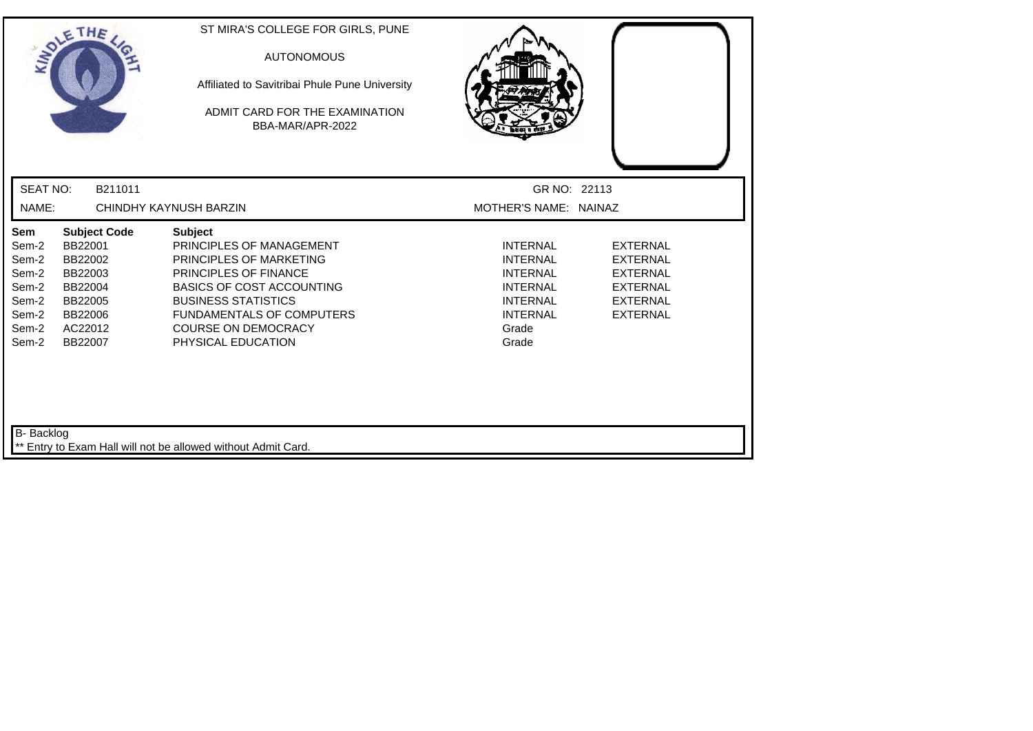ST MIRA'S COLLEGE FOR GIRLS, PUNE

AUTONOMOUS

Affiliated to Savitribai Phule Pune University

ADMIT CARD FOR THE EXAMINATION
BBA-MAR/APR-2022

SEAT NO: B211011 GR NO: 22113

NAME: CHINDHY KAYNUSH BARZIN MOTHER'S NAME: NAINAZ

| Sem | Subject Code | Subject | | |
|---|---|---|---|---|
| Sem-2 | BB22001 | PRINCIPLES OF MANAGEMENT | INTERNAL | EXTERNAL |
| Sem-2 | BB22002 | PRINCIPLES OF MARKETING | INTERNAL | EXTERNAL |
| Sem-2 | BB22003 | PRINCIPLES OF FINANCE | INTERNAL | EXTERNAL |
| Sem-2 | BB22004 | BASICS OF COST ACCOUNTING | INTERNAL | EXTERNAL |
| Sem-2 | BB22005 | BUSINESS STATISTICS | INTERNAL | EXTERNAL |
| Sem-2 | BB22006 | FUNDAMENTALS OF COMPUTERS | INTERNAL | EXTERNAL |
| Sem-2 | AC22012 | COURSE ON DEMOCRACY | Grade | |
| Sem-2 | BB22007 | PHYSICAL EDUCATION | Grade | |

B- Backlog

** Entry to Exam Hall will not be allowed without Admit Card.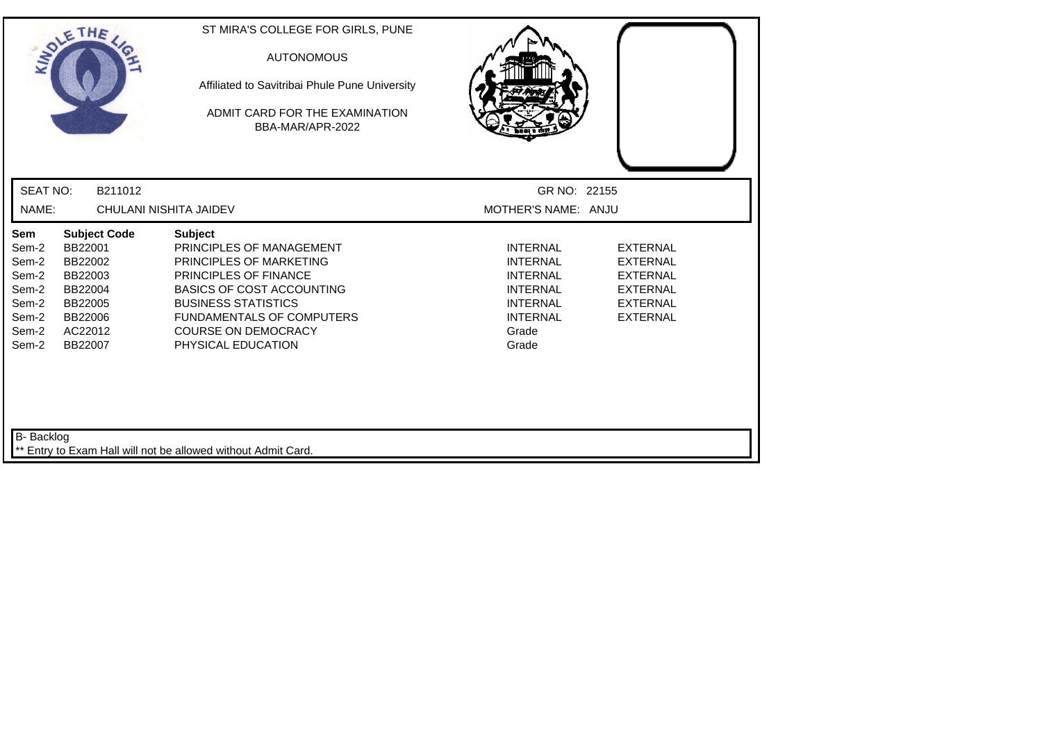ST MIRA'S COLLEGE FOR GIRLS, PUNE

AUTONOMOUS

Affiliated to Savitribai Phule Pune University

ADMIT CARD FOR THE EXAMINATION
BBA-MAR/APR-2022

SEAT NO: B211012 GR NO: 22155

NAME: CHULANI NISHITA JAIDEV MOTHER'S NAME: ANJU

| Sem | Subject Code | Subject | | |
|---|---|---|---|---|
| Sem-2 | BB22001 | PRINCIPLES OF MANAGEMENT | INTERNAL | EXTERNAL |
| Sem-2 | BB22002 | PRINCIPLES OF MARKETING | INTERNAL | EXTERNAL |
| Sem-2 | BB22003 | PRINCIPLES OF FINANCE | INTERNAL | EXTERNAL |
| Sem-2 | BB22004 | BASICS OF COST ACCOUNTING | INTERNAL | EXTERNAL |
| Sem-2 | BB22005 | BUSINESS STATISTICS | INTERNAL | EXTERNAL |
| Sem-2 | BB22006 | FUNDAMENTALS OF COMPUTERS | INTERNAL | EXTERNAL |
| Sem-2 | AC22012 | COURSE ON DEMOCRACY | Grade | |
| Sem-2 | BB22007 | PHYSICAL EDUCATION | Grade | |

B- Backlog

** Entry to Exam Hall will not be allowed without Admit Card.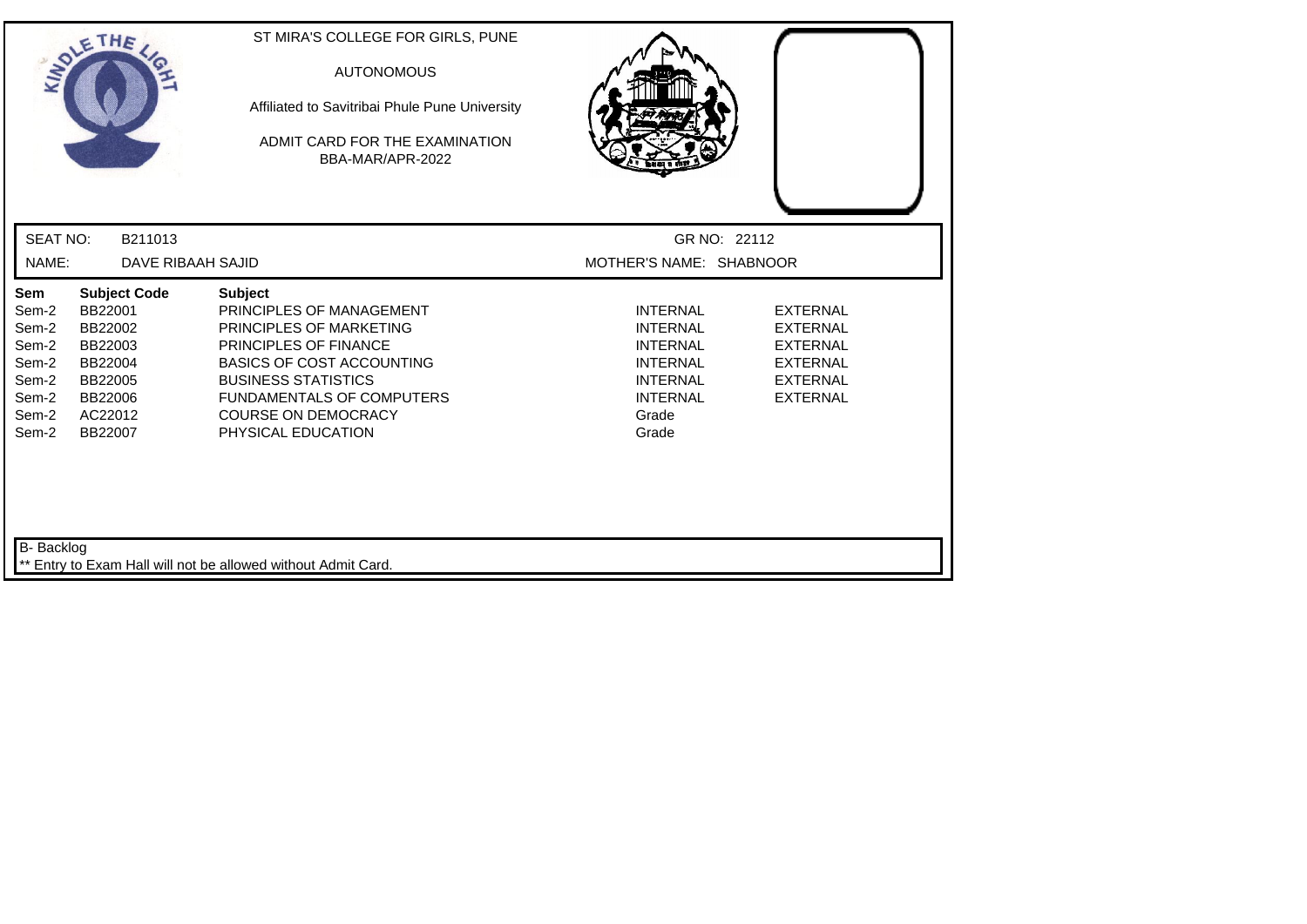ST MIRA'S COLLEGE FOR GIRLS, PUNE

AUTONOMOUS

Affiliated to Savitribai Phule Pune University

ADMIT CARD FOR THE EXAMINATION
BBA-MAR/APR-2022

SEAT NO: B211013 GR NO: 22112

NAME: DAVE RIBAAH SAJID MOTHER'S NAME: SHABNOOR

| Sem | Subject Code | Subject | | |
|---|---|---|---|---|
| Sem-2 | BB22001 | PRINCIPLES OF MANAGEMENT | INTERNAL | EXTERNAL |
| Sem-2 | BB22002 | PRINCIPLES OF MARKETING | INTERNAL | EXTERNAL |
| Sem-2 | BB22003 | PRINCIPLES OF FINANCE | INTERNAL | EXTERNAL |
| Sem-2 | BB22004 | BASICS OF COST ACCOUNTING | INTERNAL | EXTERNAL |
| Sem-2 | BB22005 | BUSINESS STATISTICS | INTERNAL | EXTERNAL |
| Sem-2 | BB22006 | FUNDAMENTALS OF COMPUTERS | INTERNAL | EXTERNAL |
| Sem-2 | AC22012 | COURSE ON DEMOCRACY | Grade | |
| Sem-2 | BB22007 | PHYSICAL EDUCATION | Grade | |

B- Backlog

** Entry to Exam Hall will not be allowed without Admit Card.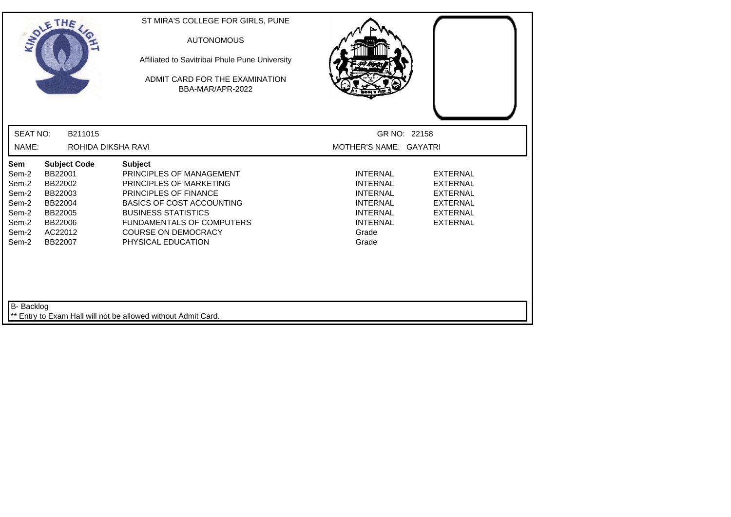ST MIRA'S COLLEGE FOR GIRLS, PUNE

AUTONOMOUS

Affiliated to Savitribai Phule Pune University

ADMIT CARD FOR THE EXAMINATION
BBA-MAR/APR-2022

SEAT NO: B211015 GR NO: 22158

NAME: ROHIDA DIKSHA RAVI MOTHER'S NAME: GAYATRI

| Sem | Subject Code | Subject | | |
|---|---|---|---|---|
| Sem-2 | BB22001 | PRINCIPLES OF MANAGEMENT | INTERNAL | EXTERNAL |
| Sem-2 | BB22002 | PRINCIPLES OF MARKETING | INTERNAL | EXTERNAL |
| Sem-2 | BB22003 | PRINCIPLES OF FINANCE | INTERNAL | EXTERNAL |
| Sem-2 | BB22004 | BASICS OF COST ACCOUNTING | INTERNAL | EXTERNAL |
| Sem-2 | BB22005 | BUSINESS STATISTICS | INTERNAL | EXTERNAL |
| Sem-2 | BB22006 | FUNDAMENTALS OF COMPUTERS | INTERNAL | EXTERNAL |
| Sem-2 | AC22012 | COURSE ON DEMOCRACY | Grade | |
| Sem-2 | BB22007 | PHYSICAL EDUCATION | Grade | |

B- Backlog

** Entry to Exam Hall will not be allowed without Admit Card.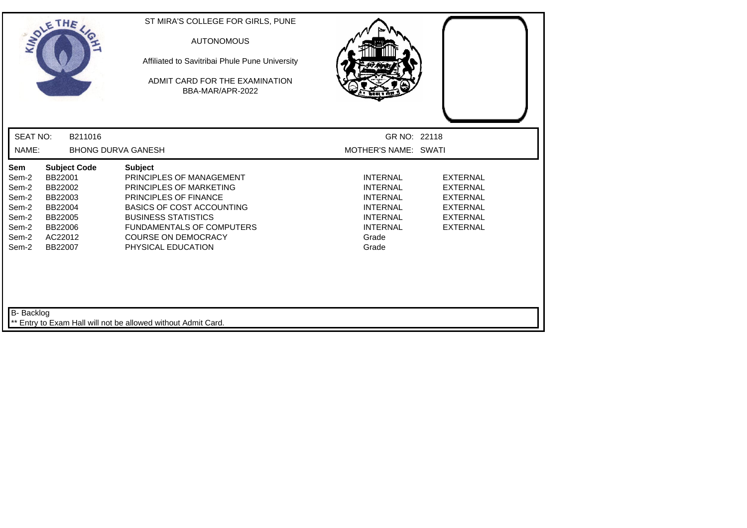ST MIRA'S COLLEGE FOR GIRLS, PUNE

AUTONOMOUS

Affiliated to Savitribai Phule Pune University

ADMIT CARD FOR THE EXAMINATION
BBA-MAR/APR-2022

SEAT NO: B211016 GR NO: 22118

NAME: BHONG DURVA GANESH MOTHER'S NAME: SWATI

| Sem | Subject Code | Subject | | |
|---|---|---|---|---|
| Sem-2 | BB22001 | PRINCIPLES OF MANAGEMENT | INTERNAL | EXTERNAL |
| Sem-2 | BB22002 | PRINCIPLES OF MARKETING | INTERNAL | EXTERNAL |
| Sem-2 | BB22003 | PRINCIPLES OF FINANCE | INTERNAL | EXTERNAL |
| Sem-2 | BB22004 | BASICS OF COST ACCOUNTING | INTERNAL | EXTERNAL |
| Sem-2 | BB22005 | BUSINESS STATISTICS | INTERNAL | EXTERNAL |
| Sem-2 | BB22006 | FUNDAMENTALS OF COMPUTERS | INTERNAL | EXTERNAL |
| Sem-2 | AC22012 | COURSE ON DEMOCRACY | Grade | |
| Sem-2 | BB22007 | PHYSICAL EDUCATION | Grade | |

B- Backlog

** Entry to Exam Hall will not be allowed without Admit Card.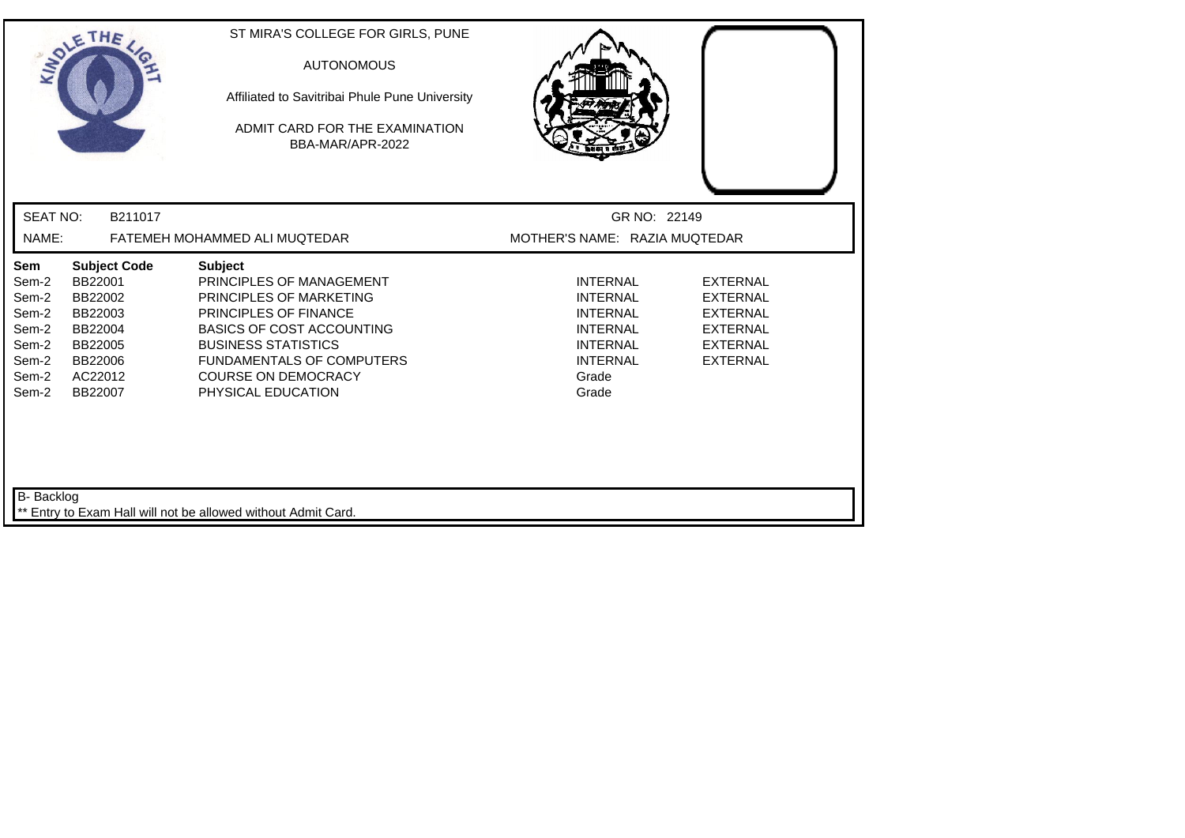ST MIRA'S COLLEGE FOR GIRLS, PUNE

AUTONOMOUS

Affiliated to Savitribai Phule Pune University

ADMIT CARD FOR THE EXAMINATION
BBA-MAR/APR-2022

SEAT NO: B211017 GR NO: 22149

NAME: FATEMEH MOHAMMED ALI MUQTEDAR MOTHER'S NAME: RAZIA MUQTEDAR

| Sem | Subject Code | Subject | | |
|---|---|---|---|---|
| Sem-2 | BB22001 | PRINCIPLES OF MANAGEMENT | INTERNAL | EXTERNAL |
| Sem-2 | BB22002 | PRINCIPLES OF MARKETING | INTERNAL | EXTERNAL |
| Sem-2 | BB22003 | PRINCIPLES OF FINANCE | INTERNAL | EXTERNAL |
| Sem-2 | BB22004 | BASICS OF COST ACCOUNTING | INTERNAL | EXTERNAL |
| Sem-2 | BB22005 | BUSINESS STATISTICS | INTERNAL | EXTERNAL |
| Sem-2 | BB22006 | FUNDAMENTALS OF COMPUTERS | INTERNAL | EXTERNAL |
| Sem-2 | AC22012 | COURSE ON DEMOCRACY | Grade | |
| Sem-2 | BB22007 | PHYSICAL EDUCATION | Grade | |

B- Backlog

** Entry to Exam Hall will not be allowed without Admit Card.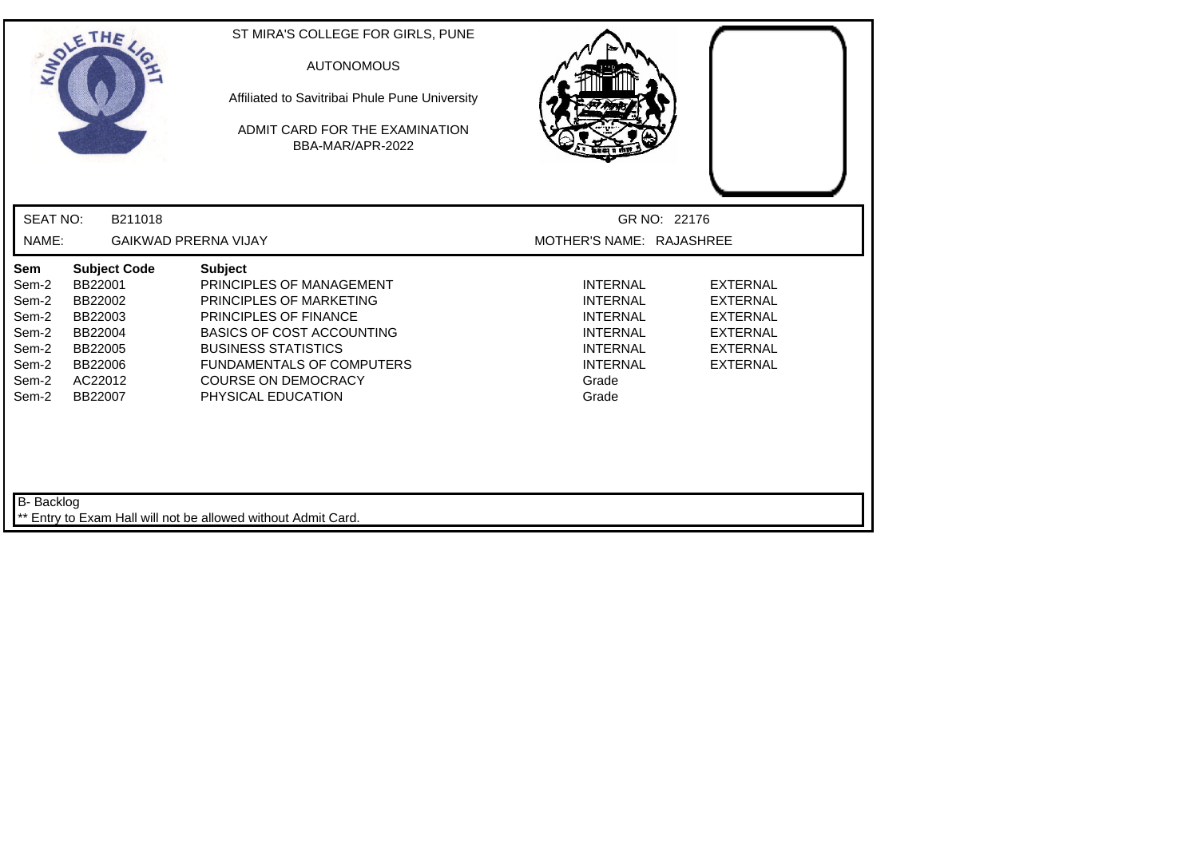ST MIRA'S COLLEGE FOR GIRLS, PUNE

AUTONOMOUS

Affiliated to Savitribai Phule Pune University

ADMIT CARD FOR THE EXAMINATION
BBA-MAR/APR-2022

SEAT NO: B211018 GR NO: 22176

NAME: GAIKWAD PRERNA VIJAY MOTHER'S NAME: RAJASHREE

| Sem | Subject Code | Subject | | |
|---|---|---|---|---|
| Sem-2 | BB22001 | PRINCIPLES OF MANAGEMENT | INTERNAL | EXTERNAL |
| Sem-2 | BB22002 | PRINCIPLES OF MARKETING | INTERNAL | EXTERNAL |
| Sem-2 | BB22003 | PRINCIPLES OF FINANCE | INTERNAL | EXTERNAL |
| Sem-2 | BB22004 | BASICS OF COST ACCOUNTING | INTERNAL | EXTERNAL |
| Sem-2 | BB22005 | BUSINESS STATISTICS | INTERNAL | EXTERNAL |
| Sem-2 | BB22006 | FUNDAMENTALS OF COMPUTERS | INTERNAL | EXTERNAL |
| Sem-2 | AC22012 | COURSE ON DEMOCRACY | Grade | |
| Sem-2 | BB22007 | PHYSICAL EDUCATION | Grade | |

B- Backlog

** Entry to Exam Hall will not be allowed without Admit Card.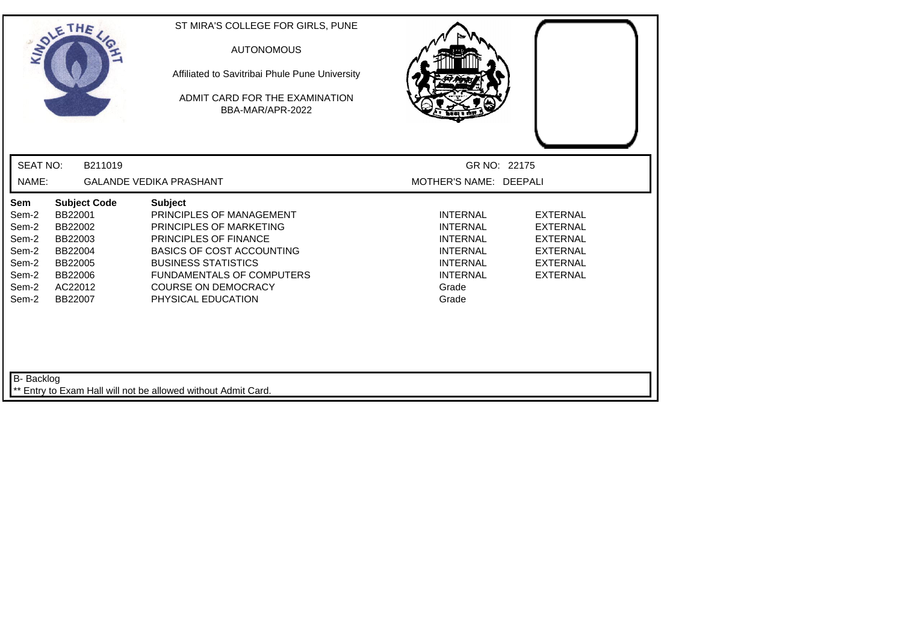ST MIRA'S COLLEGE FOR GIRLS, PUNE

AUTONOMOUS

Affiliated to Savitribai Phule Pune University

ADMIT CARD FOR THE EXAMINATION
BBA-MAR/APR-2022

SEAT NO: B211019 GR NO: 22175

NAME: GALANDE VEDIKA PRASHANT MOTHER'S NAME: DEEPALI

| Sem | Subject Code | Subject | | |
|---|---|---|---|---|
| Sem-2 | BB22001 | PRINCIPLES OF MANAGEMENT | INTERNAL | EXTERNAL |
| Sem-2 | BB22002 | PRINCIPLES OF MARKETING | INTERNAL | EXTERNAL |
| Sem-2 | BB22003 | PRINCIPLES OF FINANCE | INTERNAL | EXTERNAL |
| Sem-2 | BB22004 | BASICS OF COST ACCOUNTING | INTERNAL | EXTERNAL |
| Sem-2 | BB22005 | BUSINESS STATISTICS | INTERNAL | EXTERNAL |
| Sem-2 | BB22006 | FUNDAMENTALS OF COMPUTERS | INTERNAL | EXTERNAL |
| Sem-2 | AC22012 | COURSE ON DEMOCRACY | Grade | |
| Sem-2 | BB22007 | PHYSICAL EDUCATION | Grade | |

B- Backlog

** Entry to Exam Hall will not be allowed without Admit Card.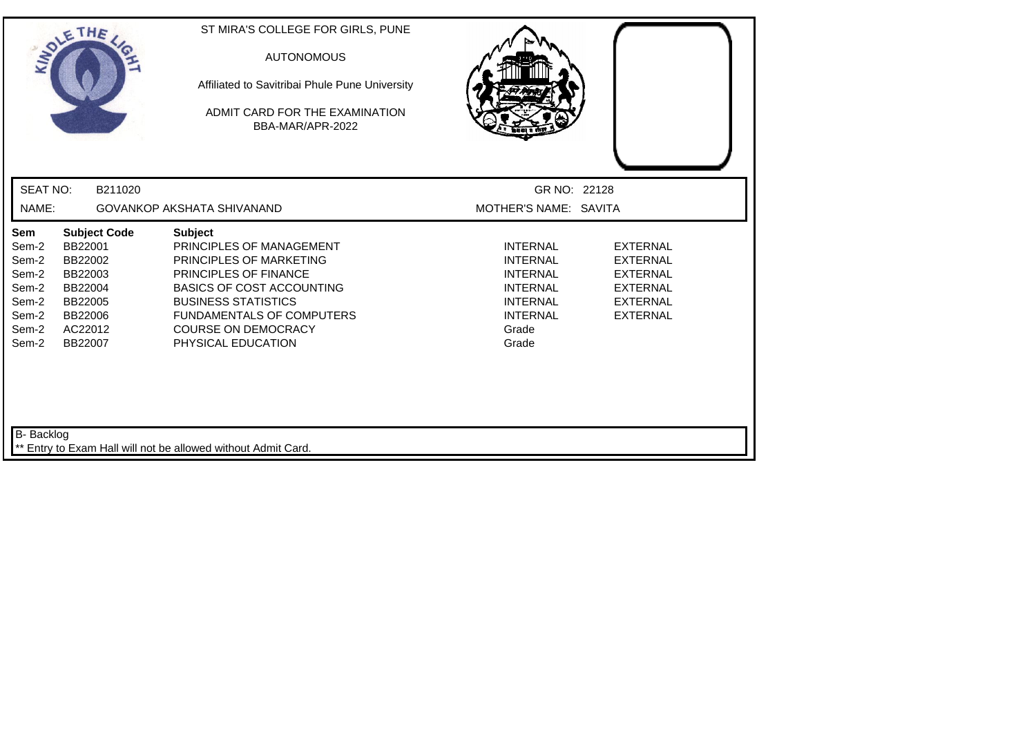ST MIRA'S COLLEGE FOR GIRLS, PUNE

AUTONOMOUS

Affiliated to Savitribai Phule Pune University

ADMIT CARD FOR THE EXAMINATION
BBA-MAR/APR-2022

SEAT NO: B211020 GR NO: 22128

NAME: GOVANKOP AKSHATA SHIVANAND MOTHER'S NAME: SAVITA

| Sem | Subject Code | Subject | | |
|---|---|---|---|---|
| Sem-2 | BB22001 | PRINCIPLES OF MANAGEMENT | INTERNAL | EXTERNAL |
| Sem-2 | BB22002 | PRINCIPLES OF MARKETING | INTERNAL | EXTERNAL |
| Sem-2 | BB22003 | PRINCIPLES OF FINANCE | INTERNAL | EXTERNAL |
| Sem-2 | BB22004 | BASICS OF COST ACCOUNTING | INTERNAL | EXTERNAL |
| Sem-2 | BB22005 | BUSINESS STATISTICS | INTERNAL | EXTERNAL |
| Sem-2 | BB22006 | FUNDAMENTALS OF COMPUTERS | INTERNAL | EXTERNAL |
| Sem-2 | AC22012 | COURSE ON DEMOCRACY | Grade | |
| Sem-2 | BB22007 | PHYSICAL EDUCATION | Grade | |

B- Backlog

** Entry to Exam Hall will not be allowed without Admit Card.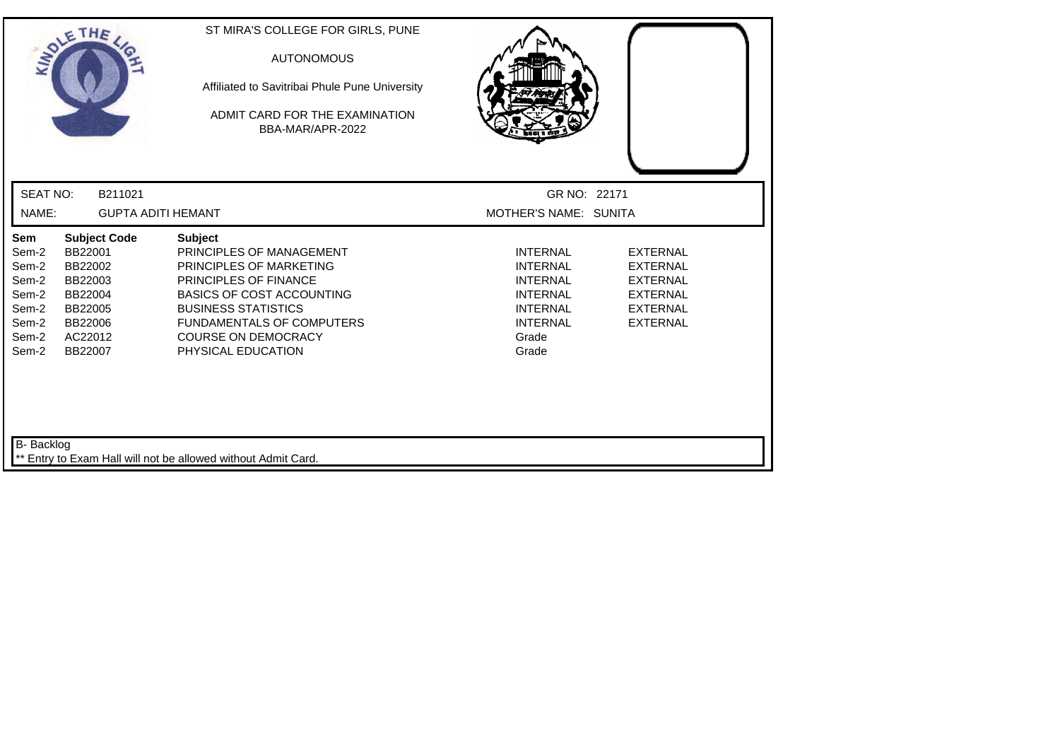ST MIRA'S COLLEGE FOR GIRLS, PUNE

AUTONOMOUS

Affiliated to Savitribai Phule Pune University

ADMIT CARD FOR THE EXAMINATION
BBA-MAR/APR-2022

SEAT NO: B211021 GR NO: 22171

NAME: GUPTA ADITI HEMANT MOTHER'S NAME: SUNITA

| Sem | Subject Code | Subject | | |
|---|---|---|---|---|
| Sem-2 | BB22001 | PRINCIPLES OF MANAGEMENT | INTERNAL | EXTERNAL |
| Sem-2 | BB22002 | PRINCIPLES OF MARKETING | INTERNAL | EXTERNAL |
| Sem-2 | BB22003 | PRINCIPLES OF FINANCE | INTERNAL | EXTERNAL |
| Sem-2 | BB22004 | BASICS OF COST ACCOUNTING | INTERNAL | EXTERNAL |
| Sem-2 | BB22005 | BUSINESS STATISTICS | INTERNAL | EXTERNAL |
| Sem-2 | BB22006 | FUNDAMENTALS OF COMPUTERS | INTERNAL | EXTERNAL |
| Sem-2 | AC22012 | COURSE ON DEMOCRACY | Grade | |
| Sem-2 | BB22007 | PHYSICAL EDUCATION | Grade | |

B- Backlog

** Entry to Exam Hall will not be allowed without Admit Card.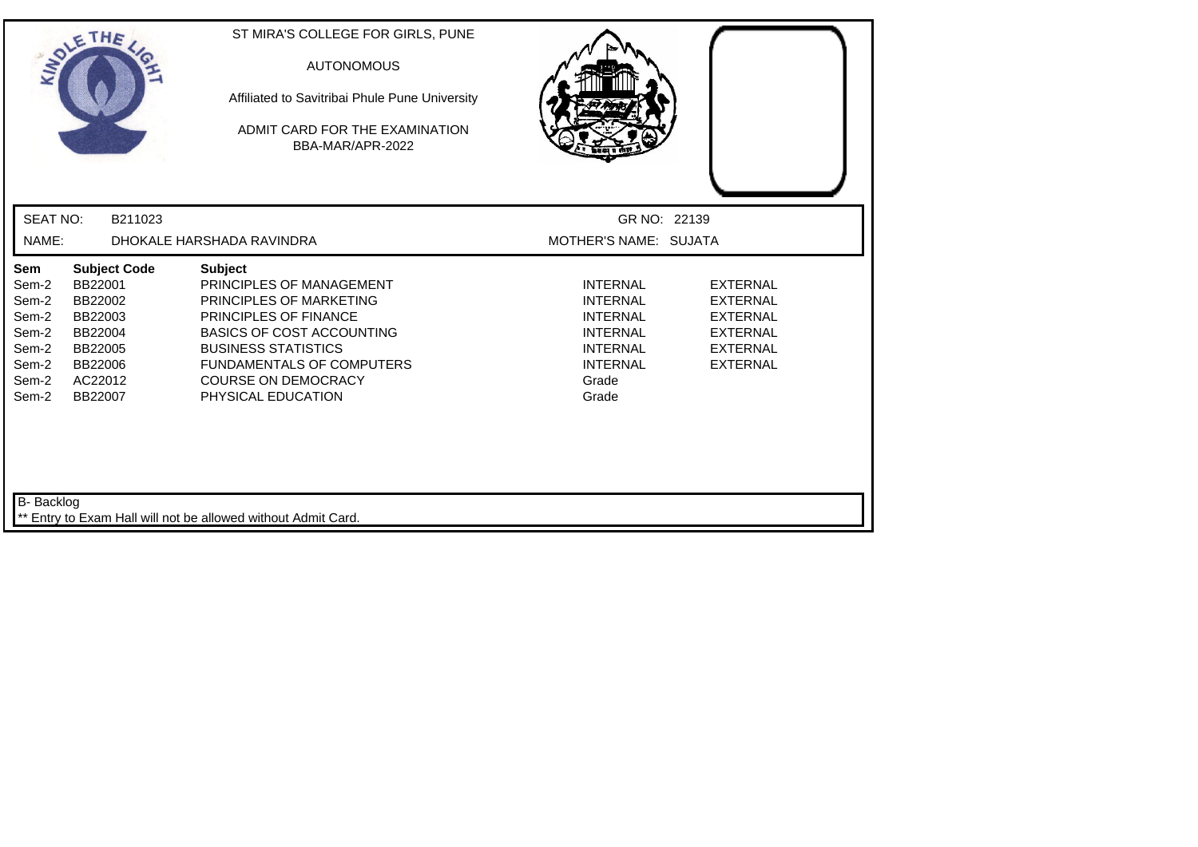ST MIRA'S COLLEGE FOR GIRLS, PUNE

AUTONOMOUS

Affiliated to Savitribai Phule Pune University

ADMIT CARD FOR THE EXAMINATION
BBA-MAR/APR-2022

SEAT NO: B211023 | GR NO: 22139

NAME: DHOKALE HARSHADA RAVINDRA | MOTHER'S NAME: SUJATA

| Sem | Subject Code | Subject | | |
|---|---|---|---|---|
| Sem-2 | BB22001 | PRINCIPLES OF MANAGEMENT | INTERNAL | EXTERNAL |
| Sem-2 | BB22002 | PRINCIPLES OF MARKETING | INTERNAL | EXTERNAL |
| Sem-2 | BB22003 | PRINCIPLES OF FINANCE | INTERNAL | EXTERNAL |
| Sem-2 | BB22004 | BASICS OF COST ACCOUNTING | INTERNAL | EXTERNAL |
| Sem-2 | BB22005 | BUSINESS STATISTICS | INTERNAL | EXTERNAL |
| Sem-2 | BB22006 | FUNDAMENTALS OF COMPUTERS | INTERNAL | EXTERNAL |
| Sem-2 | AC22012 | COURSE ON DEMOCRACY | Grade | |
| Sem-2 | BB22007 | PHYSICAL EDUCATION | Grade | |

B- Backlog

** Entry to Exam Hall will not be allowed without Admit Card.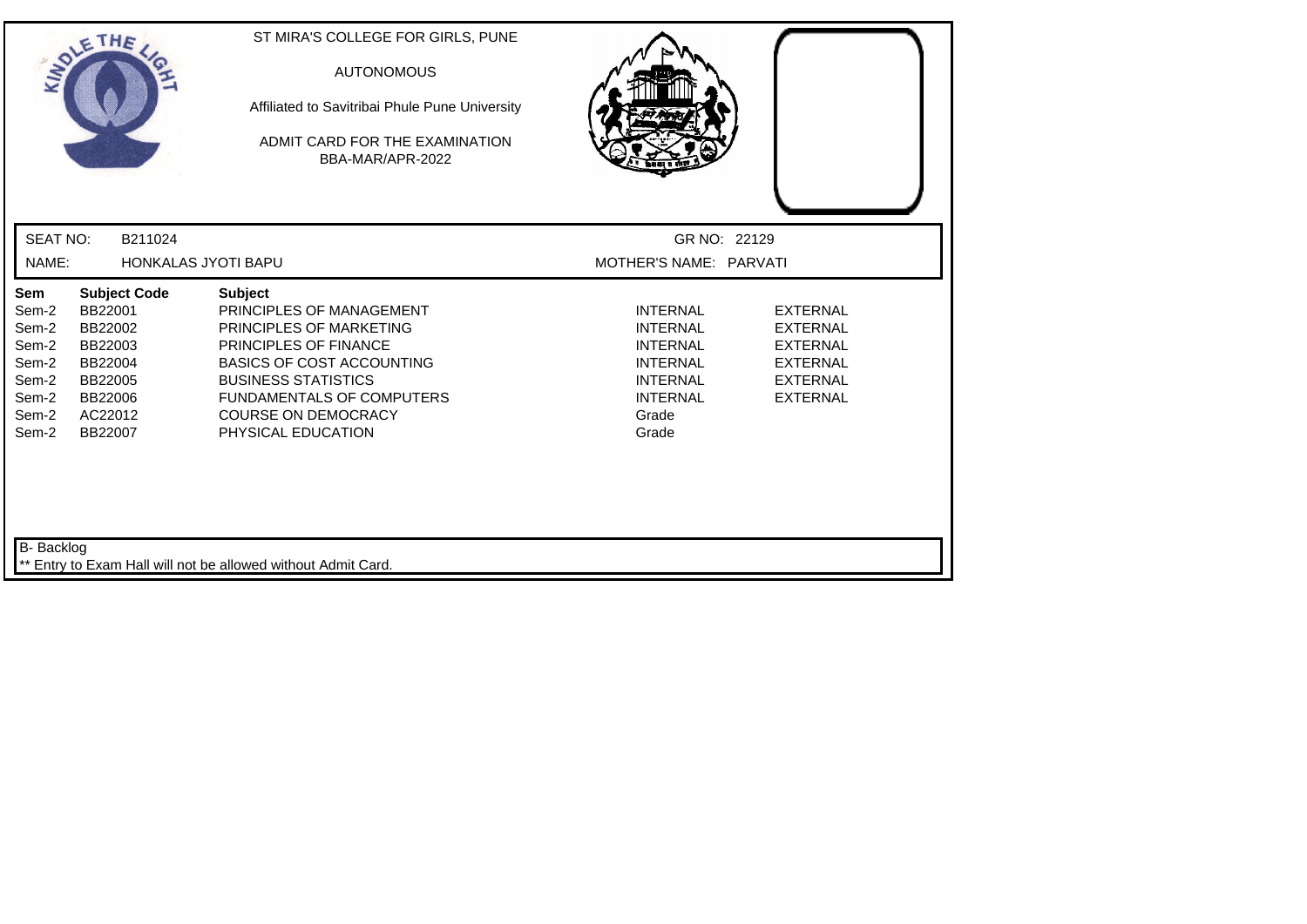ST MIRA'S COLLEGE FOR GIRLS, PUNE

AUTONOMOUS

Affiliated to Savitribai Phule Pune University

ADMIT CARD FOR THE EXAMINATION
BBA-MAR/APR-2022

SEAT NO: B211024 GR NO: 22129

NAME: HONKALAS JYOTI BAPU MOTHER'S NAME: PARVATI

| Sem | Subject Code | Subject | | |
|---|---|---|---|---|
| Sem-2 | BB22001 | PRINCIPLES OF MANAGEMENT | INTERNAL | EXTERNAL |
| Sem-2 | BB22002 | PRINCIPLES OF MARKETING | INTERNAL | EXTERNAL |
| Sem-2 | BB22003 | PRINCIPLES OF FINANCE | INTERNAL | EXTERNAL |
| Sem-2 | BB22004 | BASICS OF COST ACCOUNTING | INTERNAL | EXTERNAL |
| Sem-2 | BB22005 | BUSINESS STATISTICS | INTERNAL | EXTERNAL |
| Sem-2 | BB22006 | FUNDAMENTALS OF COMPUTERS | INTERNAL | EXTERNAL |
| Sem-2 | AC22012 | COURSE ON DEMOCRACY | Grade | |
| Sem-2 | BB22007 | PHYSICAL EDUCATION | Grade | |

B- Backlog

** Entry to Exam Hall will not be allowed without Admit Card.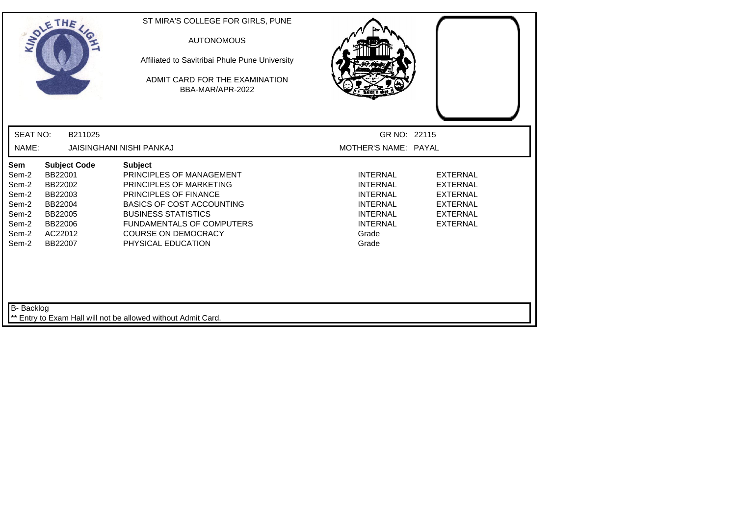ST MIRA'S COLLEGE FOR GIRLS, PUNE

AUTONOMOUS

Affiliated to Savitribai Phule Pune University

ADMIT CARD FOR THE EXAMINATION
BBA-MAR/APR-2022

SEAT NO: B211025 GR NO: 22115

NAME: JAISINGHANI NISHI PANKAJ MOTHER'S NAME: PAYAL

| Sem | Subject Code | Subject | | |
|---|---|---|---|---|
| Sem-2 | BB22001 | PRINCIPLES OF MANAGEMENT | INTERNAL | EXTERNAL |
| Sem-2 | BB22002 | PRINCIPLES OF MARKETING | INTERNAL | EXTERNAL |
| Sem-2 | BB22003 | PRINCIPLES OF FINANCE | INTERNAL | EXTERNAL |
| Sem-2 | BB22004 | BASICS OF COST ACCOUNTING | INTERNAL | EXTERNAL |
| Sem-2 | BB22005 | BUSINESS STATISTICS | INTERNAL | EXTERNAL |
| Sem-2 | BB22006 | FUNDAMENTALS OF COMPUTERS | INTERNAL | EXTERNAL |
| Sem-2 | AC22012 | COURSE ON DEMOCRACY | Grade | |
| Sem-2 | BB22007 | PHYSICAL EDUCATION | Grade | |

B- Backlog

** Entry to Exam Hall will not be allowed without Admit Card.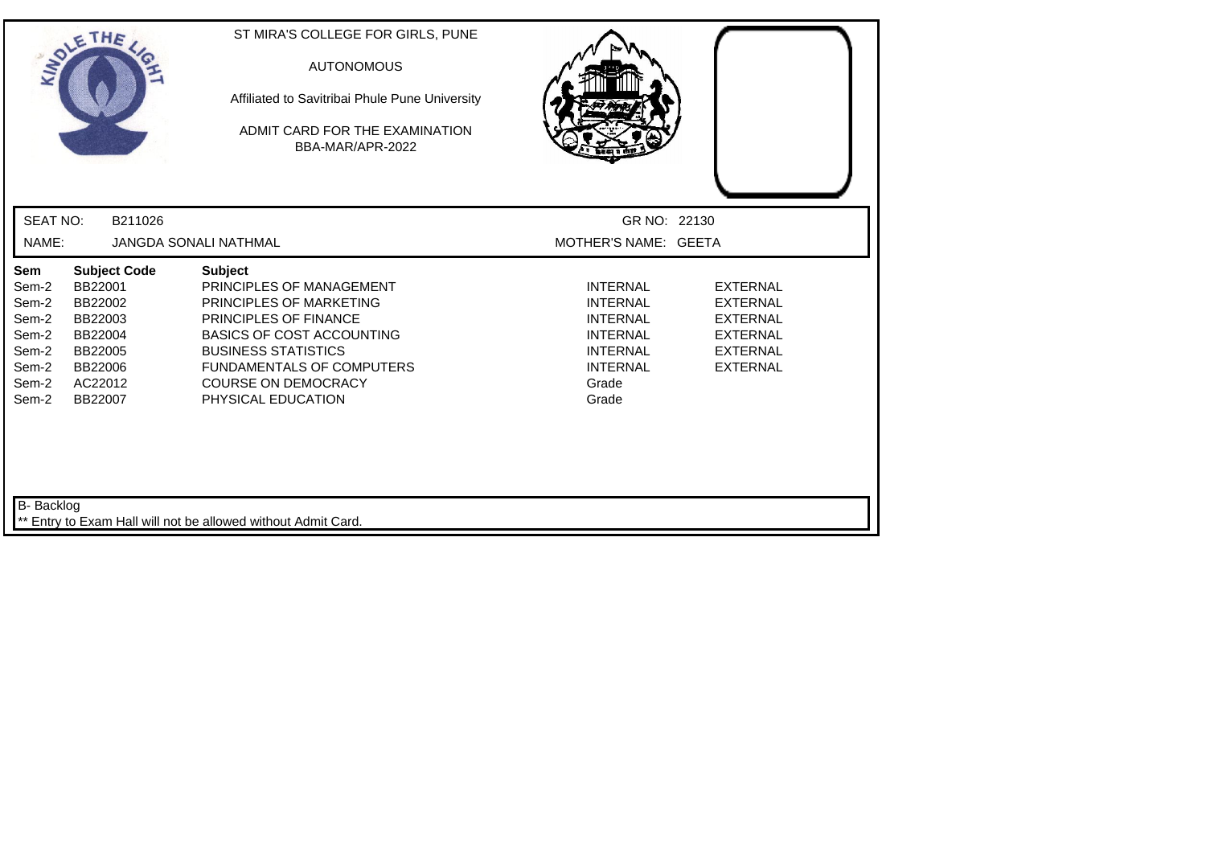ST MIRA'S COLLEGE FOR GIRLS, PUNE

AUTONOMOUS

Affiliated to Savitribai Phule Pune University

ADMIT CARD FOR THE EXAMINATION
BBA-MAR/APR-2022

SEAT NO: B211026 GR NO: 22130

NAME: JANGDA SONALI NATHMAL MOTHER'S NAME: GEETA

| Sem | Subject Code | Subject | | |
|---|---|---|---|---|
| Sem-2 | BB22001 | PRINCIPLES OF MANAGEMENT | INTERNAL | EXTERNAL |
| Sem-2 | BB22002 | PRINCIPLES OF MARKETING | INTERNAL | EXTERNAL |
| Sem-2 | BB22003 | PRINCIPLES OF FINANCE | INTERNAL | EXTERNAL |
| Sem-2 | BB22004 | BASICS OF COST ACCOUNTING | INTERNAL | EXTERNAL |
| Sem-2 | BB22005 | BUSINESS STATISTICS | INTERNAL | EXTERNAL |
| Sem-2 | BB22006 | FUNDAMENTALS OF COMPUTERS | INTERNAL | EXTERNAL |
| Sem-2 | AC22012 | COURSE ON DEMOCRACY | Grade | |
| Sem-2 | BB22007 | PHYSICAL EDUCATION | Grade | |

B- Backlog

** Entry to Exam Hall will not be allowed without Admit Card.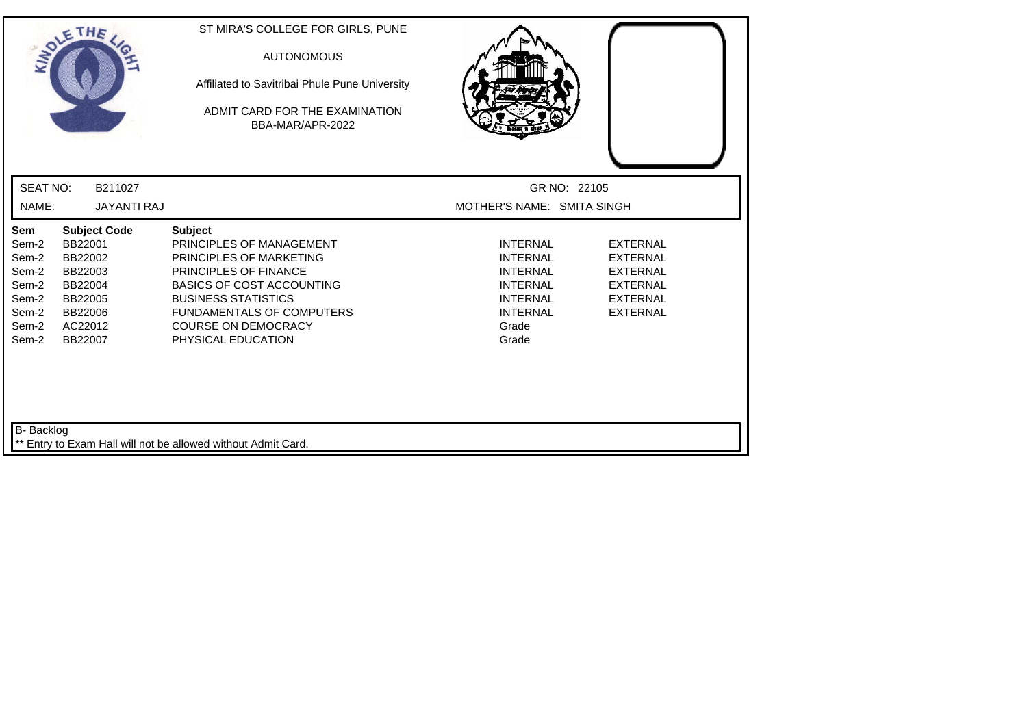ST MIRA'S COLLEGE FOR GIRLS, PUNE

AUTONOMOUS

Affiliated to Savitribai Phule Pune University

ADMIT CARD FOR THE EXAMINATION
BBA-MAR/APR-2022

SEAT NO: B211027 GR NO: 22105

NAME: JAYANTI RAJ MOTHER'S NAME: SMITA SINGH

| Sem | Subject Code | Subject | | |
|---|---|---|---|---|
| Sem-2 | BB22001 | PRINCIPLES OF MANAGEMENT | INTERNAL | EXTERNAL |
| Sem-2 | BB22002 | PRINCIPLES OF MARKETING | INTERNAL | EXTERNAL |
| Sem-2 | BB22003 | PRINCIPLES OF FINANCE | INTERNAL | EXTERNAL |
| Sem-2 | BB22004 | BASICS OF COST ACCOUNTING | INTERNAL | EXTERNAL |
| Sem-2 | BB22005 | BUSINESS STATISTICS | INTERNAL | EXTERNAL |
| Sem-2 | BB22006 | FUNDAMENTALS OF COMPUTERS | INTERNAL | EXTERNAL |
| Sem-2 | AC22012 | COURSE ON DEMOCRACY | Grade | |
| Sem-2 | BB22007 | PHYSICAL EDUCATION | Grade | |

B- Backlog

** Entry to Exam Hall will not be allowed without Admit Card.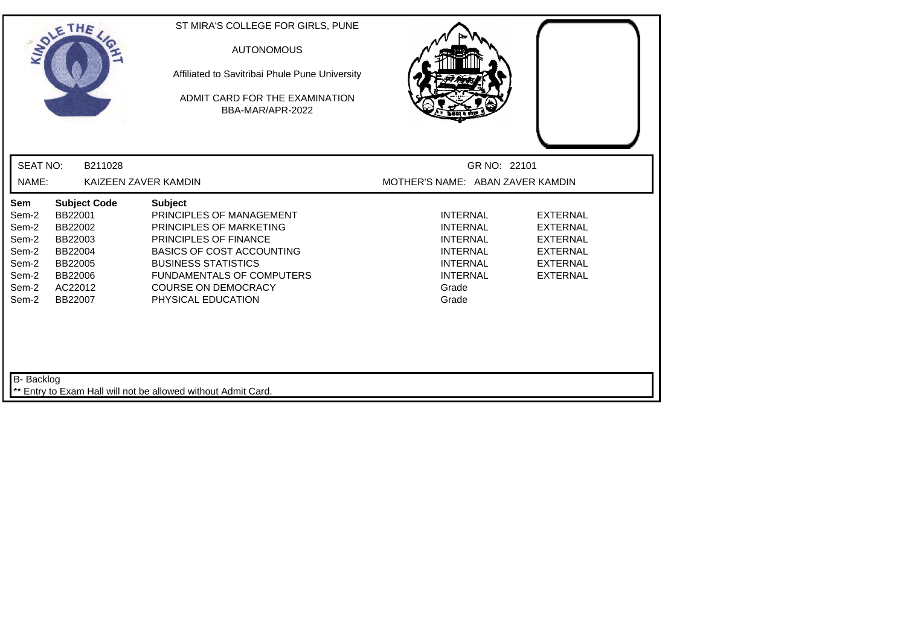ST MIRA'S COLLEGE FOR GIRLS, PUNE

AUTONOMOUS

Affiliated to Savitribai Phule Pune University

ADMIT CARD FOR THE EXAMINATION
BBA-MAR/APR-2022

SEAT NO: B211028 GR NO: 22101

NAME: KAIZEEN ZAVER KAMDIN MOTHER'S NAME: ABAN ZAVER KAMDIN

| Sem | Subject Code | Subject | | |
|---|---|---|---|---|
| Sem-2 | BB22001 | PRINCIPLES OF MANAGEMENT | INTERNAL | EXTERNAL |
| Sem-2 | BB22002 | PRINCIPLES OF MARKETING | INTERNAL | EXTERNAL |
| Sem-2 | BB22003 | PRINCIPLES OF FINANCE | INTERNAL | EXTERNAL |
| Sem-2 | BB22004 | BASICS OF COST ACCOUNTING | INTERNAL | EXTERNAL |
| Sem-2 | BB22005 | BUSINESS STATISTICS | INTERNAL | EXTERNAL |
| Sem-2 | BB22006 | FUNDAMENTALS OF COMPUTERS | INTERNAL | EXTERNAL |
| Sem-2 | AC22012 | COURSE ON DEMOCRACY | Grade | |
| Sem-2 | BB22007 | PHYSICAL EDUCATION | Grade | |

B- Backlog

** Entry to Exam Hall will not be allowed without Admit Card.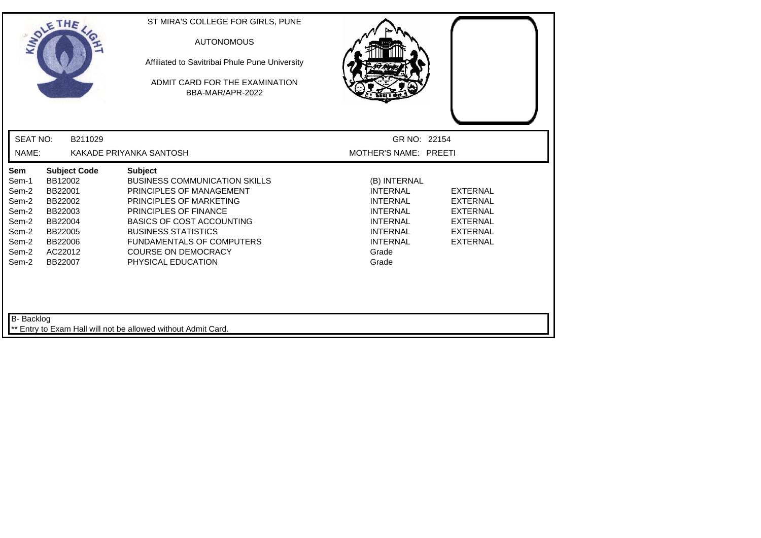ST MIRA'S COLLEGE FOR GIRLS, PUNE

AUTONOMOUS

Affiliated to Savitribai Phule Pune University

ADMIT CARD FOR THE EXAMINATION

BBA-MAR/APR-2022

SEAT NO: B211029

GR NO: 22154

NAME: KAKADE PRIYANKA SANTOSH

MOTHER'S NAME: PREETI

| Sem | Subject Code | Subject | | |
|---|---|---|---|---|
| Sem-1 | BB12002 | BUSINESS COMMUNICATION SKILLS | (B) INTERNAL | |
| Sem-2 | BB22001 | PRINCIPLES OF MANAGEMENT | INTERNAL | EXTERNAL |
| Sem-2 | BB22002 | PRINCIPLES OF MARKETING | INTERNAL | EXTERNAL |
| Sem-2 | BB22003 | PRINCIPLES OF FINANCE | INTERNAL | EXTERNAL |
| Sem-2 | BB22004 | BASICS OF COST ACCOUNTING | INTERNAL | EXTERNAL |
| Sem-2 | BB22005 | BUSINESS STATISTICS | INTERNAL | EXTERNAL |
| Sem-2 | BB22006 | FUNDAMENTALS OF COMPUTERS | INTERNAL | EXTERNAL |
| Sem-2 | AC22012 | COURSE ON DEMOCRACY | Grade | |
| Sem-2 | BB22007 | PHYSICAL EDUCATION | Grade | |

B- Backlog

** Entry to Exam Hall will not be allowed without Admit Card.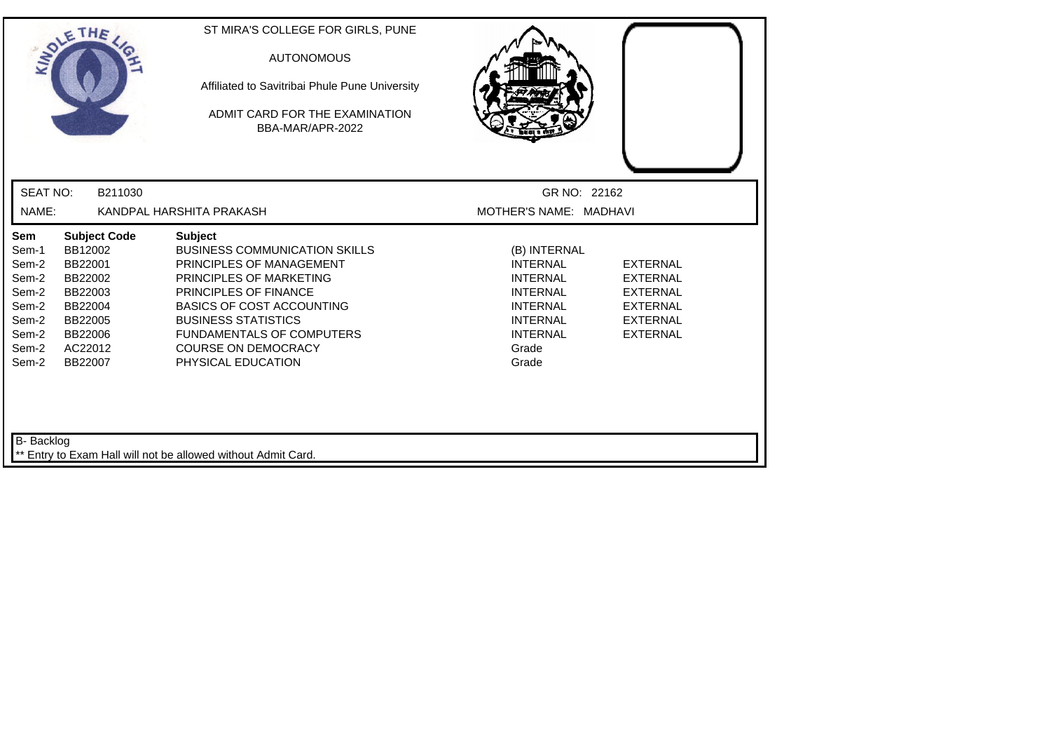ST MIRA'S COLLEGE FOR GIRLS, PUNE

AUTONOMOUS

Affiliated to Savitribai Phule Pune University

ADMIT CARD FOR THE EXAMINATION
BBA-MAR/APR-2022

SEAT NO: B211030 GR NO: 22162

NAME: KANDPAL HARSHITA PRAKASH MOTHER'S NAME: MADHAVI

| Sem | Subject Code | Subject | | |
|---|---|---|---|---|
| Sem-1 | BB12002 | BUSINESS COMMUNICATION SKILLS | (B) INTERNAL | |
| Sem-2 | BB22001 | PRINCIPLES OF MANAGEMENT | INTERNAL | EXTERNAL |
| Sem-2 | BB22002 | PRINCIPLES OF MARKETING | INTERNAL | EXTERNAL |
| Sem-2 | BB22003 | PRINCIPLES OF FINANCE | INTERNAL | EXTERNAL |
| Sem-2 | BB22004 | BASICS OF COST ACCOUNTING | INTERNAL | EXTERNAL |
| Sem-2 | BB22005 | BUSINESS STATISTICS | INTERNAL | EXTERNAL |
| Sem-2 | BB22006 | FUNDAMENTALS OF COMPUTERS | INTERNAL | EXTERNAL |
| Sem-2 | AC22012 | COURSE ON DEMOCRACY | Grade | |
| Sem-2 | BB22007 | PHYSICAL EDUCATION | Grade | |

B- Backlog

** Entry to Exam Hall will not be allowed without Admit Card.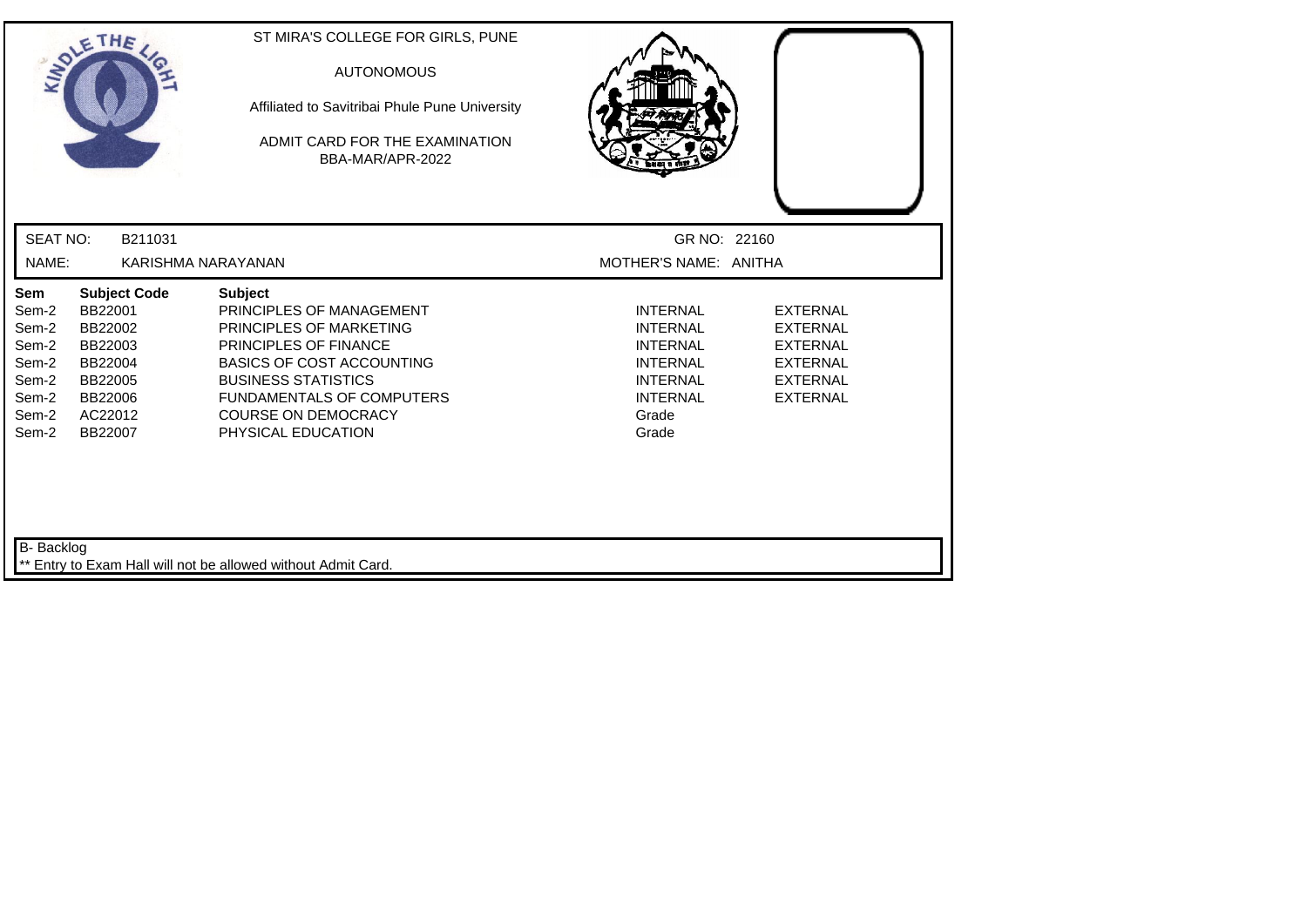ST MIRA'S COLLEGE FOR GIRLS, PUNE

AUTONOMOUS

Affiliated to Savitribai Phule Pune University

ADMIT CARD FOR THE EXAMINATION
BBA-MAR/APR-2022

SEAT NO: B211031 GR NO: 22160

NAME: KARISHMA NARAYANAN MOTHER'S NAME: ANITHA

| Sem | Subject Code | Subject | | |
|---|---|---|---|---|
| Sem-2 | BB22001 | PRINCIPLES OF MANAGEMENT | INTERNAL | EXTERNAL |
| Sem-2 | BB22002 | PRINCIPLES OF MARKETING | INTERNAL | EXTERNAL |
| Sem-2 | BB22003 | PRINCIPLES OF FINANCE | INTERNAL | EXTERNAL |
| Sem-2 | BB22004 | BASICS OF COST ACCOUNTING | INTERNAL | EXTERNAL |
| Sem-2 | BB22005 | BUSINESS STATISTICS | INTERNAL | EXTERNAL |
| Sem-2 | BB22006 | FUNDAMENTALS OF COMPUTERS | INTERNAL | EXTERNAL |
| Sem-2 | AC22012 | COURSE ON DEMOCRACY | Grade | |
| Sem-2 | BB22007 | PHYSICAL EDUCATION | Grade | |

B- Backlog

** Entry to Exam Hall will not be allowed without Admit Card.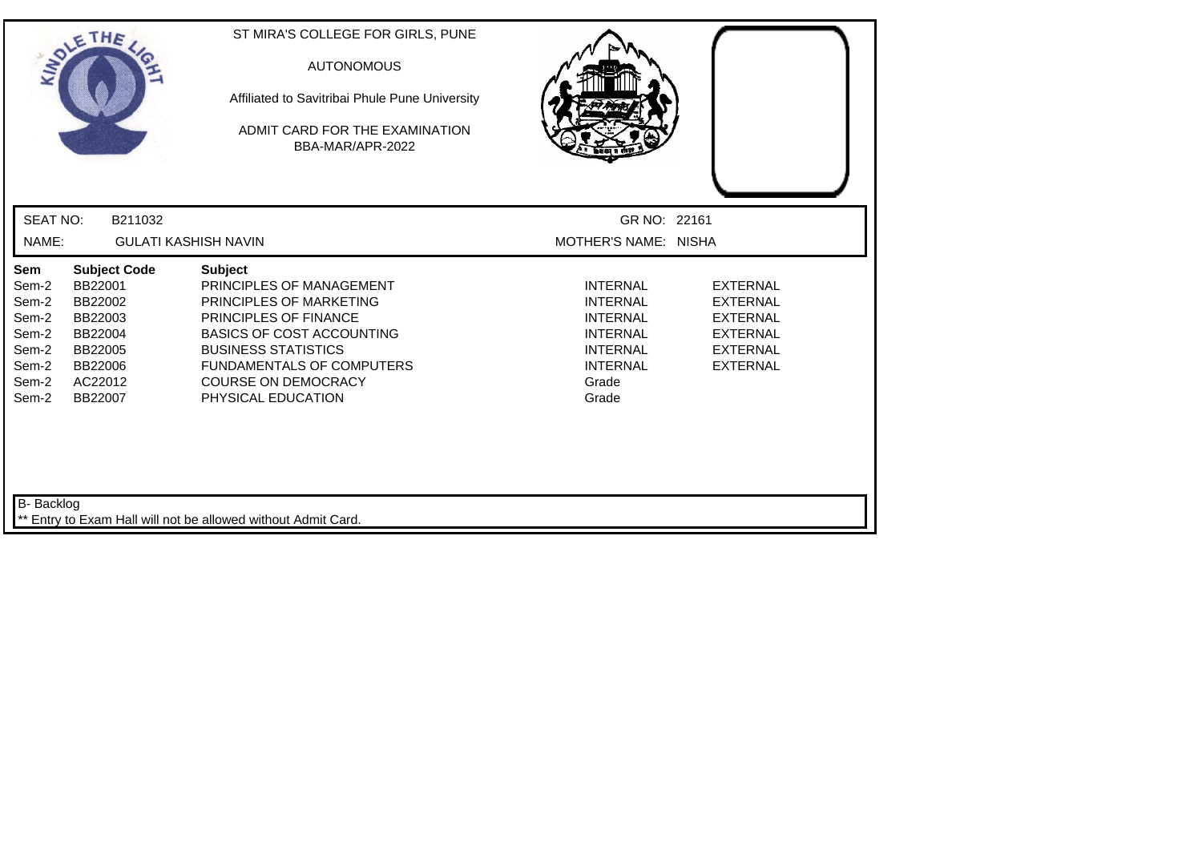ST MIRA'S COLLEGE FOR GIRLS, PUNE

AUTONOMOUS

Affiliated to Savitribai Phule Pune University

ADMIT CARD FOR THE EXAMINATION
BBA-MAR/APR-2022

SEAT NO: B211032 GR NO: 22161

NAME: GULATI KASHISH NAVIN MOTHER'S NAME: NISHA

| Sem | Subject Code | Subject | | |
|---|---|---|---|---|
| Sem-2 | BB22001 | PRINCIPLES OF MANAGEMENT | INTERNAL | EXTERNAL |
| Sem-2 | BB22002 | PRINCIPLES OF MARKETING | INTERNAL | EXTERNAL |
| Sem-2 | BB22003 | PRINCIPLES OF FINANCE | INTERNAL | EXTERNAL |
| Sem-2 | BB22004 | BASICS OF COST ACCOUNTING | INTERNAL | EXTERNAL |
| Sem-2 | BB22005 | BUSINESS STATISTICS | INTERNAL | EXTERNAL |
| Sem-2 | BB22006 | FUNDAMENTALS OF COMPUTERS | INTERNAL | EXTERNAL |
| Sem-2 | AC22012 | COURSE ON DEMOCRACY | Grade | |
| Sem-2 | BB22007 | PHYSICAL EDUCATION | Grade | |

B- Backlog

** Entry to Exam Hall will not be allowed without Admit Card.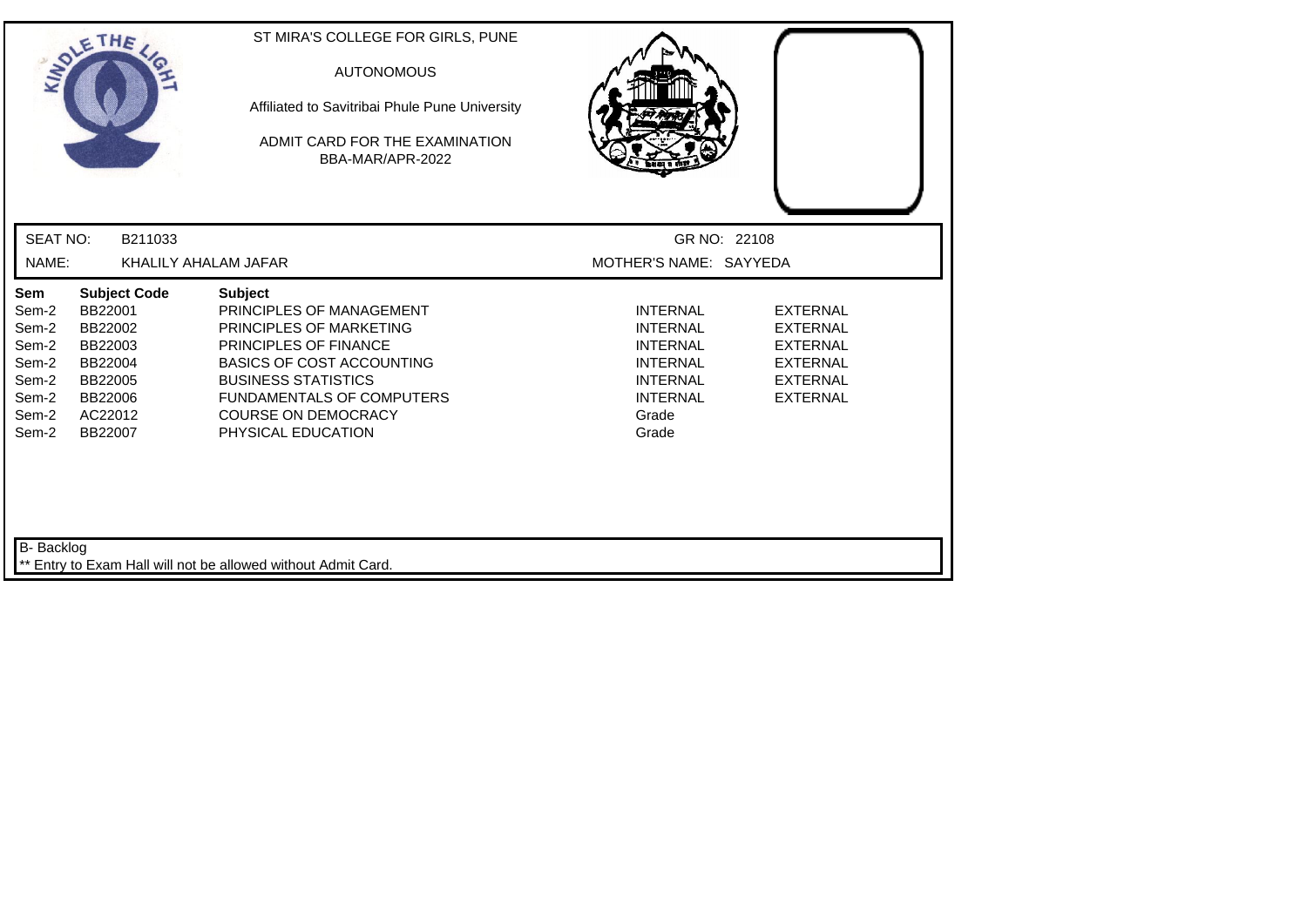ST MIRA'S COLLEGE FOR GIRLS, PUNE

AUTONOMOUS

Affiliated to Savitribai Phule Pune University

ADMIT CARD FOR THE EXAMINATION
BBA-MAR/APR-2022

SEAT NO: B211033 GR NO: 22108

NAME: KHALILY AHALAM JAFAR MOTHER'S NAME: SAYYEDA

| Sem | Subject Code | Subject | | |
|---|---|---|---|---|
| Sem-2 | BB22001 | PRINCIPLES OF MANAGEMENT | INTERNAL | EXTERNAL |
| Sem-2 | BB22002 | PRINCIPLES OF MARKETING | INTERNAL | EXTERNAL |
| Sem-2 | BB22003 | PRINCIPLES OF FINANCE | INTERNAL | EXTERNAL |
| Sem-2 | BB22004 | BASICS OF COST ACCOUNTING | INTERNAL | EXTERNAL |
| Sem-2 | BB22005 | BUSINESS STATISTICS | INTERNAL | EXTERNAL |
| Sem-2 | BB22006 | FUNDAMENTALS OF COMPUTERS | INTERNAL | EXTERNAL |
| Sem-2 | AC22012 | COURSE ON DEMOCRACY | Grade | |
| Sem-2 | BB22007 | PHYSICAL EDUCATION | Grade | |

B- Backlog

** Entry to Exam Hall will not be allowed without Admit Card.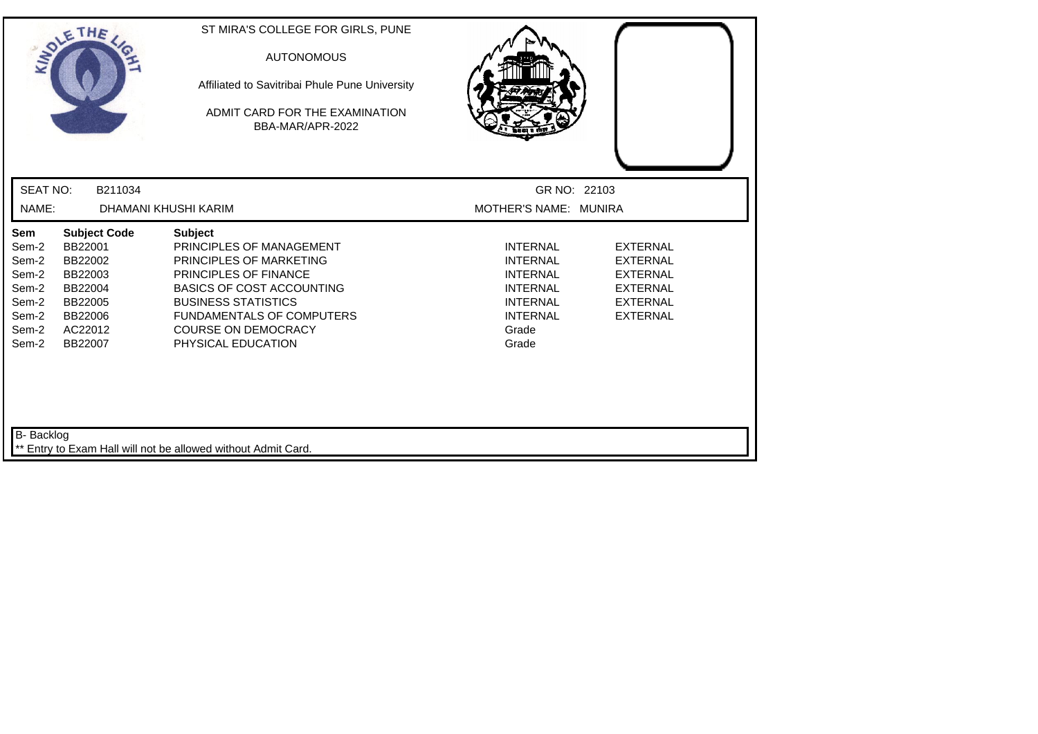ST MIRA'S COLLEGE FOR GIRLS, PUNE

AUTONOMOUS

Affiliated to Savitribai Phule Pune University

ADMIT CARD FOR THE EXAMINATION

BBA-MAR/APR-2022

SEAT NO: B211034 GR NO: 22103

NAME: DHAMANI KHUSHI KARIM MOTHER'S NAME: MUNIRA

| Sem | Subject Code | Subject | | |
|---|---|---|---|---|
| Sem-2 | BB22001 | PRINCIPLES OF MANAGEMENT | INTERNAL | EXTERNAL |
| Sem-2 | BB22002 | PRINCIPLES OF MARKETING | INTERNAL | EXTERNAL |
| Sem-2 | BB22003 | PRINCIPLES OF FINANCE | INTERNAL | EXTERNAL |
| Sem-2 | BB22004 | BASICS OF COST ACCOUNTING | INTERNAL | EXTERNAL |
| Sem-2 | BB22005 | BUSINESS STATISTICS | INTERNAL | EXTERNAL |
| Sem-2 | BB22006 | FUNDAMENTALS OF COMPUTERS | INTERNAL | EXTERNAL |
| Sem-2 | AC22012 | COURSE ON DEMOCRACY | Grade | |
| Sem-2 | BB22007 | PHYSICAL EDUCATION | Grade | |

B- Backlog

** Entry to Exam Hall will not be allowed without Admit Card.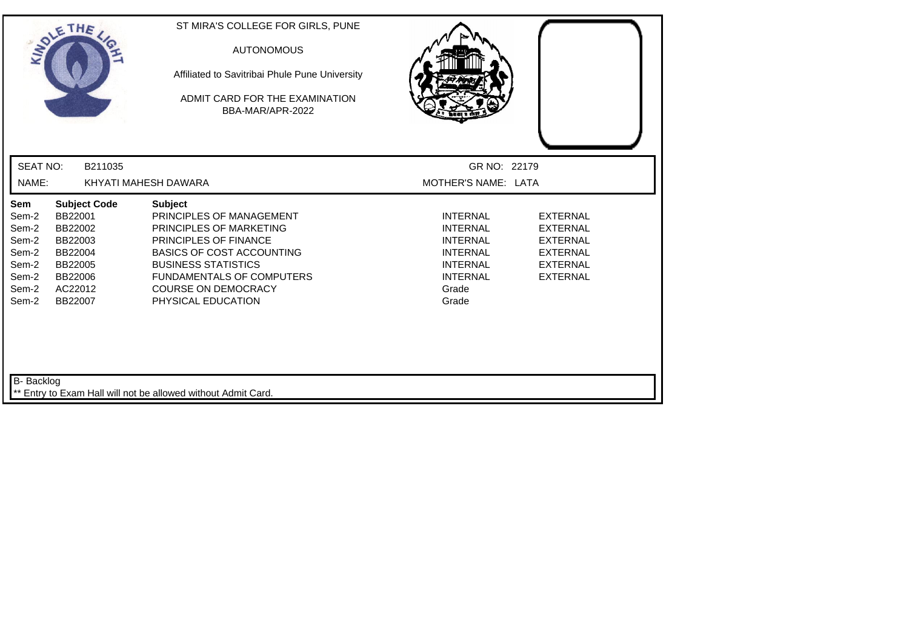ST MIRA'S COLLEGE FOR GIRLS, PUNE

AUTONOMOUS

Affiliated to Savitribai Phule Pune University

ADMIT CARD FOR THE EXAMINATION
BBA-MAR/APR-2022

SEAT NO: B211035 GR NO: 22179

NAME: KHYATI MAHESH DAWARA MOTHER'S NAME: LATA

| Sem | Subject Code | Subject | | |
|---|---|---|---|---|
| Sem-2 | BB22001 | PRINCIPLES OF MANAGEMENT | INTERNAL | EXTERNAL |
| Sem-2 | BB22002 | PRINCIPLES OF MARKETING | INTERNAL | EXTERNAL |
| Sem-2 | BB22003 | PRINCIPLES OF FINANCE | INTERNAL | EXTERNAL |
| Sem-2 | BB22004 | BASICS OF COST ACCOUNTING | INTERNAL | EXTERNAL |
| Sem-2 | BB22005 | BUSINESS STATISTICS | INTERNAL | EXTERNAL |
| Sem-2 | BB22006 | FUNDAMENTALS OF COMPUTERS | INTERNAL | EXTERNAL |
| Sem-2 | AC22012 | COURSE ON DEMOCRACY | Grade | |
| Sem-2 | BB22007 | PHYSICAL EDUCATION | Grade | |

B- Backlog

** Entry to Exam Hall will not be allowed without Admit Card.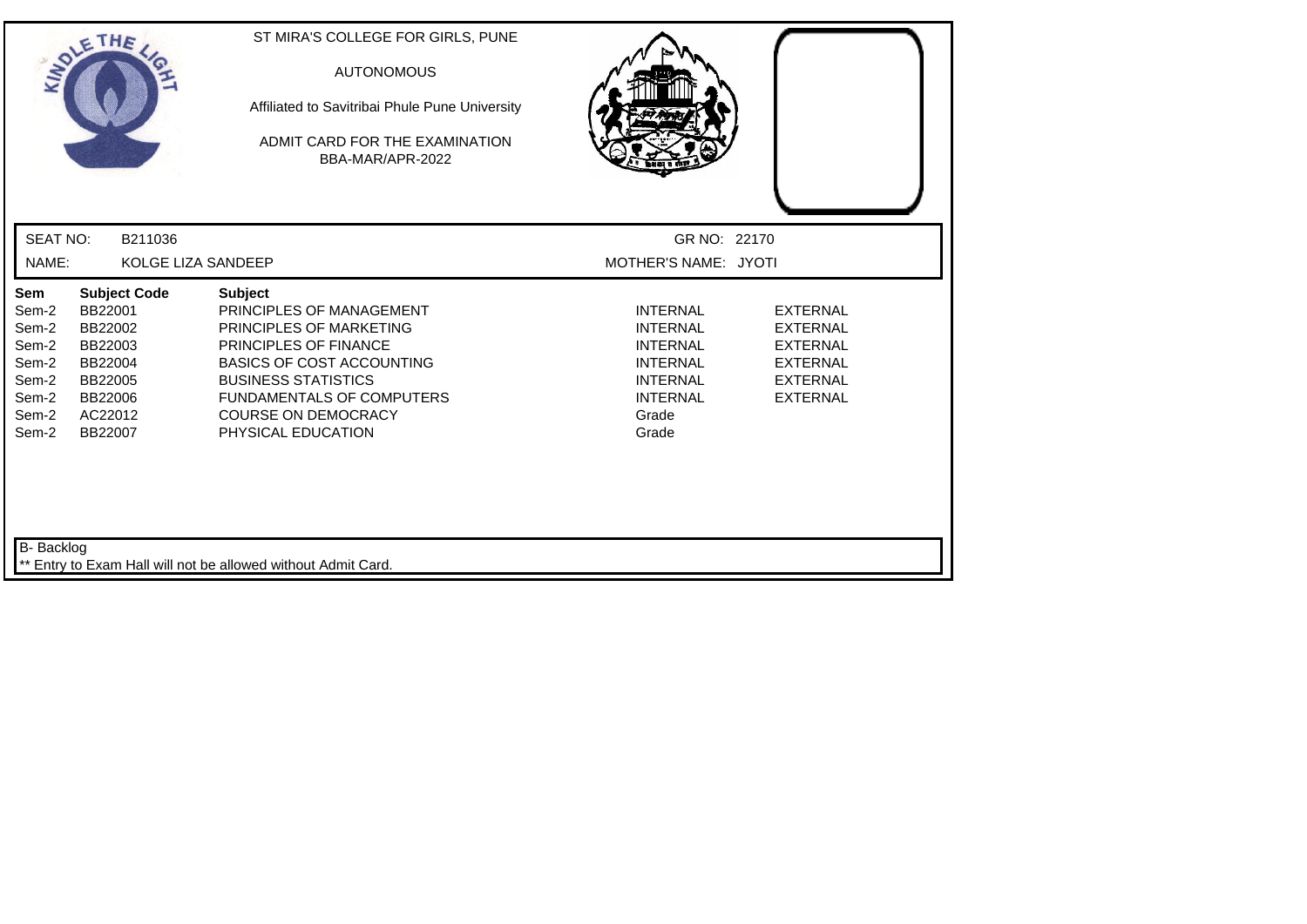ST MIRA'S COLLEGE FOR GIRLS, PUNE

AUTONOMOUS

Affiliated to Savitribai Phule Pune University

ADMIT CARD FOR THE EXAMINATION

BBA-MAR/APR-2022

SEAT NO: B211036

GR NO: 22170

NAME: KOLGE LIZA SANDEEP

MOTHER'S NAME: JYOTI

| Sem | Subject Code | Subject | | |
|---|---|---|---|---|
| Sem-2 | BB22001 | PRINCIPLES OF MANAGEMENT | INTERNAL | EXTERNAL |
| Sem-2 | BB22002 | PRINCIPLES OF MARKETING | INTERNAL | EXTERNAL |
| Sem-2 | BB22003 | PRINCIPLES OF FINANCE | INTERNAL | EXTERNAL |
| Sem-2 | BB22004 | BASICS OF COST ACCOUNTING | INTERNAL | EXTERNAL |
| Sem-2 | BB22005 | BUSINESS STATISTICS | INTERNAL | EXTERNAL |
| Sem-2 | BB22006 | FUNDAMENTALS OF COMPUTERS | INTERNAL | EXTERNAL |
| Sem-2 | AC22012 | COURSE ON DEMOCRACY | Grade | |
| Sem-2 | BB22007 | PHYSICAL EDUCATION | Grade | |

B- Backlog

** Entry to Exam Hall will not be allowed without Admit Card.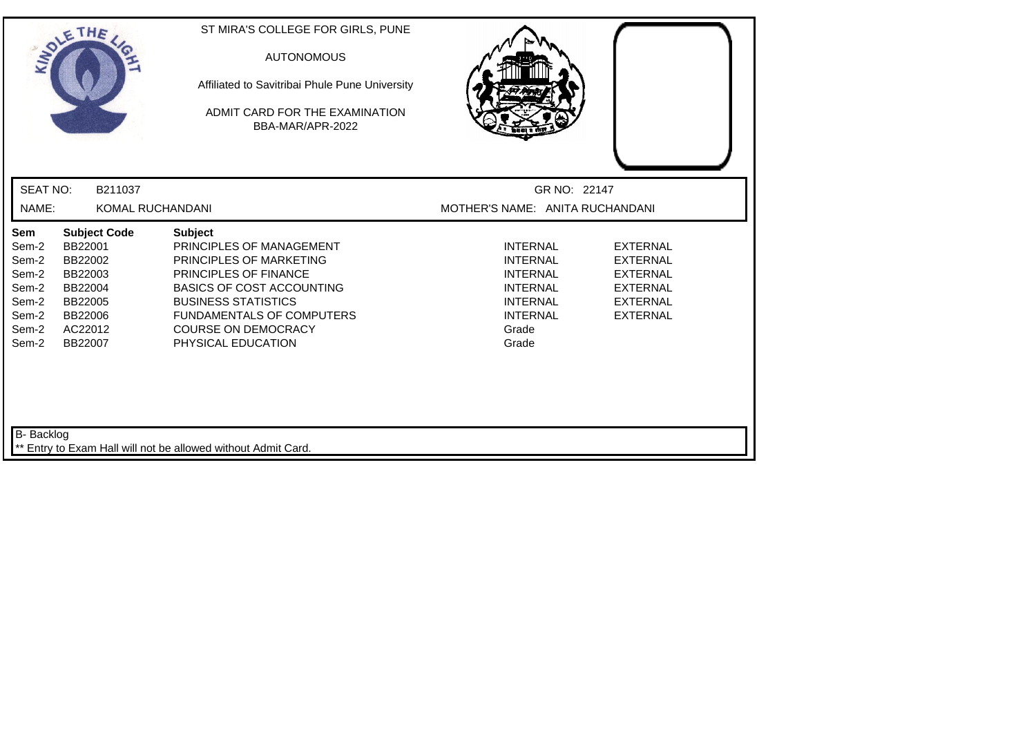ST MIRA'S COLLEGE FOR GIRLS, PUNE

AUTONOMOUS

Affiliated to Savitribai Phule Pune University

ADMIT CARD FOR THE EXAMINATION

BBA-MAR/APR-2022

SEAT NO: B211037 GR NO: 22147

NAME: KOMAL RUCHANDANI MOTHER'S NAME: ANITA RUCHANDANI

| Sem | Subject Code | Subject | | |
|---|---|---|---|---|
| Sem-2 | BB22001 | PRINCIPLES OF MANAGEMENT | INTERNAL | EXTERNAL |
| Sem-2 | BB22002 | PRINCIPLES OF MARKETING | INTERNAL | EXTERNAL |
| Sem-2 | BB22003 | PRINCIPLES OF FINANCE | INTERNAL | EXTERNAL |
| Sem-2 | BB22004 | BASICS OF COST ACCOUNTING | INTERNAL | EXTERNAL |
| Sem-2 | BB22005 | BUSINESS STATISTICS | INTERNAL | EXTERNAL |
| Sem-2 | BB22006 | FUNDAMENTALS OF COMPUTERS | INTERNAL | EXTERNAL |
| Sem-2 | AC22012 | COURSE ON DEMOCRACY | Grade | |
| Sem-2 | BB22007 | PHYSICAL EDUCATION | Grade | |

B- Backlog

** Entry to Exam Hall will not be allowed without Admit Card.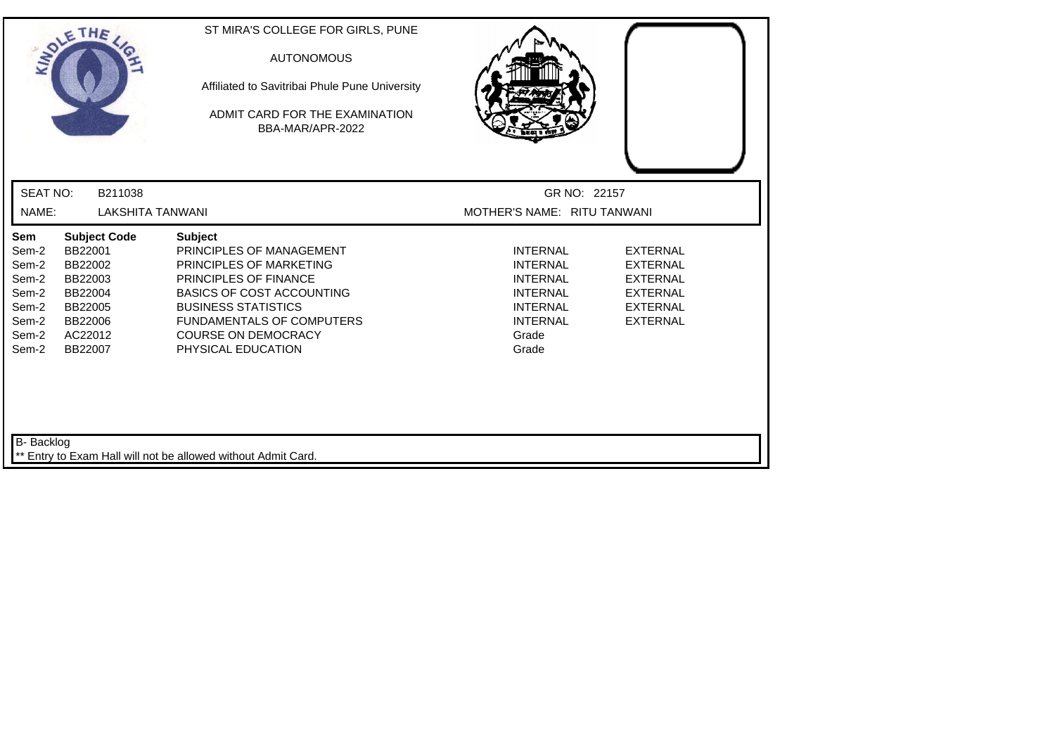ST MIRA'S COLLEGE FOR GIRLS, PUNE

AUTONOMOUS

Affiliated to Savitribai Phule Pune University

ADMIT CARD FOR THE EXAMINATION
BBA-MAR/APR-2022

SEAT NO: B211038 GR NO: 22157

NAME: LAKSHITA TANWANI MOTHER'S NAME: RITU TANWANI

| Sem | Subject Code | Subject | | |
|---|---|---|---|---|
| Sem-2 | BB22001 | PRINCIPLES OF MANAGEMENT | INTERNAL | EXTERNAL |
| Sem-2 | BB22002 | PRINCIPLES OF MARKETING | INTERNAL | EXTERNAL |
| Sem-2 | BB22003 | PRINCIPLES OF FINANCE | INTERNAL | EXTERNAL |
| Sem-2 | BB22004 | BASICS OF COST ACCOUNTING | INTERNAL | EXTERNAL |
| Sem-2 | BB22005 | BUSINESS STATISTICS | INTERNAL | EXTERNAL |
| Sem-2 | BB22006 | FUNDAMENTALS OF COMPUTERS | INTERNAL | EXTERNAL |
| Sem-2 | AC22012 | COURSE ON DEMOCRACY | Grade | |
| Sem-2 | BB22007 | PHYSICAL EDUCATION | Grade | |

B- Backlog

** Entry to Exam Hall will not be allowed without Admit Card.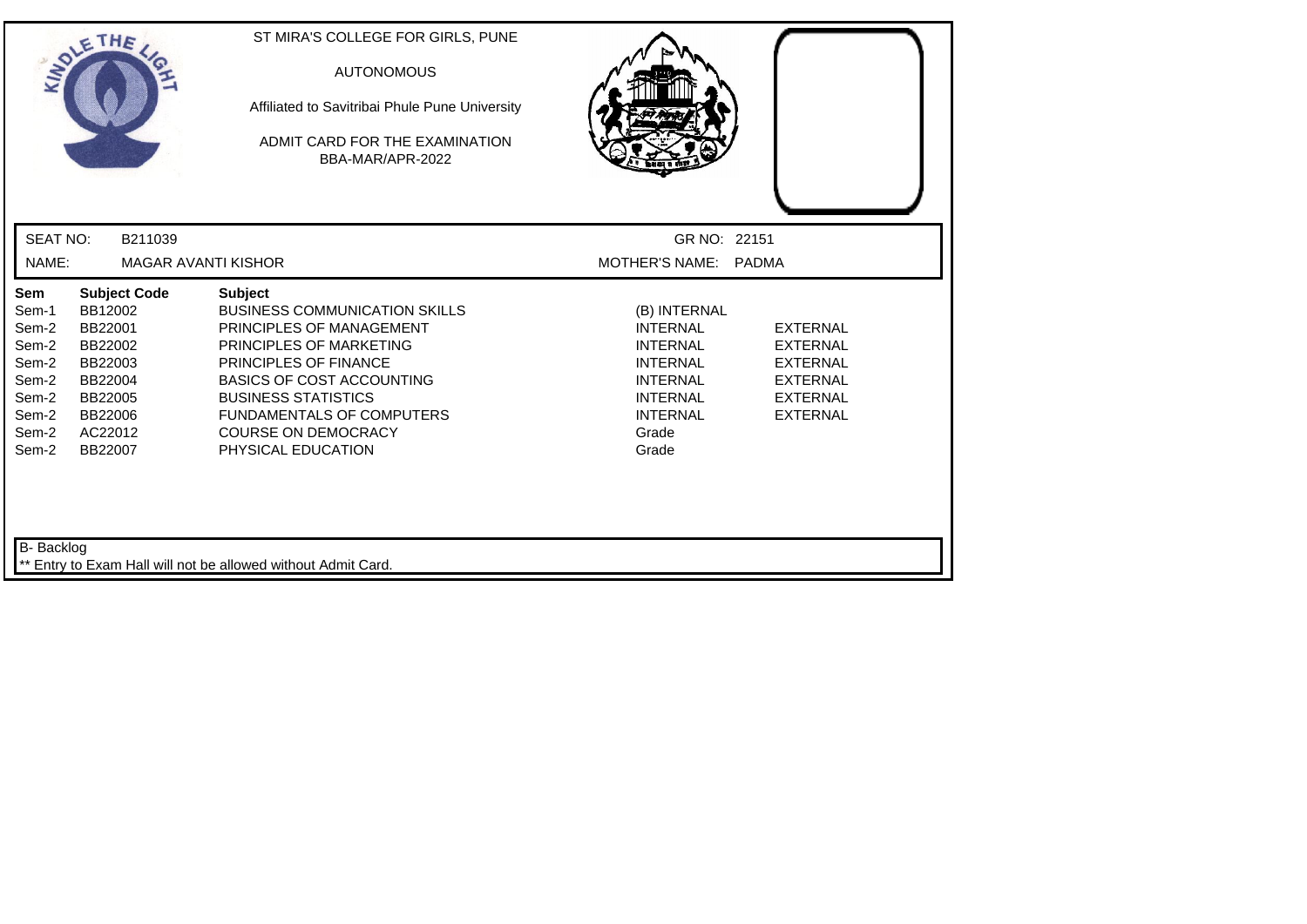ST MIRA'S COLLEGE FOR GIRLS, PUNE

AUTONOMOUS

Affiliated to Savitribai Phule Pune University

ADMIT CARD FOR THE EXAMINATION
BBA-MAR/APR-2022

SEAT NO: B211039 GR NO: 22151

NAME: MAGAR AVANTI KISHOR MOTHER'S NAME: PADMA

| Sem | Subject Code | Subject | | |
|---|---|---|---|---|
| Sem-1 | BB12002 | BUSINESS COMMUNICATION SKILLS | (B) INTERNAL | |
| Sem-2 | BB22001 | PRINCIPLES OF MANAGEMENT | INTERNAL | EXTERNAL |
| Sem-2 | BB22002 | PRINCIPLES OF MARKETING | INTERNAL | EXTERNAL |
| Sem-2 | BB22003 | PRINCIPLES OF FINANCE | INTERNAL | EXTERNAL |
| Sem-2 | BB22004 | BASICS OF COST ACCOUNTING | INTERNAL | EXTERNAL |
| Sem-2 | BB22005 | BUSINESS STATISTICS | INTERNAL | EXTERNAL |
| Sem-2 | BB22006 | FUNDAMENTALS OF COMPUTERS | INTERNAL | EXTERNAL |
| Sem-2 | AC22012 | COURSE ON DEMOCRACY | Grade | |
| Sem-2 | BB22007 | PHYSICAL EDUCATION | Grade | |

B- Backlog

** Entry to Exam Hall will not be allowed without Admit Card.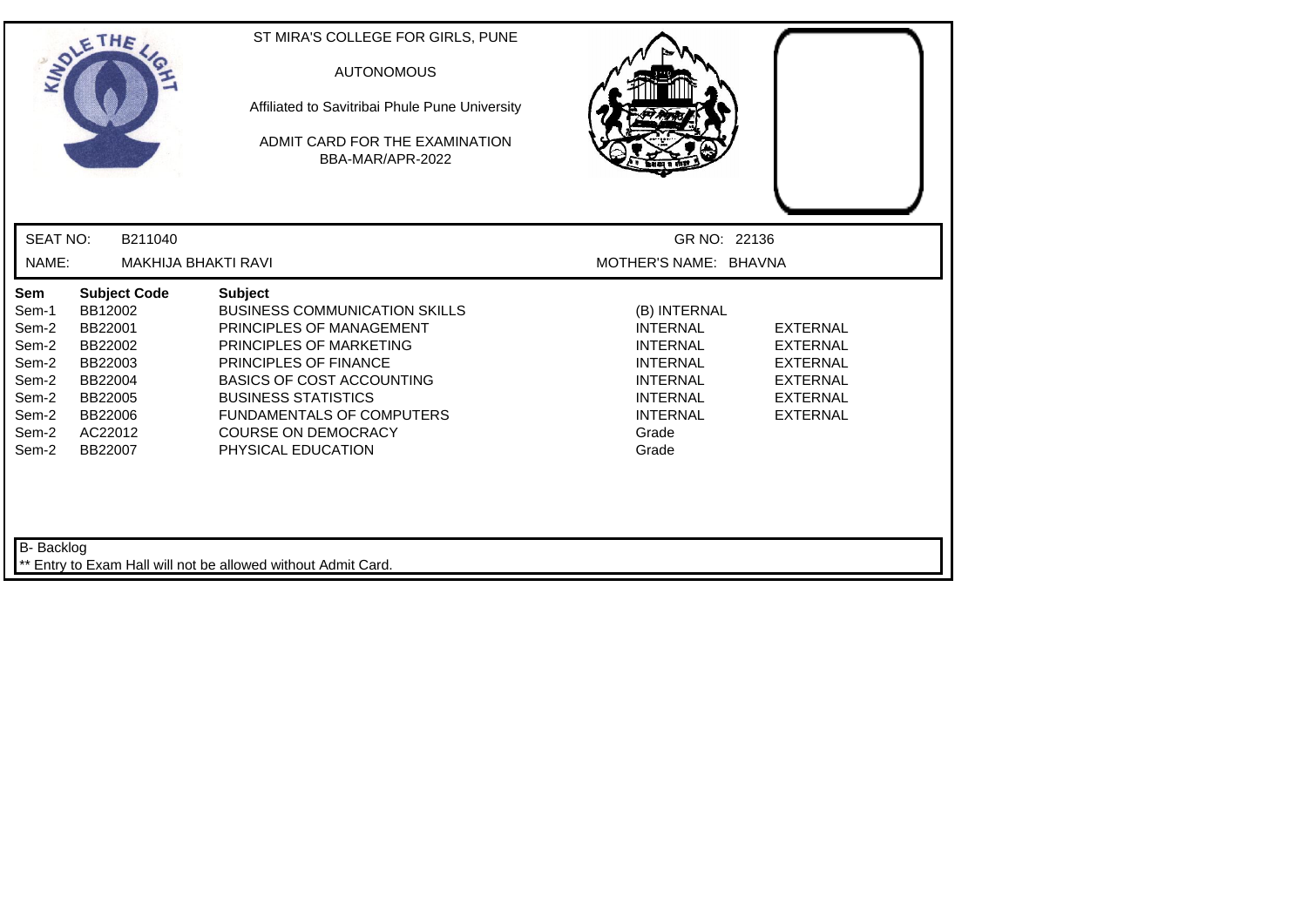ST MIRA'S COLLEGE FOR GIRLS, PUNE

AUTONOMOUS

Affiliated to Savitribai Phule Pune University

ADMIT CARD FOR THE EXAMINATION
BBA-MAR/APR-2022

SEAT NO: B211040 GR NO: 22136

NAME: MAKHIJA BHAKTI RAVI MOTHER'S NAME: BHAVNA

| Sem | Subject Code | Subject | | |
|---|---|---|---|---|
| Sem-1 | BB12002 | BUSINESS COMMUNICATION SKILLS | (B) INTERNAL | |
| Sem-2 | BB22001 | PRINCIPLES OF MANAGEMENT | INTERNAL | EXTERNAL |
| Sem-2 | BB22002 | PRINCIPLES OF MARKETING | INTERNAL | EXTERNAL |
| Sem-2 | BB22003 | PRINCIPLES OF FINANCE | INTERNAL | EXTERNAL |
| Sem-2 | BB22004 | BASICS OF COST ACCOUNTING | INTERNAL | EXTERNAL |
| Sem-2 | BB22005 | BUSINESS STATISTICS | INTERNAL | EXTERNAL |
| Sem-2 | BB22006 | FUNDAMENTALS OF COMPUTERS | INTERNAL | EXTERNAL |
| Sem-2 | AC22012 | COURSE ON DEMOCRACY | Grade | |
| Sem-2 | BB22007 | PHYSICAL EDUCATION | Grade | |

B- Backlog

** Entry to Exam Hall will not be allowed without Admit Card.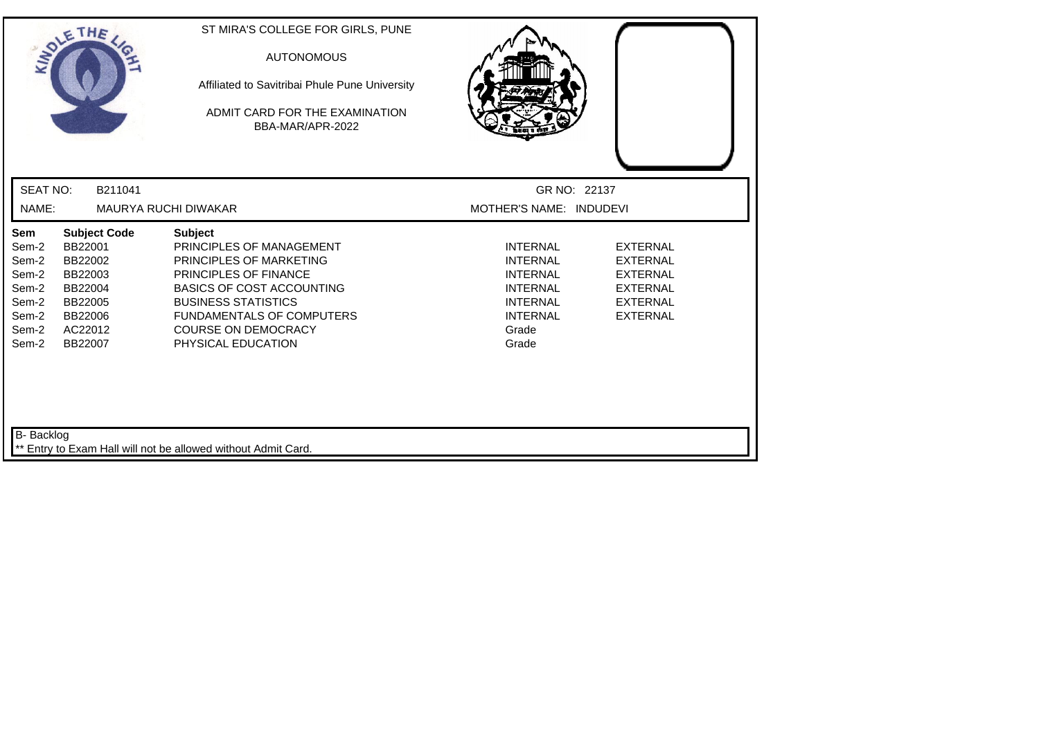ST MIRA'S COLLEGE FOR GIRLS, PUNE

AUTONOMOUS

Affiliated to Savitribai Phule Pune University

ADMIT CARD FOR THE EXAMINATION

BBA-MAR/APR-2022

SEAT NO: B211041 GR NO: 22137

NAME: MAURYA RUCHI DIWAKAR MOTHER'S NAME: INDUDEVI

| Sem | Subject Code | Subject | | |
|---|---|---|---|---|
| Sem-2 | BB22001 | PRINCIPLES OF MANAGEMENT | INTERNAL | EXTERNAL |
| Sem-2 | BB22002 | PRINCIPLES OF MARKETING | INTERNAL | EXTERNAL |
| Sem-2 | BB22003 | PRINCIPLES OF FINANCE | INTERNAL | EXTERNAL |
| Sem-2 | BB22004 | BASICS OF COST ACCOUNTING | INTERNAL | EXTERNAL |
| Sem-2 | BB22005 | BUSINESS STATISTICS | INTERNAL | EXTERNAL |
| Sem-2 | BB22006 | FUNDAMENTALS OF COMPUTERS | INTERNAL | EXTERNAL |
| Sem-2 | AC22012 | COURSE ON DEMOCRACY | Grade | |
| Sem-2 | BB22007 | PHYSICAL EDUCATION | Grade | |

B- Backlog

** Entry to Exam Hall will not be allowed without Admit Card.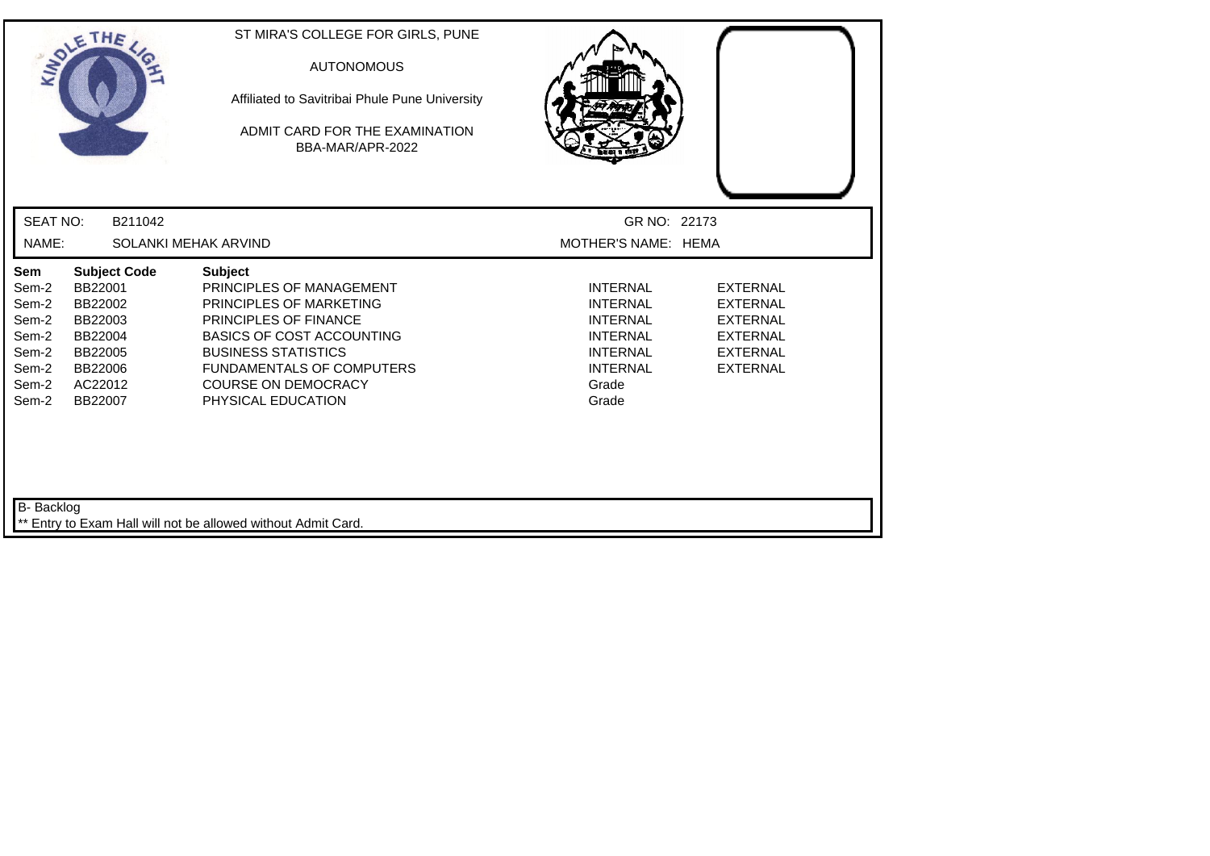ST MIRA'S COLLEGE FOR GIRLS, PUNE

AUTONOMOUS

Affiliated to Savitribai Phule Pune University

ADMIT CARD FOR THE EXAMINATION
BBA-MAR/APR-2022

SEAT NO: B211042 | GR NO: 22173

NAME: SOLANKI MEHAK ARVIND | MOTHER'S NAME: HEMA

| Sem | Subject Code | Subject | | |
|---|---|---|---|---|
| Sem-2 | BB22001 | PRINCIPLES OF MANAGEMENT | INTERNAL | EXTERNAL |
| Sem-2 | BB22002 | PRINCIPLES OF MARKETING | INTERNAL | EXTERNAL |
| Sem-2 | BB22003 | PRINCIPLES OF FINANCE | INTERNAL | EXTERNAL |
| Sem-2 | BB22004 | BASICS OF COST ACCOUNTING | INTERNAL | EXTERNAL |
| Sem-2 | BB22005 | BUSINESS STATISTICS | INTERNAL | EXTERNAL |
| Sem-2 | BB22006 | FUNDAMENTALS OF COMPUTERS | INTERNAL | EXTERNAL |
| Sem-2 | AC22012 | COURSE ON DEMOCRACY | Grade | |
| Sem-2 | BB22007 | PHYSICAL EDUCATION | Grade | |

B- Backlog

** Entry to Exam Hall will not be allowed without Admit Card.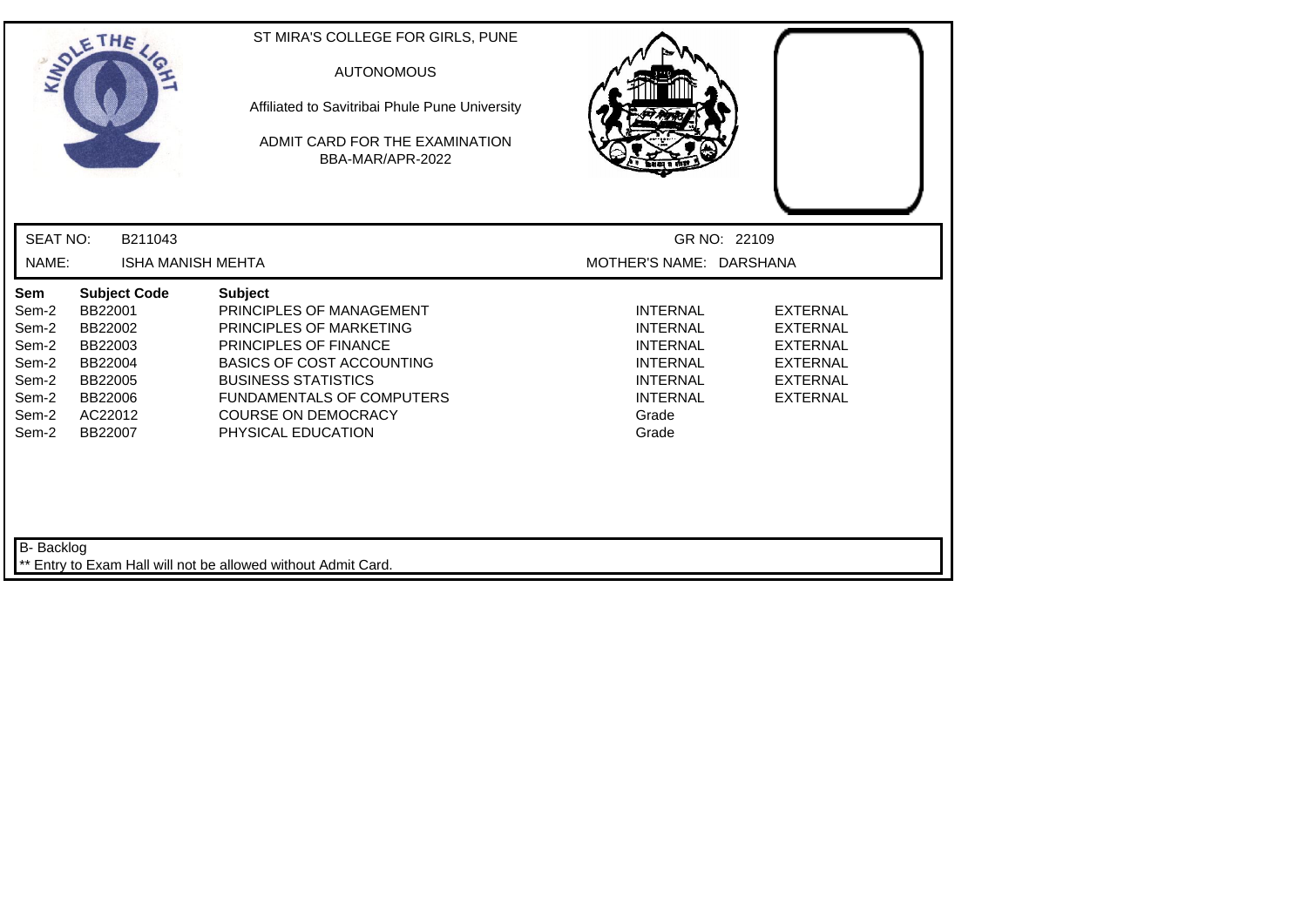ST MIRA'S COLLEGE FOR GIRLS, PUNE

AUTONOMOUS

Affiliated to Savitribai Phule Pune University

ADMIT CARD FOR THE EXAMINATION
BBA-MAR/APR-2022

SEAT NO: B211043 | GR NO: 22109

NAME: ISHA MANISH MEHTA | MOTHER'S NAME: DARSHANA

| Sem | Subject Code | Subject | | |
|---|---|---|---|---|
| Sem-2 | BB22001 | PRINCIPLES OF MANAGEMENT | INTERNAL | EXTERNAL |
| Sem-2 | BB22002 | PRINCIPLES OF MARKETING | INTERNAL | EXTERNAL |
| Sem-2 | BB22003 | PRINCIPLES OF FINANCE | INTERNAL | EXTERNAL |
| Sem-2 | BB22004 | BASICS OF COST ACCOUNTING | INTERNAL | EXTERNAL |
| Sem-2 | BB22005 | BUSINESS STATISTICS | INTERNAL | EXTERNAL |
| Sem-2 | BB22006 | FUNDAMENTALS OF COMPUTERS | INTERNAL | EXTERNAL |
| Sem-2 | AC22012 | COURSE ON DEMOCRACY | Grade | |
| Sem-2 | BB22007 | PHYSICAL EDUCATION | Grade | |

B- Backlog

** Entry to Exam Hall will not be allowed without Admit Card.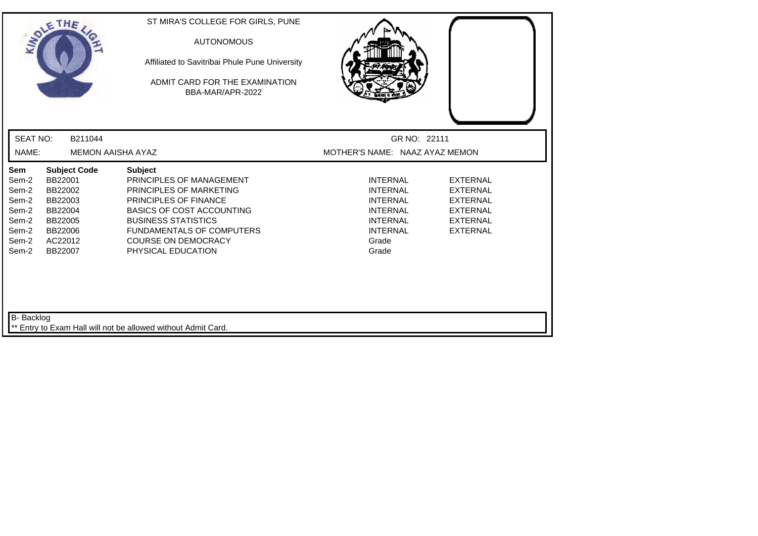ST MIRA'S COLLEGE FOR GIRLS, PUNE

AUTONOMOUS

Affiliated to Savitribai Phule Pune University

ADMIT CARD FOR THE EXAMINATION
BBA-MAR/APR-2022

SEAT NO: B211044 GR NO: 22111

NAME: MEMON AAISHA AYAZ MOTHER'S NAME: NAAZ AYAZ MEMON

| Sem | Subject Code | Subject | | |
|---|---|---|---|---|
| Sem-2 | BB22001 | PRINCIPLES OF MANAGEMENT | INTERNAL | EXTERNAL |
| Sem-2 | BB22002 | PRINCIPLES OF MARKETING | INTERNAL | EXTERNAL |
| Sem-2 | BB22003 | PRINCIPLES OF FINANCE | INTERNAL | EXTERNAL |
| Sem-2 | BB22004 | BASICS OF COST ACCOUNTING | INTERNAL | EXTERNAL |
| Sem-2 | BB22005 | BUSINESS STATISTICS | INTERNAL | EXTERNAL |
| Sem-2 | BB22006 | FUNDAMENTALS OF COMPUTERS | INTERNAL | EXTERNAL |
| Sem-2 | AC22012 | COURSE ON DEMOCRACY | Grade | |
| Sem-2 | BB22007 | PHYSICAL EDUCATION | Grade | |

B- Backlog

** Entry to Exam Hall will not be allowed without Admit Card.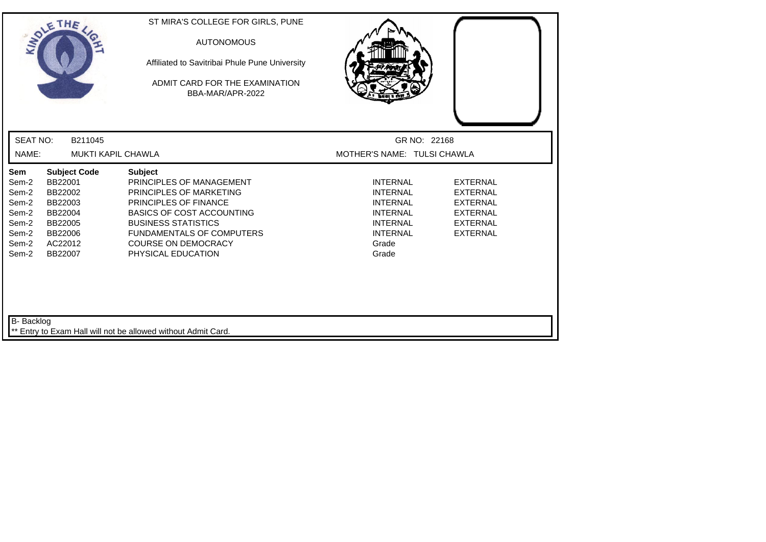ST MIRA'S COLLEGE FOR GIRLS, PUNE

AUTONOMOUS

Affiliated to Savitribai Phule Pune University

ADMIT CARD FOR THE EXAMINATION
BBA-MAR/APR-2022

SEAT NO: B211045 GR NO: 22168

NAME: MUKTI KAPIL CHAWLA MOTHER'S NAME: TULSI CHAWLA

| Sem | Subject Code | Subject | | |
|---|---|---|---|---|
| Sem-2 | BB22001 | PRINCIPLES OF MANAGEMENT | INTERNAL | EXTERNAL |
| Sem-2 | BB22002 | PRINCIPLES OF MARKETING | INTERNAL | EXTERNAL |
| Sem-2 | BB22003 | PRINCIPLES OF FINANCE | INTERNAL | EXTERNAL |
| Sem-2 | BB22004 | BASICS OF COST ACCOUNTING | INTERNAL | EXTERNAL |
| Sem-2 | BB22005 | BUSINESS STATISTICS | INTERNAL | EXTERNAL |
| Sem-2 | BB22006 | FUNDAMENTALS OF COMPUTERS | INTERNAL | EXTERNAL |
| Sem-2 | AC22012 | COURSE ON DEMOCRACY | Grade | |
| Sem-2 | BB22007 | PHYSICAL EDUCATION | Grade | |

B- Backlog

** Entry to Exam Hall will not be allowed without Admit Card.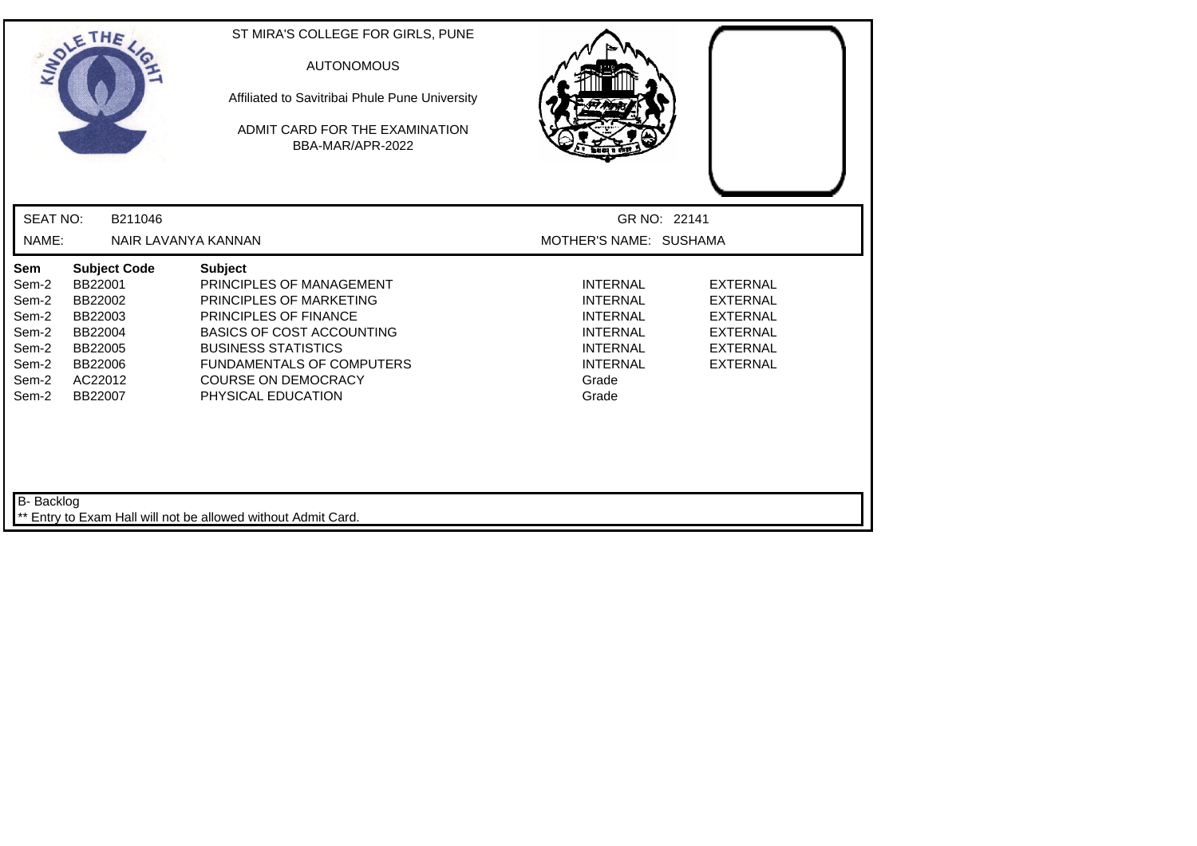ST MIRA'S COLLEGE FOR GIRLS, PUNE

AUTONOMOUS

Affiliated to Savitribai Phule Pune University

ADMIT CARD FOR THE EXAMINATION
BBA-MAR/APR-2022

SEAT NO: B211046 GR NO: 22141

NAME: NAIR LAVANYA KANNAN MOTHER'S NAME: SUSHAMA

| Sem | Subject Code | Subject | | |
|---|---|---|---|---|
| Sem-2 | BB22001 | PRINCIPLES OF MANAGEMENT | INTERNAL | EXTERNAL |
| Sem-2 | BB22002 | PRINCIPLES OF MARKETING | INTERNAL | EXTERNAL |
| Sem-2 | BB22003 | PRINCIPLES OF FINANCE | INTERNAL | EXTERNAL |
| Sem-2 | BB22004 | BASICS OF COST ACCOUNTING | INTERNAL | EXTERNAL |
| Sem-2 | BB22005 | BUSINESS STATISTICS | INTERNAL | EXTERNAL |
| Sem-2 | BB22006 | FUNDAMENTALS OF COMPUTERS | INTERNAL | EXTERNAL |
| Sem-2 | AC22012 | COURSE ON DEMOCRACY | Grade | |
| Sem-2 | BB22007 | PHYSICAL EDUCATION | Grade | |

B- Backlog

** Entry to Exam Hall will not be allowed without Admit Card.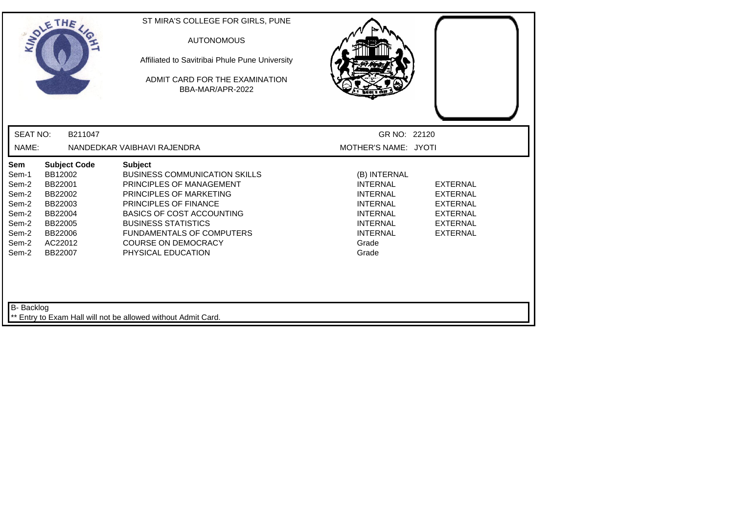ST MIRA'S COLLEGE FOR GIRLS, PUNE

AUTONOMOUS

Affiliated to Savitribai Phule Pune University

ADMIT CARD FOR THE EXAMINATION

BBA-MAR/APR-2022

SEAT NO: B211047 GR NO: 22120

NAME: NANDEDKAR VAIBHAVI RAJENDRA MOTHER'S NAME: JYOTI

| Sem | Subject Code | Subject | | |
|---|---|---|---|---|
| Sem-1 | BB12002 | BUSINESS COMMUNICATION SKILLS | (B) INTERNAL | |
| Sem-2 | BB22001 | PRINCIPLES OF MANAGEMENT | INTERNAL | EXTERNAL |
| Sem-2 | BB22002 | PRINCIPLES OF MARKETING | INTERNAL | EXTERNAL |
| Sem-2 | BB22003 | PRINCIPLES OF FINANCE | INTERNAL | EXTERNAL |
| Sem-2 | BB22004 | BASICS OF COST ACCOUNTING | INTERNAL | EXTERNAL |
| Sem-2 | BB22005 | BUSINESS STATISTICS | INTERNAL | EXTERNAL |
| Sem-2 | BB22006 | FUNDAMENTALS OF COMPUTERS | INTERNAL | EXTERNAL |
| Sem-2 | AC22012 | COURSE ON DEMOCRACY | Grade | |
| Sem-2 | BB22007 | PHYSICAL EDUCATION | Grade | |

B- Backlog

** Entry to Exam Hall will not be allowed without Admit Card.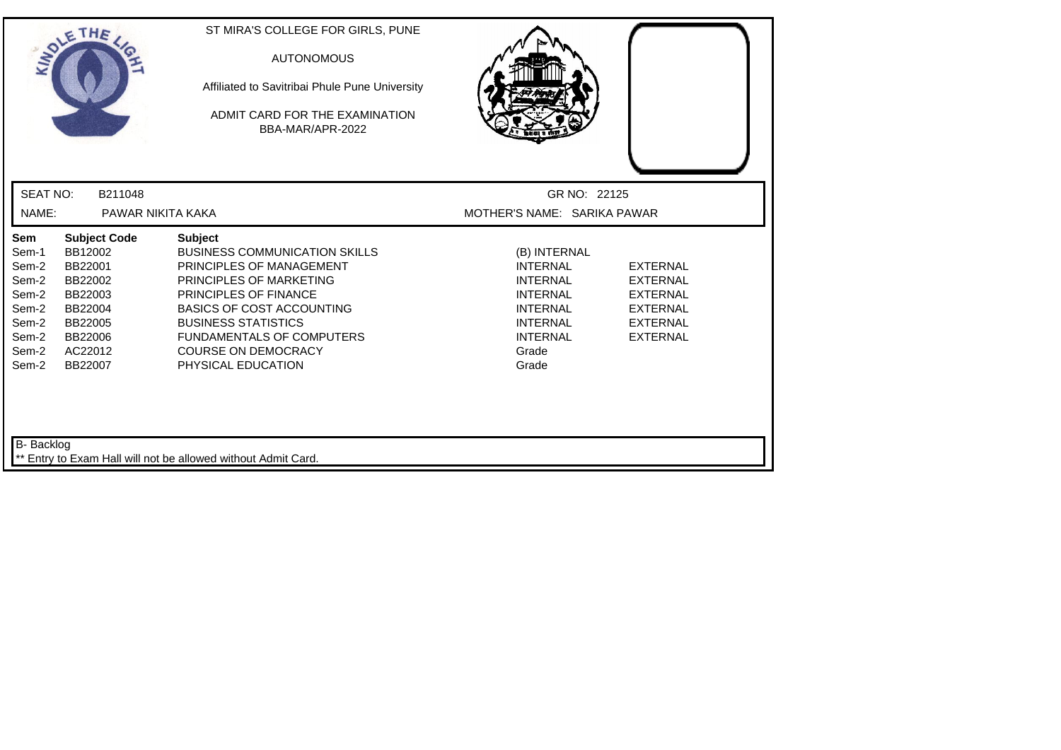ST MIRA'S COLLEGE FOR GIRLS, PUNE

AUTONOMOUS

Affiliated to Savitribai Phule Pune University

ADMIT CARD FOR THE EXAMINATION
BBA-MAR/APR-2022

SEAT NO: B211048 GR NO: 22125

NAME: PAWAR NIKITA KAKA MOTHER'S NAME: SARIKA PAWAR

| Sem | Subject Code | Subject | | |
|---|---|---|---|---|
| Sem-1 | BB12002 | BUSINESS COMMUNICATION SKILLS | (B) INTERNAL | |
| Sem-2 | BB22001 | PRINCIPLES OF MANAGEMENT | INTERNAL | EXTERNAL |
| Sem-2 | BB22002 | PRINCIPLES OF MARKETING | INTERNAL | EXTERNAL |
| Sem-2 | BB22003 | PRINCIPLES OF FINANCE | INTERNAL | EXTERNAL |
| Sem-2 | BB22004 | BASICS OF COST ACCOUNTING | INTERNAL | EXTERNAL |
| Sem-2 | BB22005 | BUSINESS STATISTICS | INTERNAL | EXTERNAL |
| Sem-2 | BB22006 | FUNDAMENTALS OF COMPUTERS | INTERNAL | EXTERNAL |
| Sem-2 | AC22012 | COURSE ON DEMOCRACY | Grade | |
| Sem-2 | BB22007 | PHYSICAL EDUCATION | Grade | |

B- Backlog

** Entry to Exam Hall will not be allowed without Admit Card.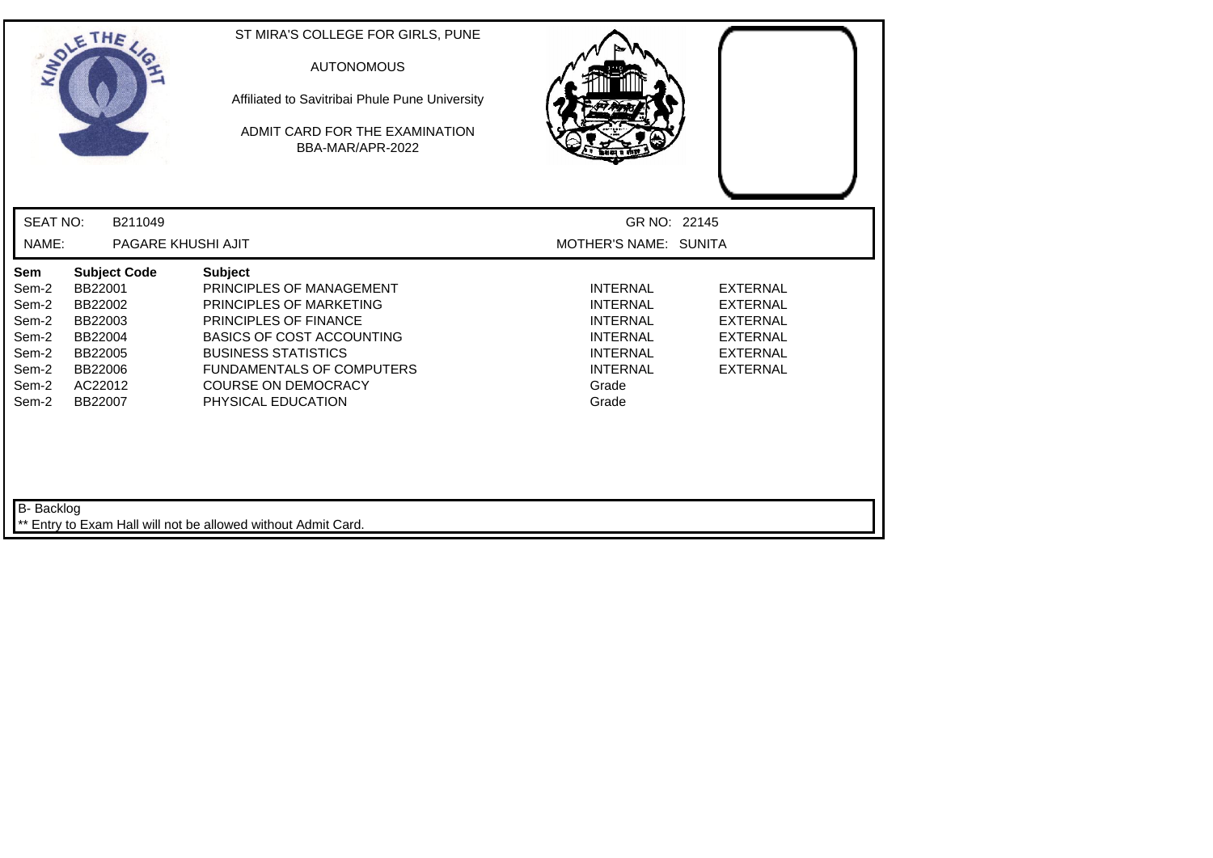ST MIRA'S COLLEGE FOR GIRLS, PUNE

AUTONOMOUS

Affiliated to Savitribai Phule Pune University

ADMIT CARD FOR THE EXAMINATION
BBA-MAR/APR-2022

SEAT NO: B211049 GR NO: 22145

NAME: PAGARE KHUSHI AJIT MOTHER'S NAME: SUNITA

| Sem | Subject Code | Subject | | |
|---|---|---|---|---|
| Sem-2 | BB22001 | PRINCIPLES OF MANAGEMENT | INTERNAL | EXTERNAL |
| Sem-2 | BB22002 | PRINCIPLES OF MARKETING | INTERNAL | EXTERNAL |
| Sem-2 | BB22003 | PRINCIPLES OF FINANCE | INTERNAL | EXTERNAL |
| Sem-2 | BB22004 | BASICS OF COST ACCOUNTING | INTERNAL | EXTERNAL |
| Sem-2 | BB22005 | BUSINESS STATISTICS | INTERNAL | EXTERNAL |
| Sem-2 | BB22006 | FUNDAMENTALS OF COMPUTERS | INTERNAL | EXTERNAL |
| Sem-2 | AC22012 | COURSE ON DEMOCRACY | Grade | |
| Sem-2 | BB22007 | PHYSICAL EDUCATION | Grade | |

B- Backlog

** Entry to Exam Hall will not be allowed without Admit Card.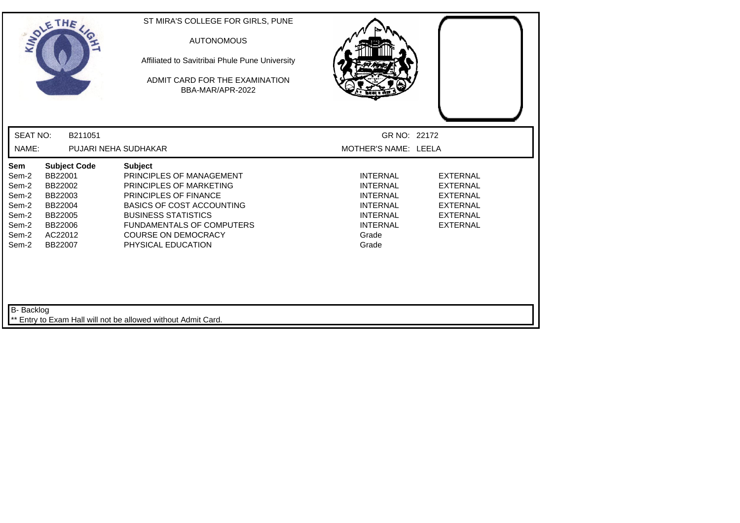ST MIRA'S COLLEGE FOR GIRLS, PUNE

AUTONOMOUS

Affiliated to Savitribai Phule Pune University

ADMIT CARD FOR THE EXAMINATION
BBA-MAR/APR-2022

SEAT NO: B211051 GR NO: 22172

NAME: PUJARI NEHA SUDHAKAR MOTHER'S NAME: LEELA

| Sem | Subject Code | Subject | | |
|---|---|---|---|---|
| Sem-2 | BB22001 | PRINCIPLES OF MANAGEMENT | INTERNAL | EXTERNAL |
| Sem-2 | BB22002 | PRINCIPLES OF MARKETING | INTERNAL | EXTERNAL |
| Sem-2 | BB22003 | PRINCIPLES OF FINANCE | INTERNAL | EXTERNAL |
| Sem-2 | BB22004 | BASICS OF COST ACCOUNTING | INTERNAL | EXTERNAL |
| Sem-2 | BB22005 | BUSINESS STATISTICS | INTERNAL | EXTERNAL |
| Sem-2 | BB22006 | FUNDAMENTALS OF COMPUTERS | INTERNAL | EXTERNAL |
| Sem-2 | AC22012 | COURSE ON DEMOCRACY | Grade | |
| Sem-2 | BB22007 | PHYSICAL EDUCATION | Grade | |

B- Backlog

** Entry to Exam Hall will not be allowed without Admit Card.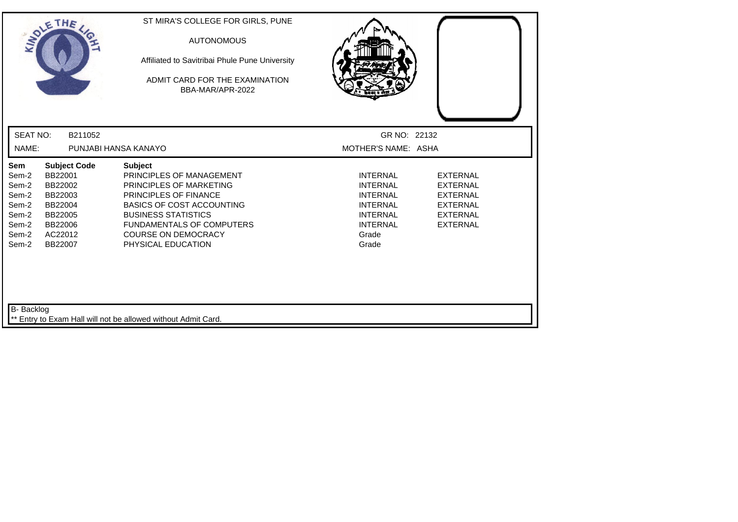ST MIRA'S COLLEGE FOR GIRLS, PUNE

AUTONOMOUS

Affiliated to Savitribai Phule Pune University

ADMIT CARD FOR THE EXAMINATION
BBA-MAR/APR-2022

SEAT NO: B211052 GR NO: 22132

NAME: PUNJABI HANSA KANAYO MOTHER'S NAME: ASHA

| Sem | Subject Code | Subject | | |
|---|---|---|---|---|
| Sem-2 | BB22001 | PRINCIPLES OF MANAGEMENT | INTERNAL | EXTERNAL |
| Sem-2 | BB22002 | PRINCIPLES OF MARKETING | INTERNAL | EXTERNAL |
| Sem-2 | BB22003 | PRINCIPLES OF FINANCE | INTERNAL | EXTERNAL |
| Sem-2 | BB22004 | BASICS OF COST ACCOUNTING | INTERNAL | EXTERNAL |
| Sem-2 | BB22005 | BUSINESS STATISTICS | INTERNAL | EXTERNAL |
| Sem-2 | BB22006 | FUNDAMENTALS OF COMPUTERS | INTERNAL | EXTERNAL |
| Sem-2 | AC22012 | COURSE ON DEMOCRACY | Grade | |
| Sem-2 | BB22007 | PHYSICAL EDUCATION | Grade | |

B- Backlog

** Entry to Exam Hall will not be allowed without Admit Card.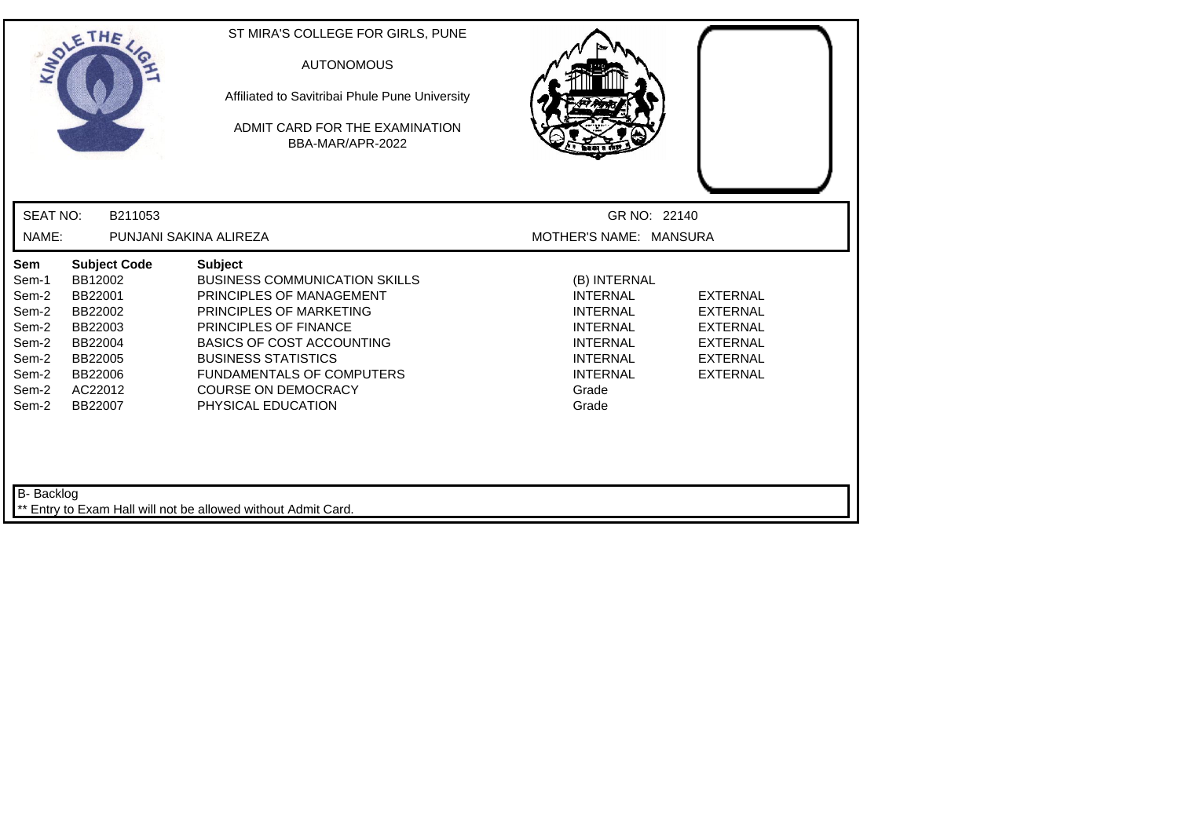ST MIRA'S COLLEGE FOR GIRLS, PUNE

AUTONOMOUS

Affiliated to Savitribai Phule Pune University

ADMIT CARD FOR THE EXAMINATION
BBA-MAR/APR-2022

SEAT NO: B211053 GR NO: 22140

NAME: PUNJANI SAKINA ALIREZA MOTHER'S NAME: MANSURA

| Sem | Subject Code | Subject | | |
|---|---|---|---|---|
| Sem-1 | BB12002 | BUSINESS COMMUNICATION SKILLS | (B) INTERNAL | |
| Sem-2 | BB22001 | PRINCIPLES OF MANAGEMENT | INTERNAL | EXTERNAL |
| Sem-2 | BB22002 | PRINCIPLES OF MARKETING | INTERNAL | EXTERNAL |
| Sem-2 | BB22003 | PRINCIPLES OF FINANCE | INTERNAL | EXTERNAL |
| Sem-2 | BB22004 | BASICS OF COST ACCOUNTING | INTERNAL | EXTERNAL |
| Sem-2 | BB22005 | BUSINESS STATISTICS | INTERNAL | EXTERNAL |
| Sem-2 | BB22006 | FUNDAMENTALS OF COMPUTERS | INTERNAL | EXTERNAL |
| Sem-2 | AC22012 | COURSE ON DEMOCRACY | Grade | |
| Sem-2 | BB22007 | PHYSICAL EDUCATION | Grade | |

B- Backlog

** Entry to Exam Hall will not be allowed without Admit Card.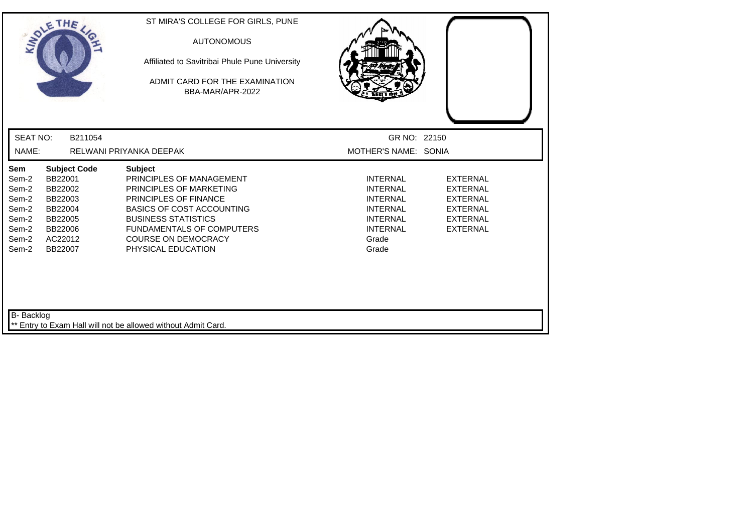ST MIRA'S COLLEGE FOR GIRLS, PUNE

AUTONOMOUS

Affiliated to Savitribai Phule Pune University

ADMIT CARD FOR THE EXAMINATION
BBA-MAR/APR-2022

SEAT NO: B211054 GR NO: 22150

NAME: RELWANI PRIYANKA DEEPAK MOTHER'S NAME: SONIA

| Sem | Subject Code | Subject | | |
|---|---|---|---|---|
| Sem-2 | BB22001 | PRINCIPLES OF MANAGEMENT | INTERNAL | EXTERNAL |
| Sem-2 | BB22002 | PRINCIPLES OF MARKETING | INTERNAL | EXTERNAL |
| Sem-2 | BB22003 | PRINCIPLES OF FINANCE | INTERNAL | EXTERNAL |
| Sem-2 | BB22004 | BASICS OF COST ACCOUNTING | INTERNAL | EXTERNAL |
| Sem-2 | BB22005 | BUSINESS STATISTICS | INTERNAL | EXTERNAL |
| Sem-2 | BB22006 | FUNDAMENTALS OF COMPUTERS | INTERNAL | EXTERNAL |
| Sem-2 | AC22012 | COURSE ON DEMOCRACY | Grade | |
| Sem-2 | BB22007 | PHYSICAL EDUCATION | Grade | |

B- Backlog

** Entry to Exam Hall will not be allowed without Admit Card.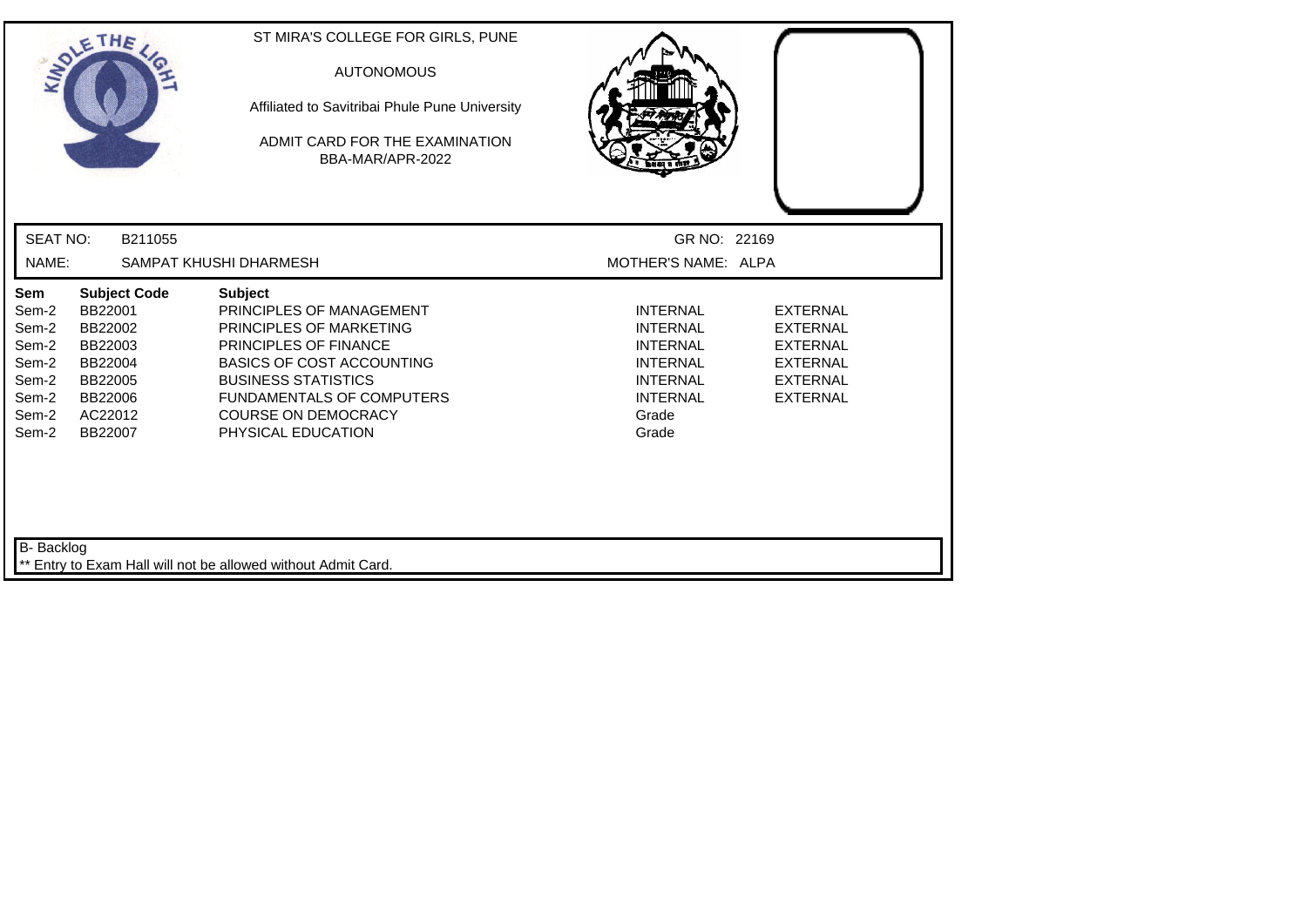ST MIRA'S COLLEGE FOR GIRLS, PUNE

AUTONOMOUS

Affiliated to Savitribai Phule Pune University

ADMIT CARD FOR THE EXAMINATION
BBA-MAR/APR-2022

SEAT NO: B211055 GR NO: 22169

NAME: SAMPAT KHUSHI DHARMESH MOTHER'S NAME: ALPA

| Sem | Subject Code | Subject | | |
|---|---|---|---|---|
| Sem-2 | BB22001 | PRINCIPLES OF MANAGEMENT | INTERNAL | EXTERNAL |
| Sem-2 | BB22002 | PRINCIPLES OF MARKETING | INTERNAL | EXTERNAL |
| Sem-2 | BB22003 | PRINCIPLES OF FINANCE | INTERNAL | EXTERNAL |
| Sem-2 | BB22004 | BASICS OF COST ACCOUNTING | INTERNAL | EXTERNAL |
| Sem-2 | BB22005 | BUSINESS STATISTICS | INTERNAL | EXTERNAL |
| Sem-2 | BB22006 | FUNDAMENTALS OF COMPUTERS | INTERNAL | EXTERNAL |
| Sem-2 | AC22012 | COURSE ON DEMOCRACY | Grade | |
| Sem-2 | BB22007 | PHYSICAL EDUCATION | Grade | |

B- Backlog

** Entry to Exam Hall will not be allowed without Admit Card.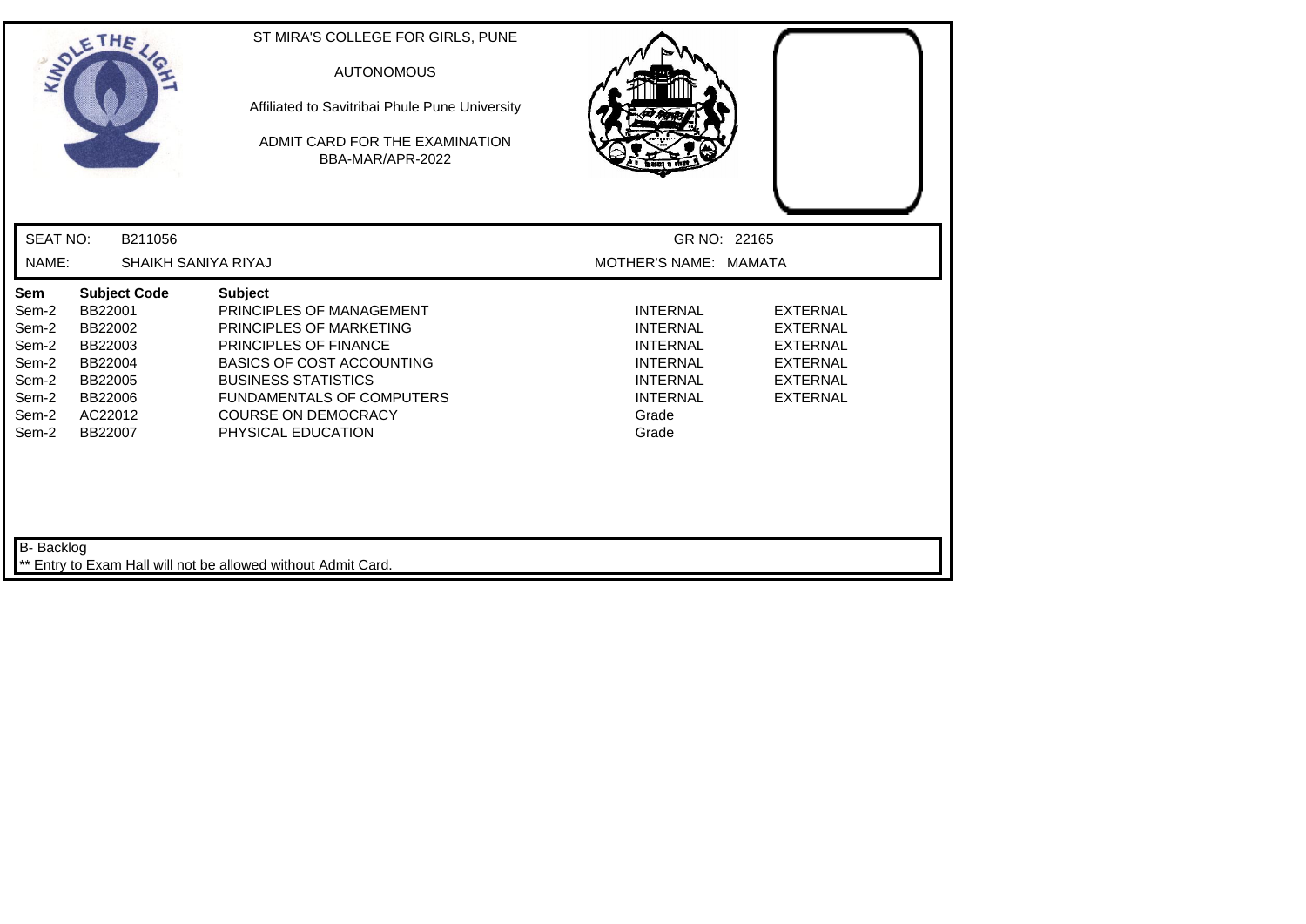ST MIRA'S COLLEGE FOR GIRLS, PUNE

AUTONOMOUS

Affiliated to Savitribai Phule Pune University

ADMIT CARD FOR THE EXAMINATION
BBA-MAR/APR-2022

SEAT NO: B211056 GR NO: 22165

NAME: SHAIKH SANIYA RIYAJ MOTHER'S NAME: MAMATA

| Sem | Subject Code | Subject | | |
|---|---|---|---|---|
| Sem-2 | BB22001 | PRINCIPLES OF MANAGEMENT | INTERNAL | EXTERNAL |
| Sem-2 | BB22002 | PRINCIPLES OF MARKETING | INTERNAL | EXTERNAL |
| Sem-2 | BB22003 | PRINCIPLES OF FINANCE | INTERNAL | EXTERNAL |
| Sem-2 | BB22004 | BASICS OF COST ACCOUNTING | INTERNAL | EXTERNAL |
| Sem-2 | BB22005 | BUSINESS STATISTICS | INTERNAL | EXTERNAL |
| Sem-2 | BB22006 | FUNDAMENTALS OF COMPUTERS | INTERNAL | EXTERNAL |
| Sem-2 | AC22012 | COURSE ON DEMOCRACY | Grade | |
| Sem-2 | BB22007 | PHYSICAL EDUCATION | Grade | |

B- Backlog

** Entry to Exam Hall will not be allowed without Admit Card.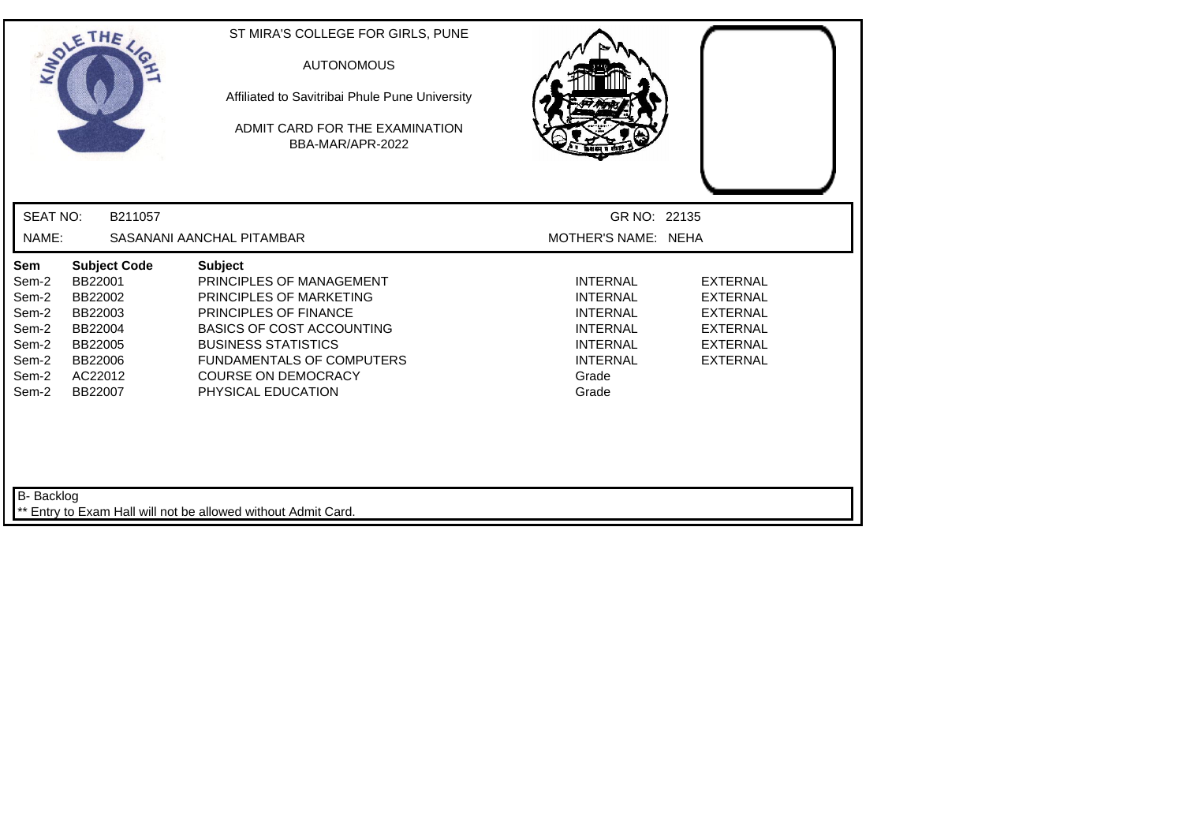ST MIRA'S COLLEGE FOR GIRLS, PUNE

AUTONOMOUS

Affiliated to Savitribai Phule Pune University

ADMIT CARD FOR THE EXAMINATION
BBA-MAR/APR-2022

SEAT NO: B211057 GR NO: 22135

NAME: SASANANI AANCHAL PITAMBAR MOTHER'S NAME: NEHA

| Sem | Subject Code | Subject | | |
|---|---|---|---|---|
| Sem-2 | BB22001 | PRINCIPLES OF MANAGEMENT | INTERNAL | EXTERNAL |
| Sem-2 | BB22002 | PRINCIPLES OF MARKETING | INTERNAL | EXTERNAL |
| Sem-2 | BB22003 | PRINCIPLES OF FINANCE | INTERNAL | EXTERNAL |
| Sem-2 | BB22004 | BASICS OF COST ACCOUNTING | INTERNAL | EXTERNAL |
| Sem-2 | BB22005 | BUSINESS STATISTICS | INTERNAL | EXTERNAL |
| Sem-2 | BB22006 | FUNDAMENTALS OF COMPUTERS | INTERNAL | EXTERNAL |
| Sem-2 | AC22012 | COURSE ON DEMOCRACY | Grade | |
| Sem-2 | BB22007 | PHYSICAL EDUCATION | Grade | |

B- Backlog

** Entry to Exam Hall will not be allowed without Admit Card.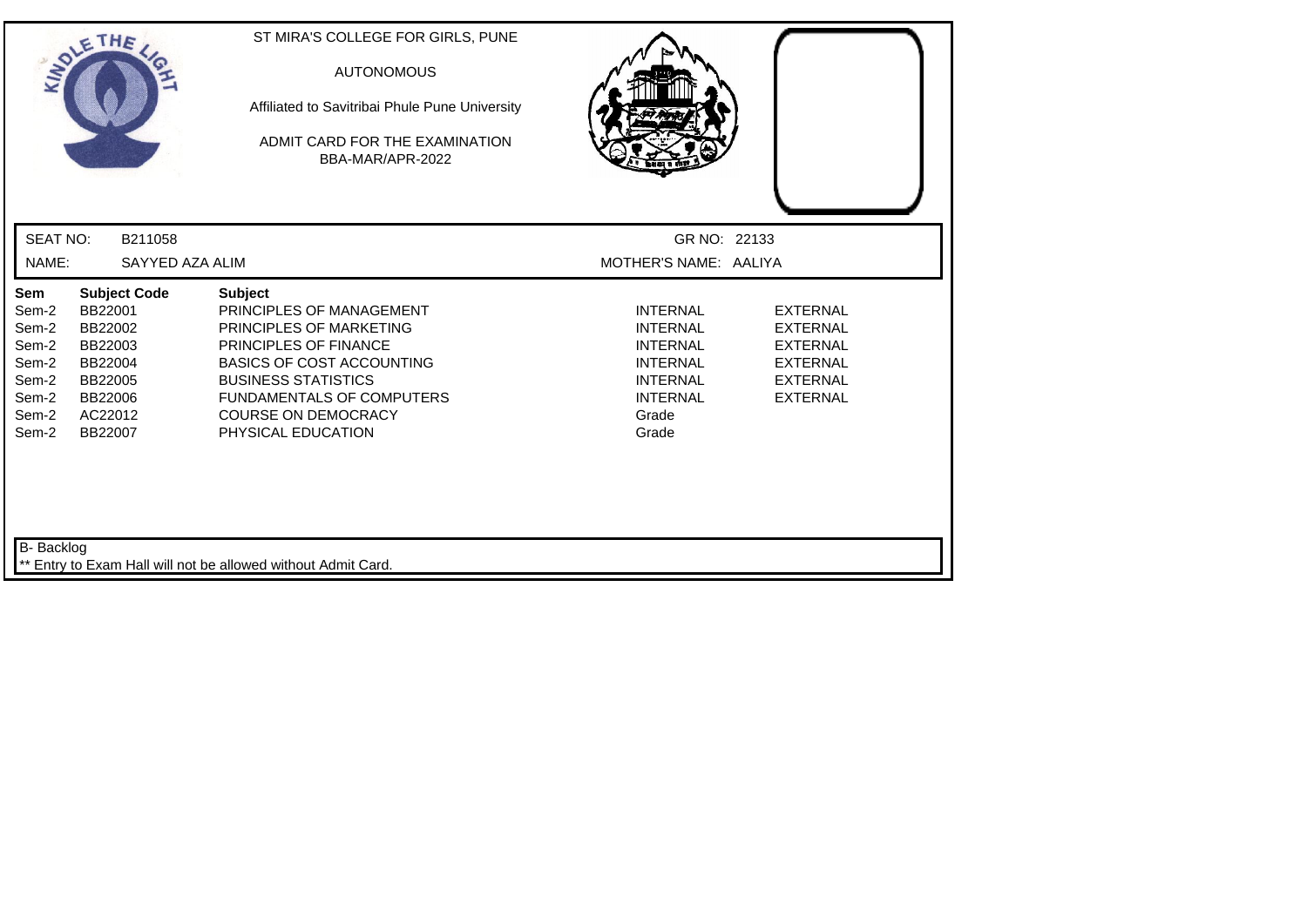ST MIRA'S COLLEGE FOR GIRLS, PUNE

AUTONOMOUS

Affiliated to Savitribai Phule Pune University

ADMIT CARD FOR THE EXAMINATION
BBA-MAR/APR-2022

SEAT NO: B211058

GR NO: 22133

NAME: SAYYED AZA ALIM

MOTHER'S NAME: AALIYA

| Sem | Subject Code | Subject | | |
|---|---|---|---|---|
| Sem-2 | BB22001 | PRINCIPLES OF MANAGEMENT | INTERNAL | EXTERNAL |
| Sem-2 | BB22002 | PRINCIPLES OF MARKETING | INTERNAL | EXTERNAL |
| Sem-2 | BB22003 | PRINCIPLES OF FINANCE | INTERNAL | EXTERNAL |
| Sem-2 | BB22004 | BASICS OF COST ACCOUNTING | INTERNAL | EXTERNAL |
| Sem-2 | BB22005 | BUSINESS STATISTICS | INTERNAL | EXTERNAL |
| Sem-2 | BB22006 | FUNDAMENTALS OF COMPUTERS | INTERNAL | EXTERNAL |
| Sem-2 | AC22012 | COURSE ON DEMOCRACY | Grade | |
| Sem-2 | BB22007 | PHYSICAL EDUCATION | Grade | |

B- Backlog

** Entry to Exam Hall will not be allowed without Admit Card.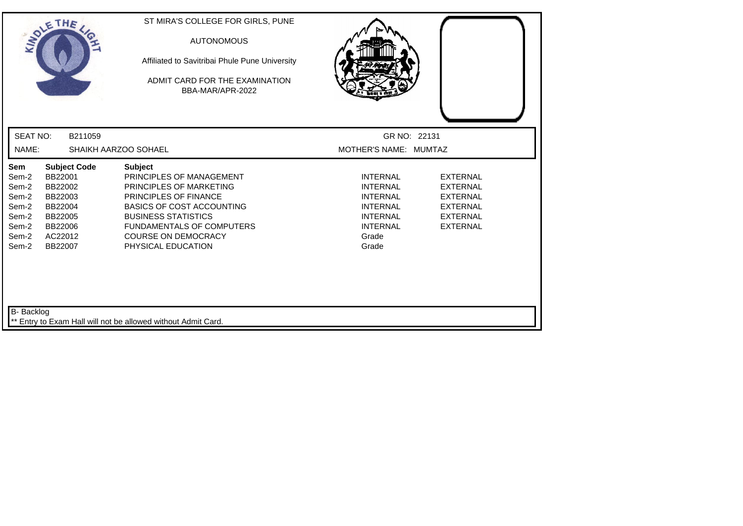ST MIRA'S COLLEGE FOR GIRLS, PUNE

AUTONOMOUS

Affiliated to Savitribai Phule Pune University

ADMIT CARD FOR THE EXAMINATION
BBA-MAR/APR-2022

SEAT NO: B211059 GR NO: 22131

NAME: SHAIKH AARZOO SOHAEL MOTHER'S NAME: MUMTAZ

| Sem | Subject Code | Subject | | |
|---|---|---|---|---|
| Sem-2 | BB22001 | PRINCIPLES OF MANAGEMENT | INTERNAL | EXTERNAL |
| Sem-2 | BB22002 | PRINCIPLES OF MARKETING | INTERNAL | EXTERNAL |
| Sem-2 | BB22003 | PRINCIPLES OF FINANCE | INTERNAL | EXTERNAL |
| Sem-2 | BB22004 | BASICS OF COST ACCOUNTING | INTERNAL | EXTERNAL |
| Sem-2 | BB22005 | BUSINESS STATISTICS | INTERNAL | EXTERNAL |
| Sem-2 | BB22006 | FUNDAMENTALS OF COMPUTERS | INTERNAL | EXTERNAL |
| Sem-2 | AC22012 | COURSE ON DEMOCRACY | Grade | |
| Sem-2 | BB22007 | PHYSICAL EDUCATION | Grade | |

B- Backlog

** Entry to Exam Hall will not be allowed without Admit Card.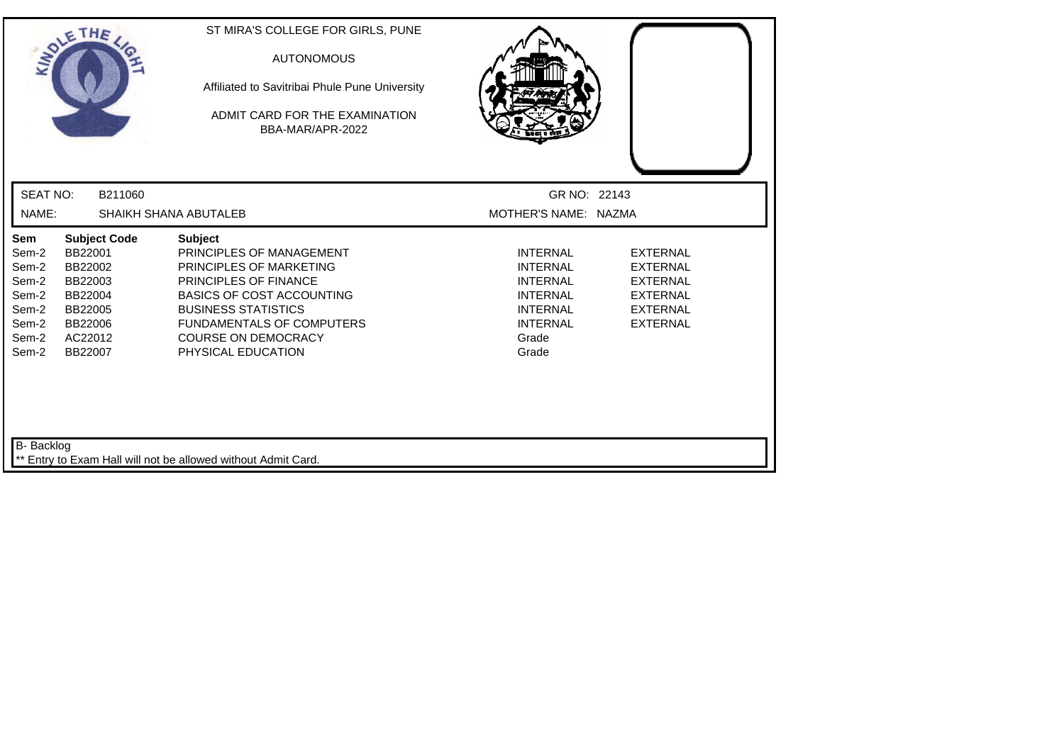ST MIRA'S COLLEGE FOR GIRLS, PUNE

AUTONOMOUS

Affiliated to Savitribai Phule Pune University

ADMIT CARD FOR THE EXAMINATION
BBA-MAR/APR-2022

SEAT NO: B211060 GR NO: 22143

NAME: SHAIKH SHANA ABUTALEB MOTHER'S NAME: NAZMA

| Sem | Subject Code | Subject | | |
|---|---|---|---|---|
| Sem-2 | BB22001 | PRINCIPLES OF MANAGEMENT | INTERNAL | EXTERNAL |
| Sem-2 | BB22002 | PRINCIPLES OF MARKETING | INTERNAL | EXTERNAL |
| Sem-2 | BB22003 | PRINCIPLES OF FINANCE | INTERNAL | EXTERNAL |
| Sem-2 | BB22004 | BASICS OF COST ACCOUNTING | INTERNAL | EXTERNAL |
| Sem-2 | BB22005 | BUSINESS STATISTICS | INTERNAL | EXTERNAL |
| Sem-2 | BB22006 | FUNDAMENTALS OF COMPUTERS | INTERNAL | EXTERNAL |
| Sem-2 | AC22012 | COURSE ON DEMOCRACY | Grade | |
| Sem-2 | BB22007 | PHYSICAL EDUCATION | Grade | |

B- Backlog

** Entry to Exam Hall will not be allowed without Admit Card.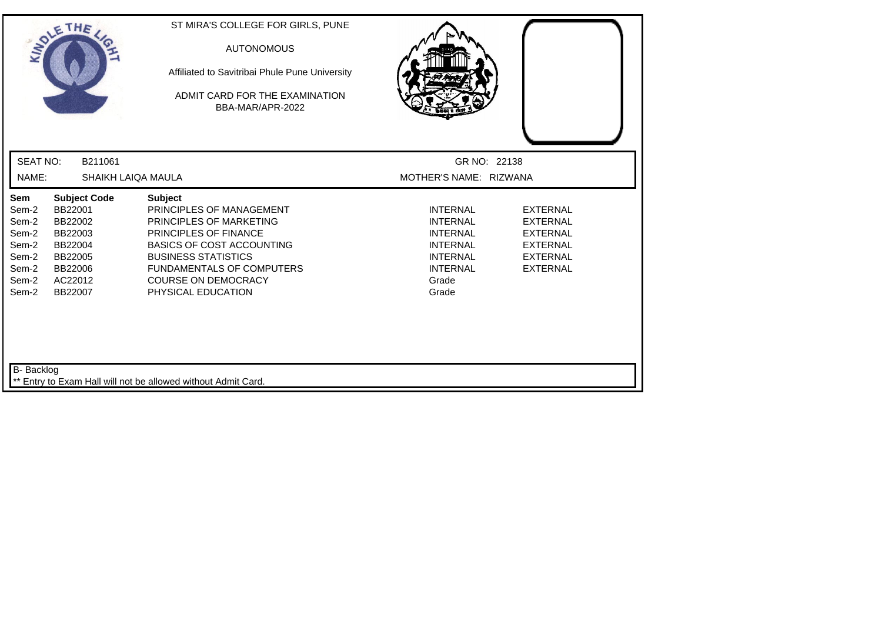ST MIRA'S COLLEGE FOR GIRLS, PUNE

AUTONOMOUS

Affiliated to Savitribai Phule Pune University

ADMIT CARD FOR THE EXAMINATION
BBA-MAR/APR-2022

SEAT NO: B211061 GR NO: 22138

NAME: SHAIKH LAIQA MAULA MOTHER'S NAME: RIZWANA

| Sem | Subject Code | Subject | | |
|---|---|---|---|---|
| Sem-2 | BB22001 | PRINCIPLES OF MANAGEMENT | INTERNAL | EXTERNAL |
| Sem-2 | BB22002 | PRINCIPLES OF MARKETING | INTERNAL | EXTERNAL |
| Sem-2 | BB22003 | PRINCIPLES OF FINANCE | INTERNAL | EXTERNAL |
| Sem-2 | BB22004 | BASICS OF COST ACCOUNTING | INTERNAL | EXTERNAL |
| Sem-2 | BB22005 | BUSINESS STATISTICS | INTERNAL | EXTERNAL |
| Sem-2 | BB22006 | FUNDAMENTALS OF COMPUTERS | INTERNAL | EXTERNAL |
| Sem-2 | AC22012 | COURSE ON DEMOCRACY | Grade | |
| Sem-2 | BB22007 | PHYSICAL EDUCATION | Grade | |

B- Backlog

** Entry to Exam Hall will not be allowed without Admit Card.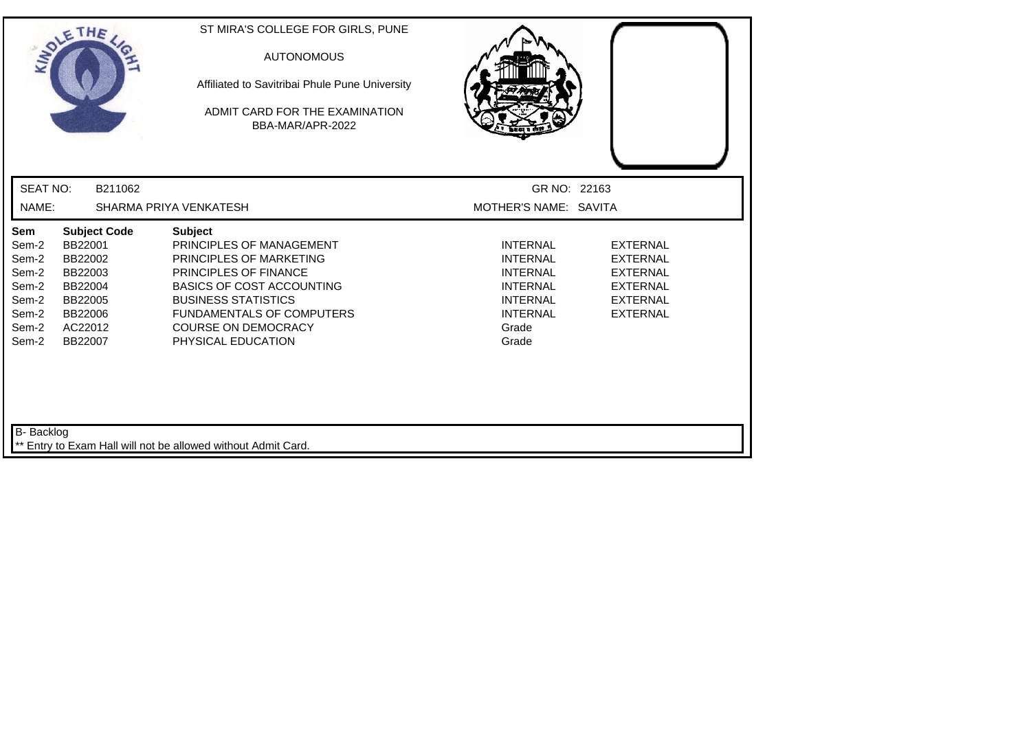ST MIRA'S COLLEGE FOR GIRLS, PUNE

AUTONOMOUS

Affiliated to Savitribai Phule Pune University

ADMIT CARD FOR THE EXAMINATION
BBA-MAR/APR-2022

SEAT NO: B211062 GR NO: 22163

NAME: SHARMA PRIYA VENKATESH MOTHER'S NAME: SAVITA

| Sem | Subject Code | Subject | | |
|---|---|---|---|---|
| Sem-2 | BB22001 | PRINCIPLES OF MANAGEMENT | INTERNAL | EXTERNAL |
| Sem-2 | BB22002 | PRINCIPLES OF MARKETING | INTERNAL | EXTERNAL |
| Sem-2 | BB22003 | PRINCIPLES OF FINANCE | INTERNAL | EXTERNAL |
| Sem-2 | BB22004 | BASICS OF COST ACCOUNTING | INTERNAL | EXTERNAL |
| Sem-2 | BB22005 | BUSINESS STATISTICS | INTERNAL | EXTERNAL |
| Sem-2 | BB22006 | FUNDAMENTALS OF COMPUTERS | INTERNAL | EXTERNAL |
| Sem-2 | AC22012 | COURSE ON DEMOCRACY | Grade | |
| Sem-2 | BB22007 | PHYSICAL EDUCATION | Grade | |

B- Backlog

** Entry to Exam Hall will not be allowed without Admit Card.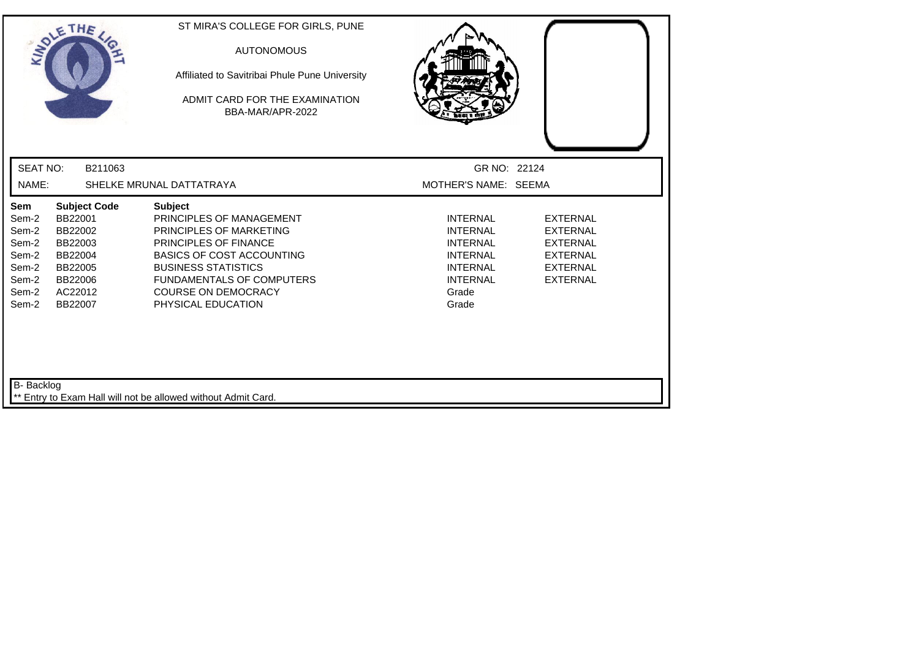ST MIRA'S COLLEGE FOR GIRLS, PUNE

AUTONOMOUS

Affiliated to Savitribai Phule Pune University

ADMIT CARD FOR THE EXAMINATION
BBA-MAR/APR-2022

SEAT NO: B211063

GR NO: 22124

NAME: SHELKE MRUNAL DATTATRAYA

MOTHER'S NAME: SEEMA

| Sem | Subject Code | Subject | | |
|---|---|---|---|---|
| Sem-2 | BB22001 | PRINCIPLES OF MANAGEMENT | INTERNAL | EXTERNAL |
| Sem-2 | BB22002 | PRINCIPLES OF MARKETING | INTERNAL | EXTERNAL |
| Sem-2 | BB22003 | PRINCIPLES OF FINANCE | INTERNAL | EXTERNAL |
| Sem-2 | BB22004 | BASICS OF COST ACCOUNTING | INTERNAL | EXTERNAL |
| Sem-2 | BB22005 | BUSINESS STATISTICS | INTERNAL | EXTERNAL |
| Sem-2 | BB22006 | FUNDAMENTALS OF COMPUTERS | INTERNAL | EXTERNAL |
| Sem-2 | AC22012 | COURSE ON DEMOCRACY | Grade | |
| Sem-2 | BB22007 | PHYSICAL EDUCATION | Grade | |

B- Backlog

** Entry to Exam Hall will not be allowed without Admit Card.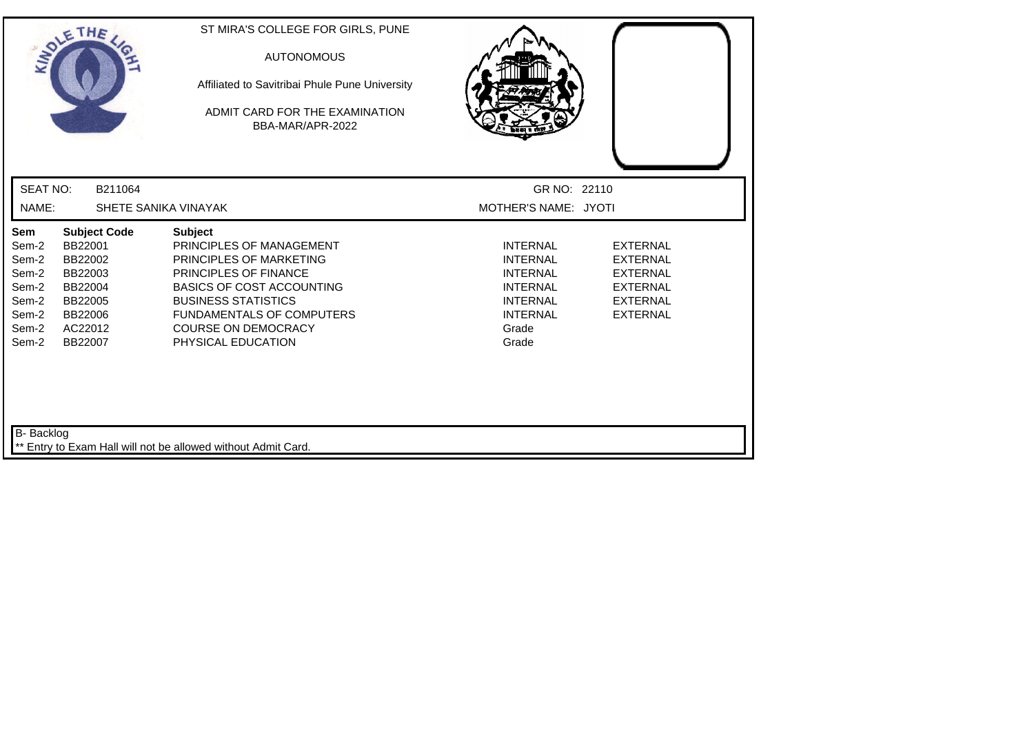ST MIRA'S COLLEGE FOR GIRLS, PUNE

AUTONOMOUS

Affiliated to Savitribai Phule Pune University

ADMIT CARD FOR THE EXAMINATION
BBA-MAR/APR-2022

SEAT NO: B211064 GR NO: 22110

NAME: SHETE SANIKA VINAYAK MOTHER'S NAME: JYOTI

| Sem | Subject Code | Subject | | |
|---|---|---|---|---|
| Sem-2 | BB22001 | PRINCIPLES OF MANAGEMENT | INTERNAL | EXTERNAL |
| Sem-2 | BB22002 | PRINCIPLES OF MARKETING | INTERNAL | EXTERNAL |
| Sem-2 | BB22003 | PRINCIPLES OF FINANCE | INTERNAL | EXTERNAL |
| Sem-2 | BB22004 | BASICS OF COST ACCOUNTING | INTERNAL | EXTERNAL |
| Sem-2 | BB22005 | BUSINESS STATISTICS | INTERNAL | EXTERNAL |
| Sem-2 | BB22006 | FUNDAMENTALS OF COMPUTERS | INTERNAL | EXTERNAL |
| Sem-2 | AC22012 | COURSE ON DEMOCRACY | Grade | |
| Sem-2 | BB22007 | PHYSICAL EDUCATION | Grade | |

B- Backlog

** Entry to Exam Hall will not be allowed without Admit Card.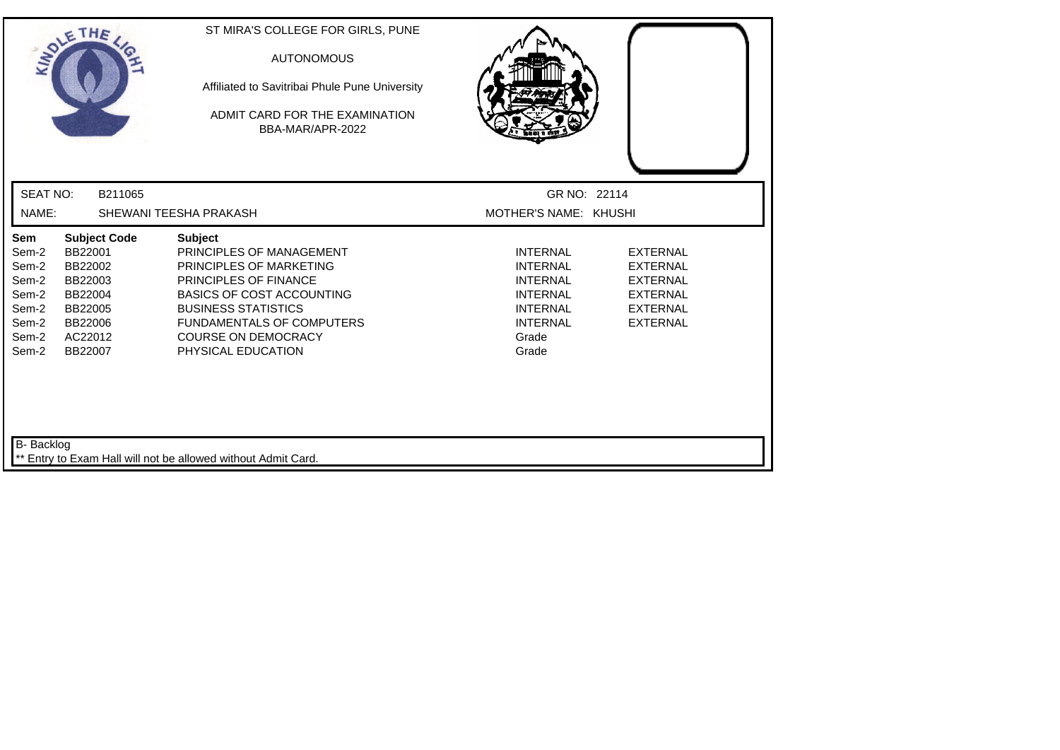ST MIRA'S COLLEGE FOR GIRLS, PUNE

AUTONOMOUS

Affiliated to Savitribai Phule Pune University

ADMIT CARD FOR THE EXAMINATION
BBA-MAR/APR-2022

SEAT NO: B211065 | GR NO: 22114

NAME: SHEWANI TEESHA PRAKASH | MOTHER'S NAME: KHUSHI

| Sem | Subject Code | Subject | | |
|---|---|---|---|---|
| Sem-2 | BB22001 | PRINCIPLES OF MANAGEMENT | INTERNAL | EXTERNAL |
| Sem-2 | BB22002 | PRINCIPLES OF MARKETING | INTERNAL | EXTERNAL |
| Sem-2 | BB22003 | PRINCIPLES OF FINANCE | INTERNAL | EXTERNAL |
| Sem-2 | BB22004 | BASICS OF COST ACCOUNTING | INTERNAL | EXTERNAL |
| Sem-2 | BB22005 | BUSINESS STATISTICS | INTERNAL | EXTERNAL |
| Sem-2 | BB22006 | FUNDAMENTALS OF COMPUTERS | INTERNAL | EXTERNAL |
| Sem-2 | AC22012 | COURSE ON DEMOCRACY | Grade | |
| Sem-2 | BB22007 | PHYSICAL EDUCATION | Grade | |

B- Backlog

** Entry to Exam Hall will not be allowed without Admit Card.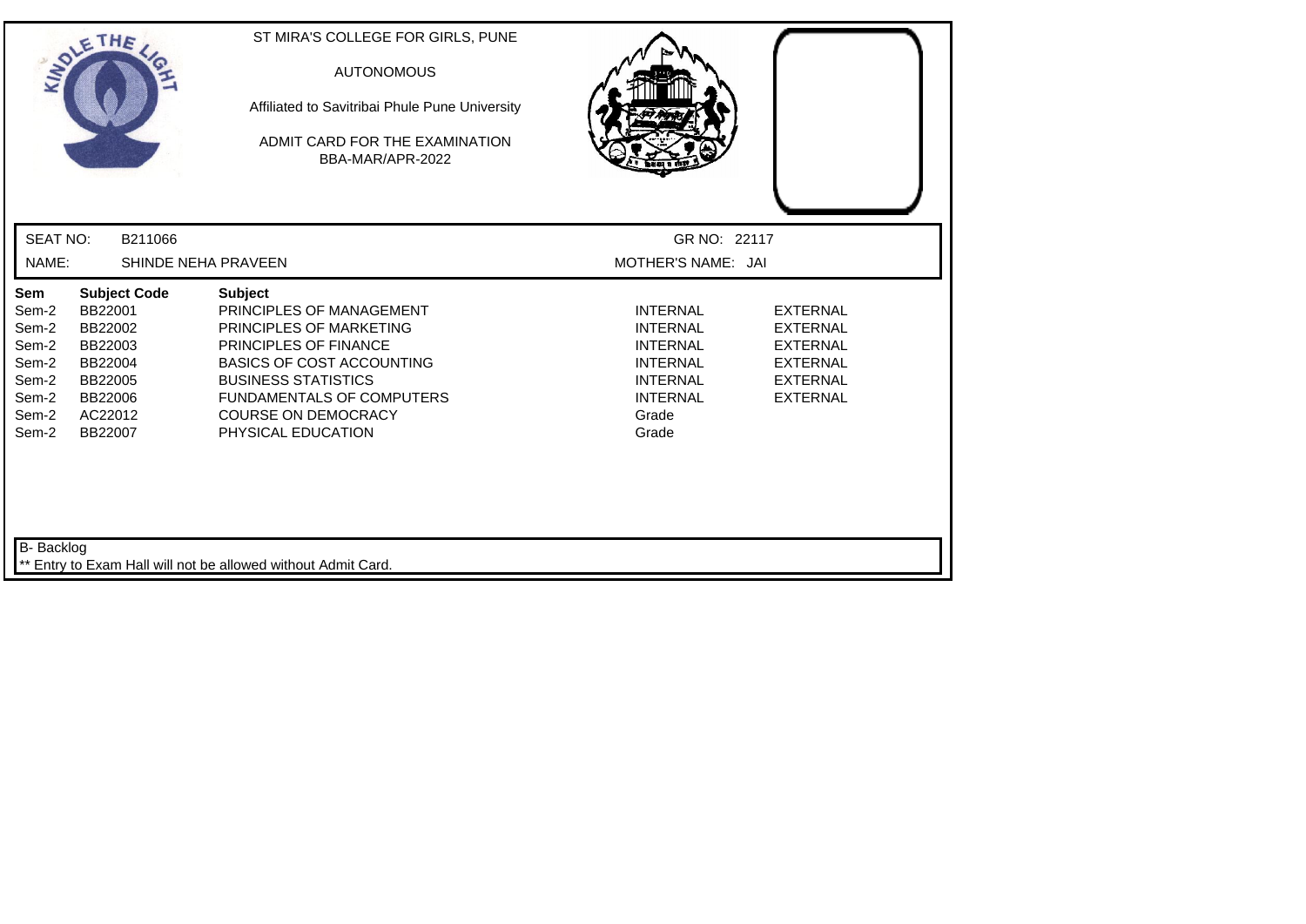ST MIRA'S COLLEGE FOR GIRLS, PUNE

AUTONOMOUS

Affiliated to Savitribai Phule Pune University

ADMIT CARD FOR THE EXAMINATION
BBA-MAR/APR-2022

SEAT NO: B211066 GR NO: 22117

NAME: SHINDE NEHA PRAVEEN MOTHER'S NAME: JAI

| Sem | Subject Code | Subject | | |
|---|---|---|---|---|
| Sem-2 | BB22001 | PRINCIPLES OF MANAGEMENT | INTERNAL | EXTERNAL |
| Sem-2 | BB22002 | PRINCIPLES OF MARKETING | INTERNAL | EXTERNAL |
| Sem-2 | BB22003 | PRINCIPLES OF FINANCE | INTERNAL | EXTERNAL |
| Sem-2 | BB22004 | BASICS OF COST ACCOUNTING | INTERNAL | EXTERNAL |
| Sem-2 | BB22005 | BUSINESS STATISTICS | INTERNAL | EXTERNAL |
| Sem-2 | BB22006 | FUNDAMENTALS OF COMPUTERS | INTERNAL | EXTERNAL |
| Sem-2 | AC22012 | COURSE ON DEMOCRACY | Grade | |
| Sem-2 | BB22007 | PHYSICAL EDUCATION | Grade | |

B- Backlog

** Entry to Exam Hall will not be allowed without Admit Card.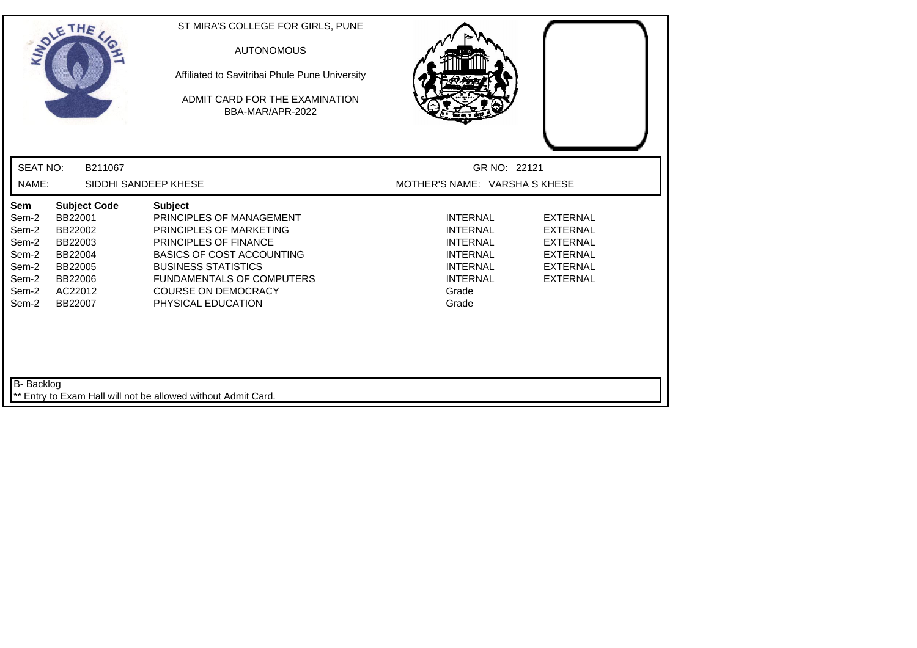ST MIRA'S COLLEGE FOR GIRLS, PUNE

AUTONOMOUS

Affiliated to Savitribai Phule Pune University

ADMIT CARD FOR THE EXAMINATION

BBA-MAR/APR-2022

SEAT NO: B211067 GR NO: 22121

NAME: SIDDHI SANDEEP KHESE MOTHER'S NAME: VARSHA S KHESE

| Sem | Subject Code | Subject | | |
|---|---|---|---|---|
| Sem-2 | BB22001 | PRINCIPLES OF MANAGEMENT | INTERNAL | EXTERNAL |
| Sem-2 | BB22002 | PRINCIPLES OF MARKETING | INTERNAL | EXTERNAL |
| Sem-2 | BB22003 | PRINCIPLES OF FINANCE | INTERNAL | EXTERNAL |
| Sem-2 | BB22004 | BASICS OF COST ACCOUNTING | INTERNAL | EXTERNAL |
| Sem-2 | BB22005 | BUSINESS STATISTICS | INTERNAL | EXTERNAL |
| Sem-2 | BB22006 | FUNDAMENTALS OF COMPUTERS | INTERNAL | EXTERNAL |
| Sem-2 | AC22012 | COURSE ON DEMOCRACY | Grade | |
| Sem-2 | BB22007 | PHYSICAL EDUCATION | Grade | |

B- Backlog

** Entry to Exam Hall will not be allowed without Admit Card.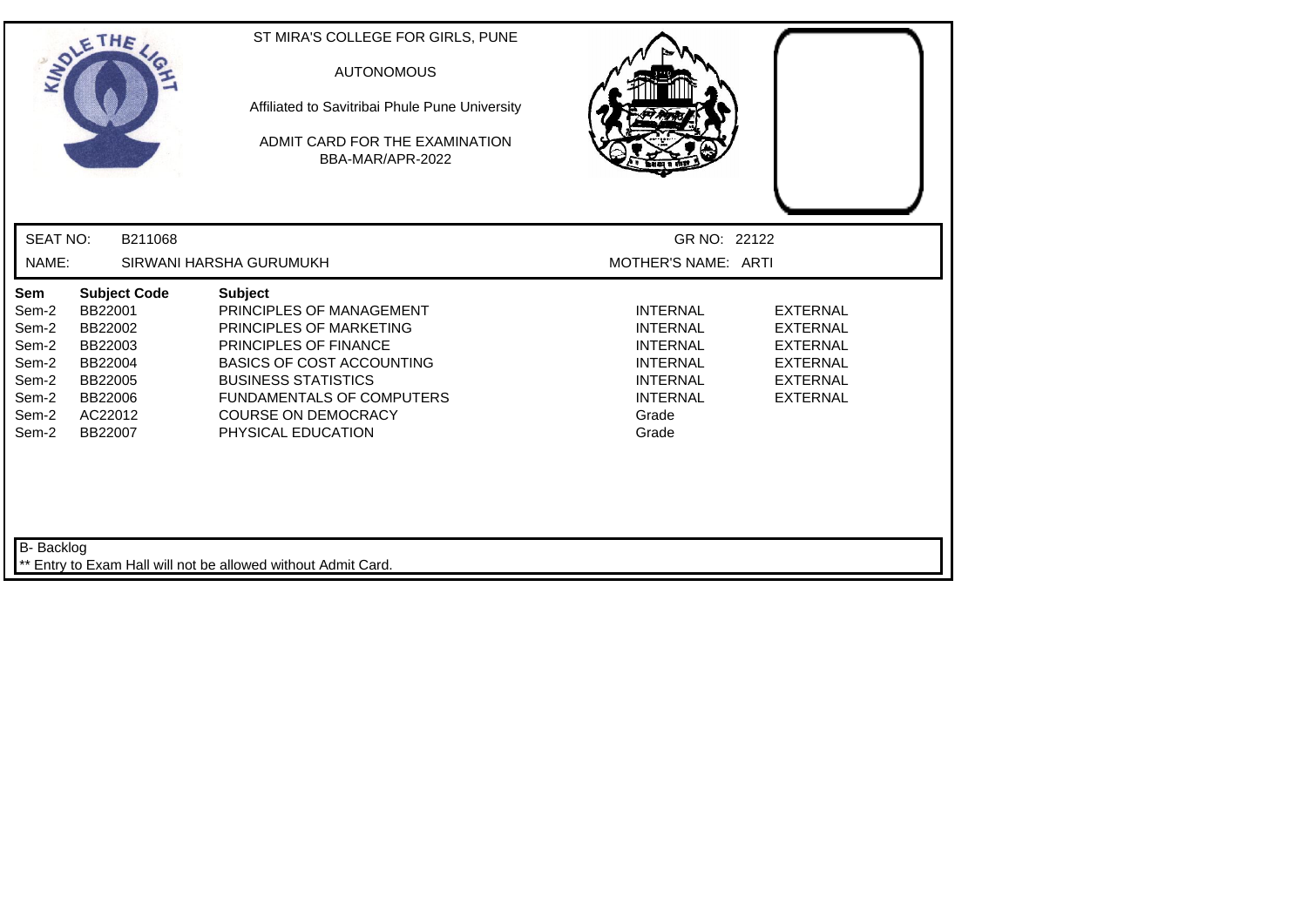ST MIRA'S COLLEGE FOR GIRLS, PUNE

AUTONOMOUS

Affiliated to Savitribai Phule Pune University

ADMIT CARD FOR THE EXAMINATION

BBA-MAR/APR-2022

SEAT NO: B211068

GR NO: 22122

NAME: SIRWANI HARSHA GURUMUKH

MOTHER'S NAME: ARTI

| Sem | Subject Code | Subject | | |
|---|---|---|---|---|
| Sem-2 | BB22001 | PRINCIPLES OF MANAGEMENT | INTERNAL | EXTERNAL |
| Sem-2 | BB22002 | PRINCIPLES OF MARKETING | INTERNAL | EXTERNAL |
| Sem-2 | BB22003 | PRINCIPLES OF FINANCE | INTERNAL | EXTERNAL |
| Sem-2 | BB22004 | BASICS OF COST ACCOUNTING | INTERNAL | EXTERNAL |
| Sem-2 | BB22005 | BUSINESS STATISTICS | INTERNAL | EXTERNAL |
| Sem-2 | BB22006 | FUNDAMENTALS OF COMPUTERS | INTERNAL | EXTERNAL |
| Sem-2 | AC22012 | COURSE ON DEMOCRACY | Grade | |
| Sem-2 | BB22007 | PHYSICAL EDUCATION | Grade | |

B- Backlog

** Entry to Exam Hall will not be allowed without Admit Card.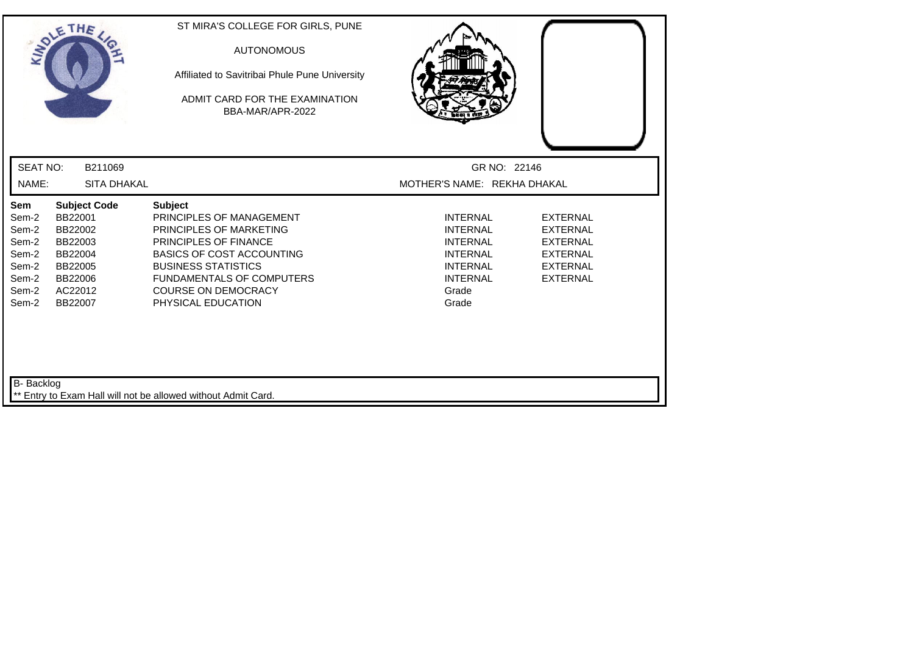ST MIRA'S COLLEGE FOR GIRLS, PUNE

AUTONOMOUS

Affiliated to Savitribai Phule Pune University

ADMIT CARD FOR THE EXAMINATION
BBA-MAR/APR-2022

SEAT NO: B211069 GR NO: 22146

NAME: SITA DHAKAL MOTHER'S NAME: REKHA DHAKAL

| Sem | Subject Code | Subject | | |
|---|---|---|---|---|
| Sem-2 | BB22001 | PRINCIPLES OF MANAGEMENT | INTERNAL | EXTERNAL |
| Sem-2 | BB22002 | PRINCIPLES OF MARKETING | INTERNAL | EXTERNAL |
| Sem-2 | BB22003 | PRINCIPLES OF FINANCE | INTERNAL | EXTERNAL |
| Sem-2 | BB22004 | BASICS OF COST ACCOUNTING | INTERNAL | EXTERNAL |
| Sem-2 | BB22005 | BUSINESS STATISTICS | INTERNAL | EXTERNAL |
| Sem-2 | BB22006 | FUNDAMENTALS OF COMPUTERS | INTERNAL | EXTERNAL |
| Sem-2 | AC22012 | COURSE ON DEMOCRACY | Grade | |
| Sem-2 | BB22007 | PHYSICAL EDUCATION | Grade | |

B- Backlog

** Entry to Exam Hall will not be allowed without Admit Card.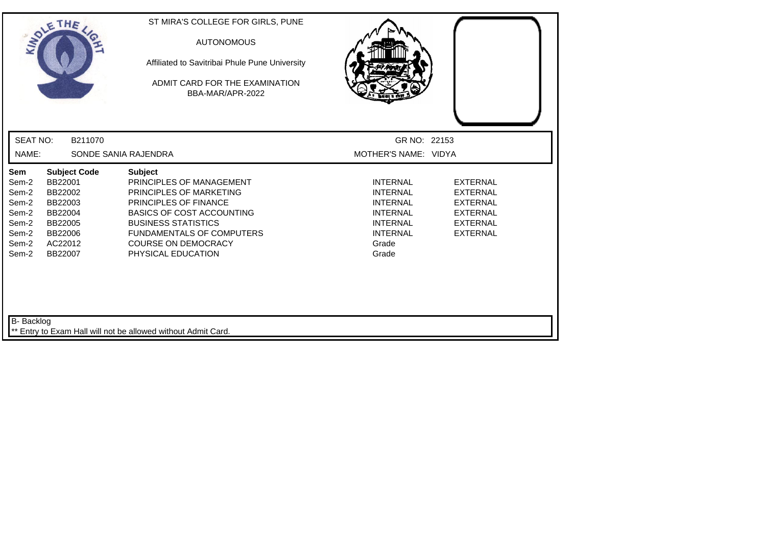ST MIRA'S COLLEGE FOR GIRLS, PUNE

AUTONOMOUS

Affiliated to Savitribai Phule Pune University

ADMIT CARD FOR THE EXAMINATION
BBA-MAR/APR-2022

SEAT NO: B211070 | GR NO: 22153

NAME: SONDE SANIA RAJENDRA | MOTHER'S NAME: VIDYA

| Sem | Subject Code | Subject | | |
|---|---|---|---|---|
| Sem-2 | BB22001 | PRINCIPLES OF MANAGEMENT | INTERNAL | EXTERNAL |
| Sem-2 | BB22002 | PRINCIPLES OF MARKETING | INTERNAL | EXTERNAL |
| Sem-2 | BB22003 | PRINCIPLES OF FINANCE | INTERNAL | EXTERNAL |
| Sem-2 | BB22004 | BASICS OF COST ACCOUNTING | INTERNAL | EXTERNAL |
| Sem-2 | BB22005 | BUSINESS STATISTICS | INTERNAL | EXTERNAL |
| Sem-2 | BB22006 | FUNDAMENTALS OF COMPUTERS | INTERNAL | EXTERNAL |
| Sem-2 | AC22012 | COURSE ON DEMOCRACY | Grade | |
| Sem-2 | BB22007 | PHYSICAL EDUCATION | Grade | |

B- Backlog

** Entry to Exam Hall will not be allowed without Admit Card.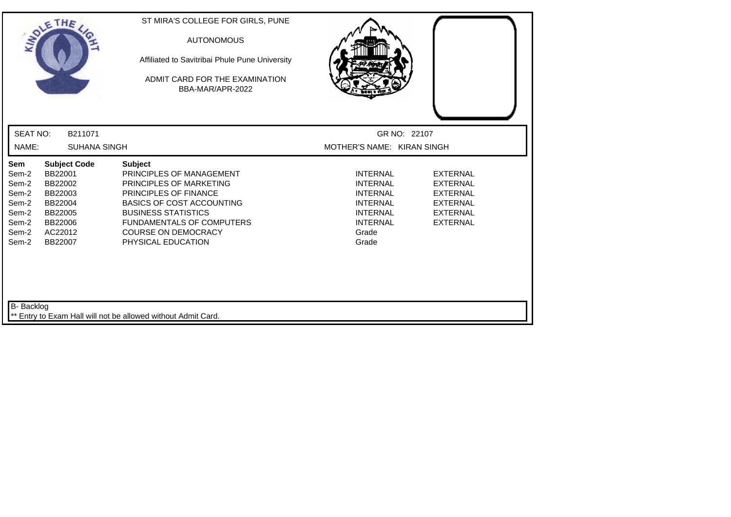ST MIRA'S COLLEGE FOR GIRLS, PUNE

AUTONOMOUS

Affiliated to Savitribai Phule Pune University

ADMIT CARD FOR THE EXAMINATION
BBA-MAR/APR-2022

SEAT NO: B211071 GR NO: 22107

NAME: SUHANA SINGH MOTHER'S NAME: KIRAN SINGH

| Sem | Subject Code | Subject | | |
|---|---|---|---|---|
| Sem-2 | BB22001 | PRINCIPLES OF MANAGEMENT | INTERNAL | EXTERNAL |
| Sem-2 | BB22002 | PRINCIPLES OF MARKETING | INTERNAL | EXTERNAL |
| Sem-2 | BB22003 | PRINCIPLES OF FINANCE | INTERNAL | EXTERNAL |
| Sem-2 | BB22004 | BASICS OF COST ACCOUNTING | INTERNAL | EXTERNAL |
| Sem-2 | BB22005 | BUSINESS STATISTICS | INTERNAL | EXTERNAL |
| Sem-2 | BB22006 | FUNDAMENTALS OF COMPUTERS | INTERNAL | EXTERNAL |
| Sem-2 | AC22012 | COURSE ON DEMOCRACY | Grade | |
| Sem-2 | BB22007 | PHYSICAL EDUCATION | Grade | |

B- Backlog

** Entry to Exam Hall will not be allowed without Admit Card.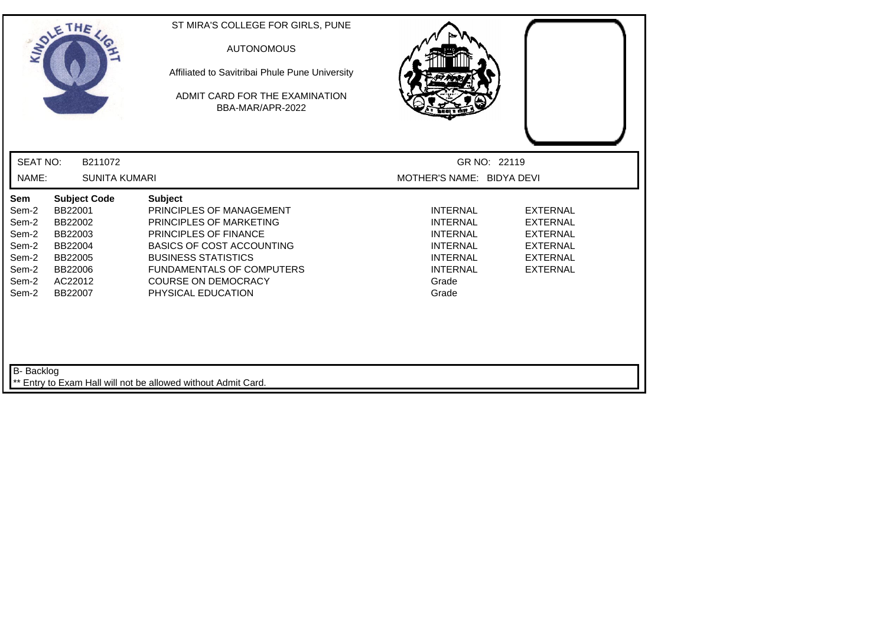ST MIRA'S COLLEGE FOR GIRLS, PUNE

AUTONOMOUS

Affiliated to Savitribai Phule Pune University

ADMIT CARD FOR THE EXAMINATION
BBA-MAR/APR-2022

SEAT NO: B211072 GR NO: 22119

NAME: SUNITA KUMARI MOTHER'S NAME: BIDYA DEVI

| Sem | Subject Code | Subject | | |
|---|---|---|---|---|
| Sem-2 | BB22001 | PRINCIPLES OF MANAGEMENT | INTERNAL | EXTERNAL |
| Sem-2 | BB22002 | PRINCIPLES OF MARKETING | INTERNAL | EXTERNAL |
| Sem-2 | BB22003 | PRINCIPLES OF FINANCE | INTERNAL | EXTERNAL |
| Sem-2 | BB22004 | BASICS OF COST ACCOUNTING | INTERNAL | EXTERNAL |
| Sem-2 | BB22005 | BUSINESS STATISTICS | INTERNAL | EXTERNAL |
| Sem-2 | BB22006 | FUNDAMENTALS OF COMPUTERS | INTERNAL | EXTERNAL |
| Sem-2 | AC22012 | COURSE ON DEMOCRACY | Grade | |
| Sem-2 | BB22007 | PHYSICAL EDUCATION | Grade | |

B- Backlog

** Entry to Exam Hall will not be allowed without Admit Card.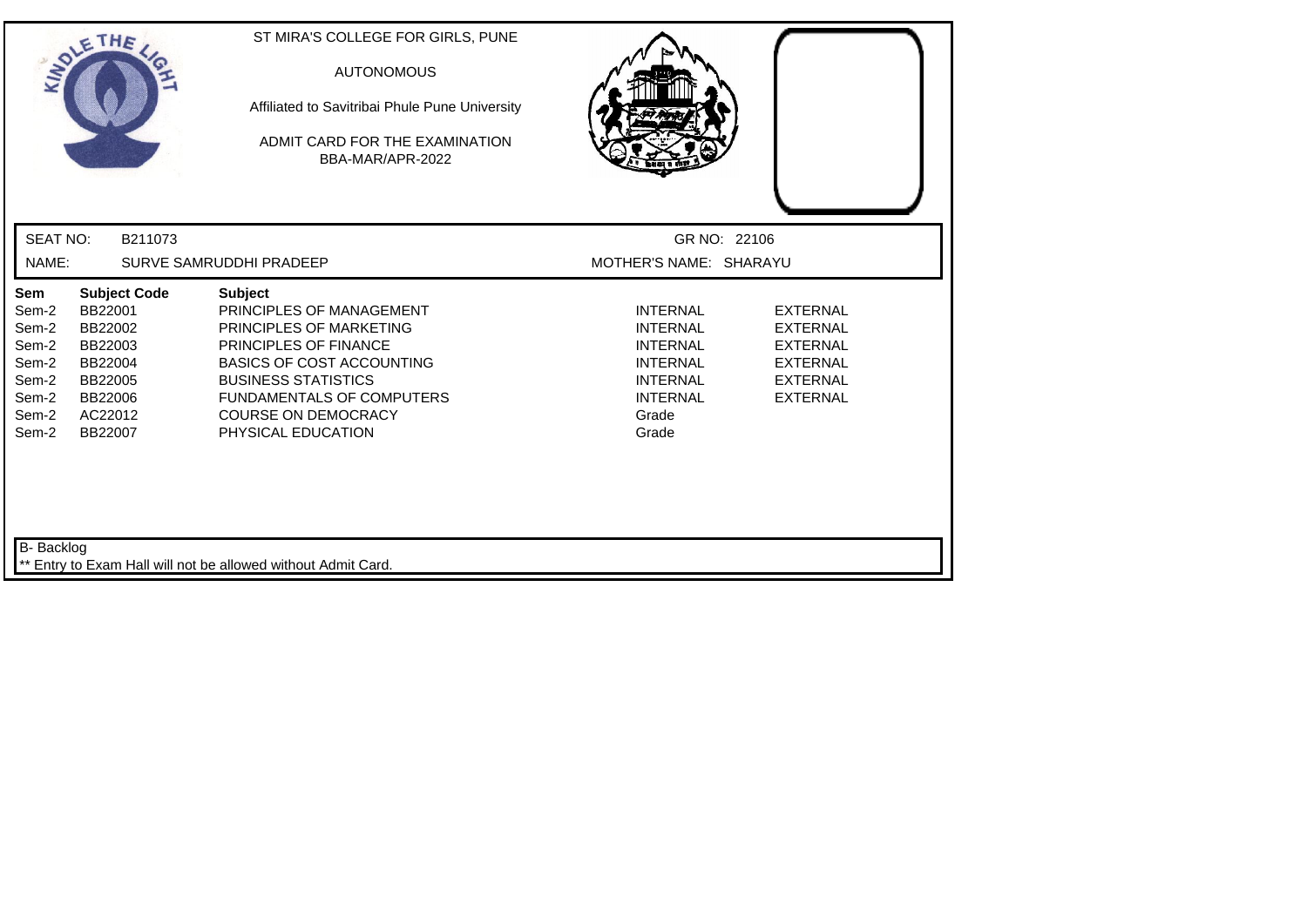ST MIRA'S COLLEGE FOR GIRLS, PUNE

AUTONOMOUS

Affiliated to Savitribai Phule Pune University

ADMIT CARD FOR THE EXAMINATION
BBA-MAR/APR-2022

SEAT NO: B211073 GR NO: 22106

NAME: SURVE SAMRUDDHI PRADEEP MOTHER'S NAME: SHARAYU

| Sem | Subject Code | Subject | | |
|---|---|---|---|---|
| Sem-2 | BB22001 | PRINCIPLES OF MANAGEMENT | INTERNAL | EXTERNAL |
| Sem-2 | BB22002 | PRINCIPLES OF MARKETING | INTERNAL | EXTERNAL |
| Sem-2 | BB22003 | PRINCIPLES OF FINANCE | INTERNAL | EXTERNAL |
| Sem-2 | BB22004 | BASICS OF COST ACCOUNTING | INTERNAL | EXTERNAL |
| Sem-2 | BB22005 | BUSINESS STATISTICS | INTERNAL | EXTERNAL |
| Sem-2 | BB22006 | FUNDAMENTALS OF COMPUTERS | INTERNAL | EXTERNAL |
| Sem-2 | AC22012 | COURSE ON DEMOCRACY | Grade | |
| Sem-2 | BB22007 | PHYSICAL EDUCATION | Grade | |

B- Backlog

** Entry to Exam Hall will not be allowed without Admit Card.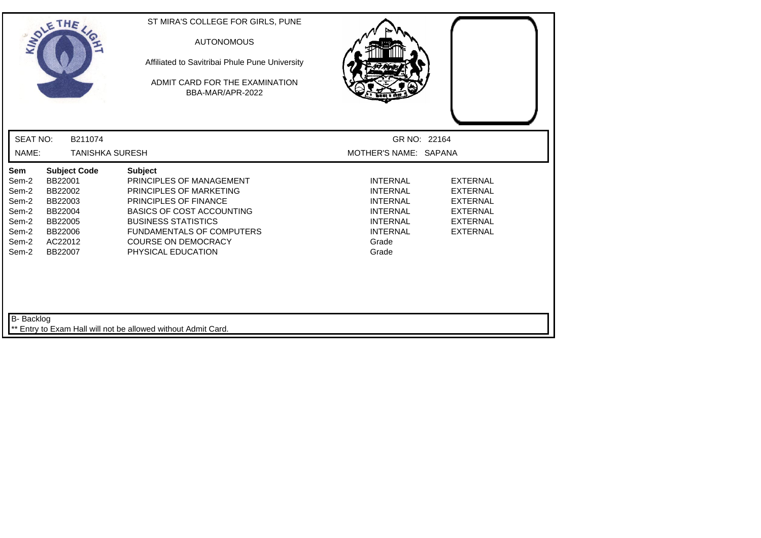ST MIRA'S COLLEGE FOR GIRLS, PUNE

AUTONOMOUS

Affiliated to Savitribai Phule Pune University

ADMIT CARD FOR THE EXAMINATION
BBA-MAR/APR-2022

SEAT NO: B211074 GR NO: 22164

NAME: TANISHKA SURESH MOTHER'S NAME: SAPANA

| Sem | Subject Code | Subject | | |
|---|---|---|---|---|
| Sem-2 | BB22001 | PRINCIPLES OF MANAGEMENT | INTERNAL | EXTERNAL |
| Sem-2 | BB22002 | PRINCIPLES OF MARKETING | INTERNAL | EXTERNAL |
| Sem-2 | BB22003 | PRINCIPLES OF FINANCE | INTERNAL | EXTERNAL |
| Sem-2 | BB22004 | BASICS OF COST ACCOUNTING | INTERNAL | EXTERNAL |
| Sem-2 | BB22005 | BUSINESS STATISTICS | INTERNAL | EXTERNAL |
| Sem-2 | BB22006 | FUNDAMENTALS OF COMPUTERS | INTERNAL | EXTERNAL |
| Sem-2 | AC22012 | COURSE ON DEMOCRACY | Grade | |
| Sem-2 | BB22007 | PHYSICAL EDUCATION | Grade | |

B- Backlog

** Entry to Exam Hall will not be allowed without Admit Card.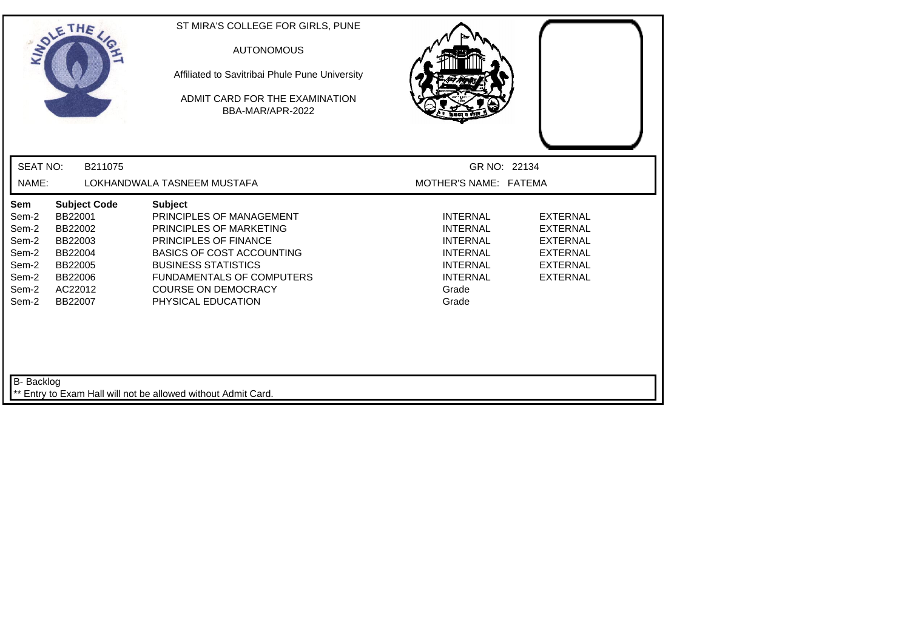ST MIRA'S COLLEGE FOR GIRLS, PUNE

AUTONOMOUS

Affiliated to Savitribai Phule Pune University

ADMIT CARD FOR THE EXAMINATION
BBA-MAR/APR-2022

SEAT NO: B211075 GR NO: 22134

NAME: LOKHANDWALA TASNEEM MUSTAFA MOTHER'S NAME: FATEMA

| Sem | Subject Code | Subject | | |
|---|---|---|---|---|
| Sem-2 | BB22001 | PRINCIPLES OF MANAGEMENT | INTERNAL | EXTERNAL |
| Sem-2 | BB22002 | PRINCIPLES OF MARKETING | INTERNAL | EXTERNAL |
| Sem-2 | BB22003 | PRINCIPLES OF FINANCE | INTERNAL | EXTERNAL |
| Sem-2 | BB22004 | BASICS OF COST ACCOUNTING | INTERNAL | EXTERNAL |
| Sem-2 | BB22005 | BUSINESS STATISTICS | INTERNAL | EXTERNAL |
| Sem-2 | BB22006 | FUNDAMENTALS OF COMPUTERS | INTERNAL | EXTERNAL |
| Sem-2 | AC22012 | COURSE ON DEMOCRACY | Grade | |
| Sem-2 | BB22007 | PHYSICAL EDUCATION | Grade | |

B- Backlog

** Entry to Exam Hall will not be allowed without Admit Card.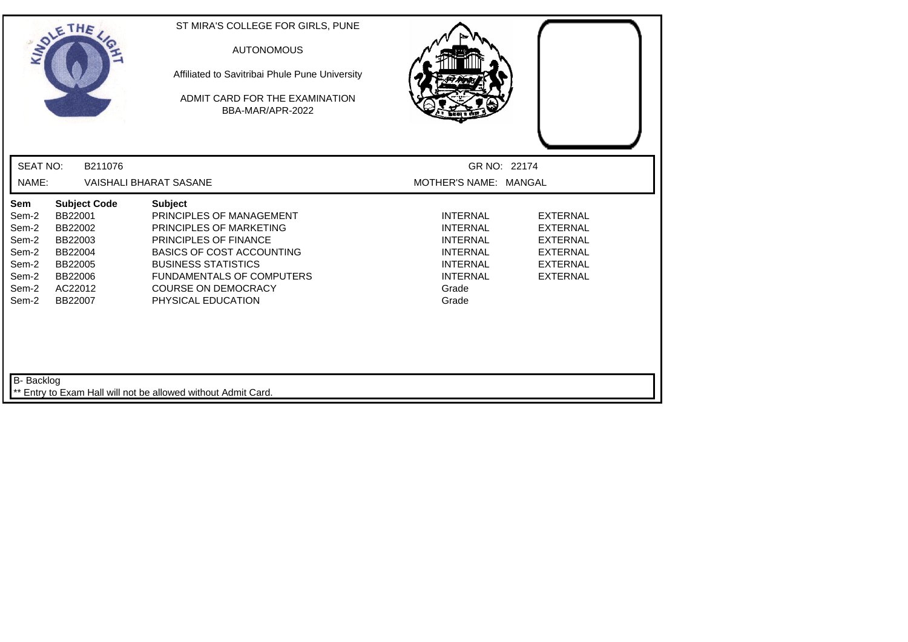ST MIRA'S COLLEGE FOR GIRLS, PUNE

AUTONOMOUS

Affiliated to Savitribai Phule Pune University

ADMIT CARD FOR THE EXAMINATION
BBA-MAR/APR-2022

SEAT NO: B211076 | GR NO: 22174

NAME: VAISHALI BHARAT SASANE | MOTHER'S NAME: MANGAL

| Sem | Subject Code | Subject | | |
|---|---|---|---|---|
| Sem-2 | BB22001 | PRINCIPLES OF MANAGEMENT | INTERNAL | EXTERNAL |
| Sem-2 | BB22002 | PRINCIPLES OF MARKETING | INTERNAL | EXTERNAL |
| Sem-2 | BB22003 | PRINCIPLES OF FINANCE | INTERNAL | EXTERNAL |
| Sem-2 | BB22004 | BASICS OF COST ACCOUNTING | INTERNAL | EXTERNAL |
| Sem-2 | BB22005 | BUSINESS STATISTICS | INTERNAL | EXTERNAL |
| Sem-2 | BB22006 | FUNDAMENTALS OF COMPUTERS | INTERNAL | EXTERNAL |
| Sem-2 | AC22012 | COURSE ON DEMOCRACY | Grade | |
| Sem-2 | BB22007 | PHYSICAL EDUCATION | Grade | |

B- Backlog

** Entry to Exam Hall will not be allowed without Admit Card.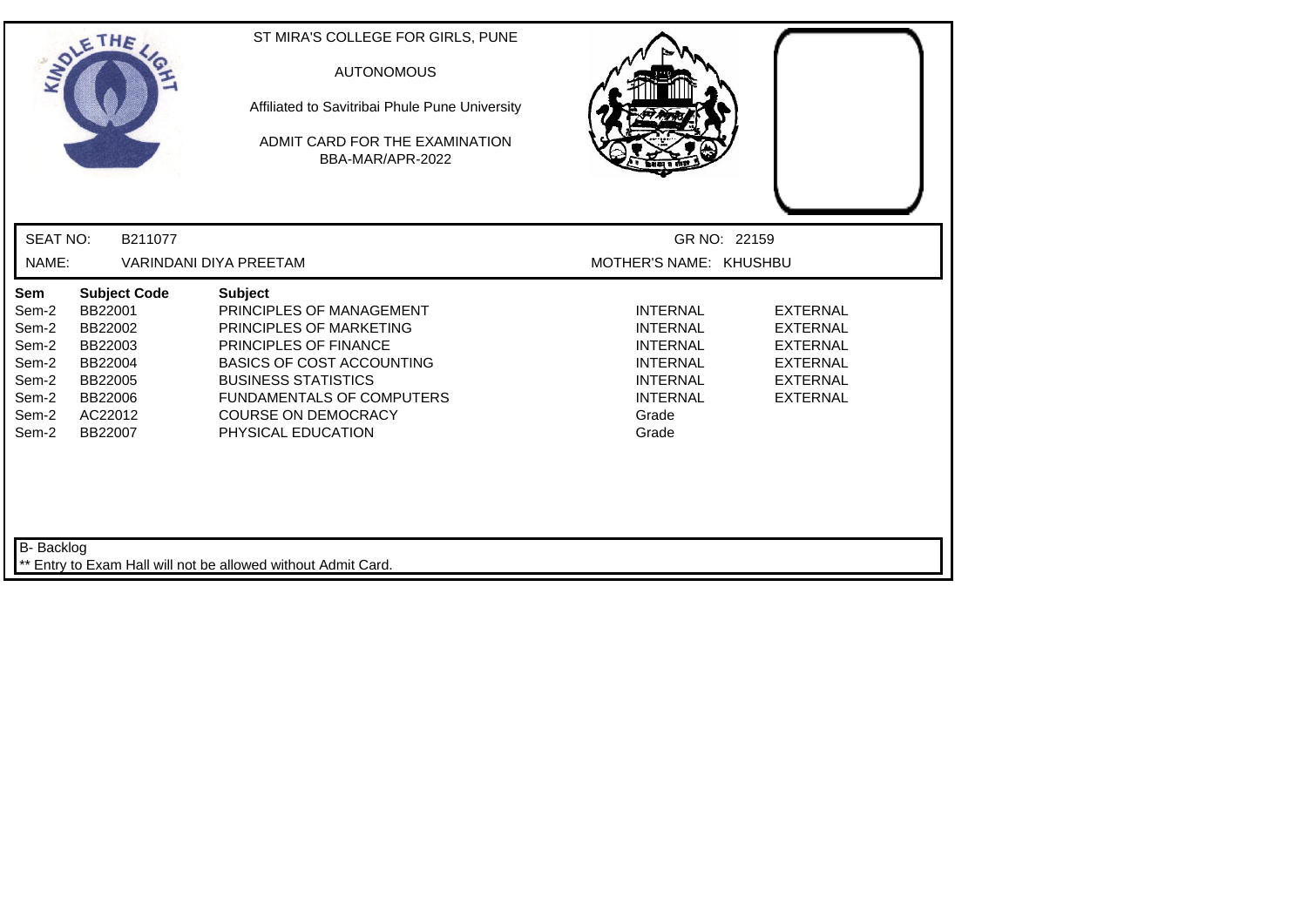ST MIRA'S COLLEGE FOR GIRLS, PUNE

AUTONOMOUS

Affiliated to Savitribai Phule Pune University

ADMIT CARD FOR THE EXAMINATION
BBA-MAR/APR-2022

SEAT NO: B211077 GR NO: 22159

NAME: VARINDANI DIYA PREETAM MOTHER'S NAME: KHUSHBU

| Sem | Subject Code | Subject | | |
|---|---|---|---|---|
| Sem-2 | BB22001 | PRINCIPLES OF MANAGEMENT | INTERNAL | EXTERNAL |
| Sem-2 | BB22002 | PRINCIPLES OF MARKETING | INTERNAL | EXTERNAL |
| Sem-2 | BB22003 | PRINCIPLES OF FINANCE | INTERNAL | EXTERNAL |
| Sem-2 | BB22004 | BASICS OF COST ACCOUNTING | INTERNAL | EXTERNAL |
| Sem-2 | BB22005 | BUSINESS STATISTICS | INTERNAL | EXTERNAL |
| Sem-2 | BB22006 | FUNDAMENTALS OF COMPUTERS | INTERNAL | EXTERNAL |
| Sem-2 | AC22012 | COURSE ON DEMOCRACY | Grade | |
| Sem-2 | BB22007 | PHYSICAL EDUCATION | Grade | |

B- Backlog

** Entry to Exam Hall will not be allowed without Admit Card.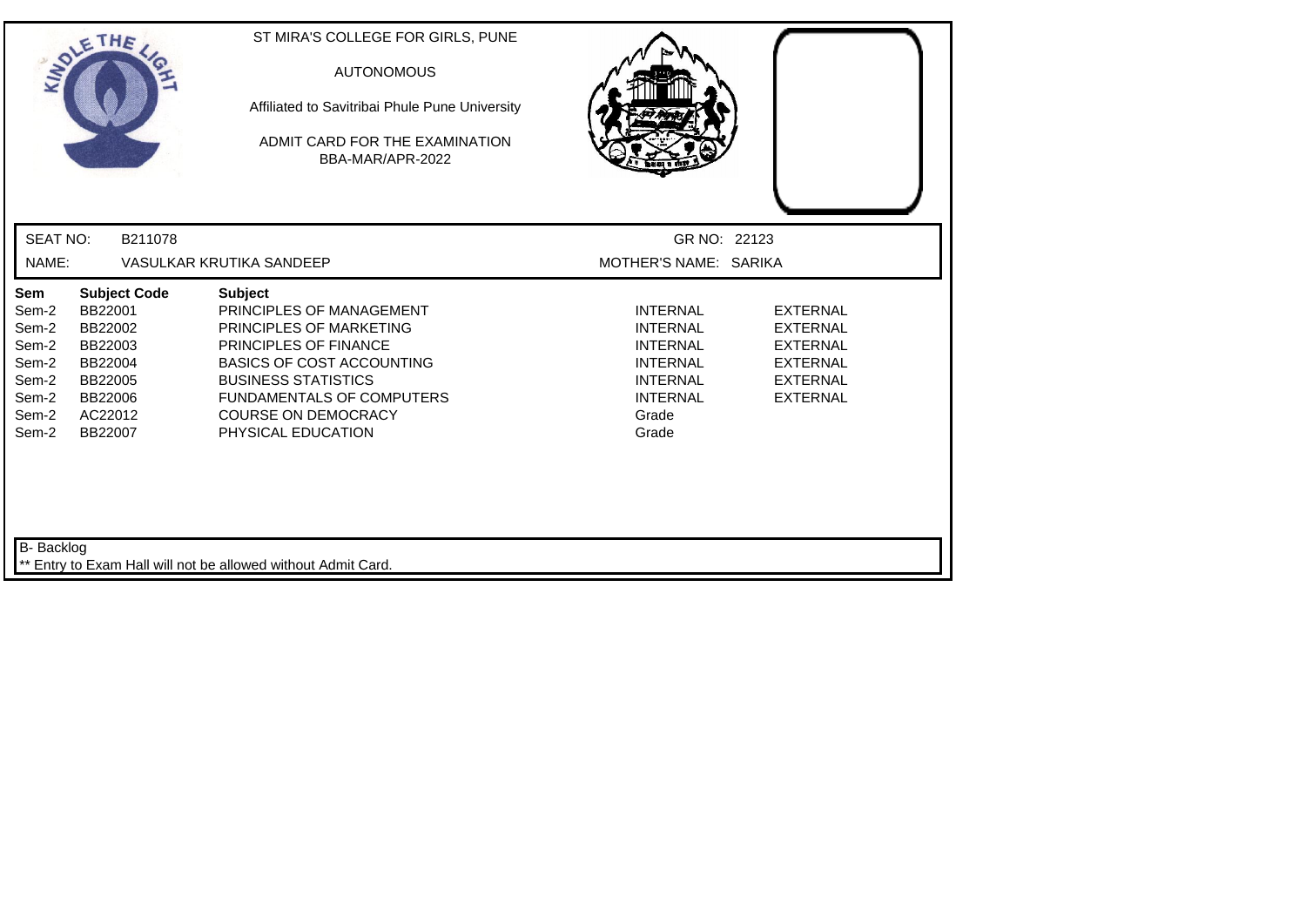ST MIRA'S COLLEGE FOR GIRLS, PUNE

AUTONOMOUS

Affiliated to Savitribai Phule Pune University

ADMIT CARD FOR THE EXAMINATION
BBA-MAR/APR-2022

SEAT NO: B211078 GR NO: 22123

NAME: VASULKAR KRUTIKA SANDEEP MOTHER'S NAME: SARIKA

| Sem | Subject Code | Subject | | |
|---|---|---|---|---|
| Sem-2 | BB22001 | PRINCIPLES OF MANAGEMENT | INTERNAL | EXTERNAL |
| Sem-2 | BB22002 | PRINCIPLES OF MARKETING | INTERNAL | EXTERNAL |
| Sem-2 | BB22003 | PRINCIPLES OF FINANCE | INTERNAL | EXTERNAL |
| Sem-2 | BB22004 | BASICS OF COST ACCOUNTING | INTERNAL | EXTERNAL |
| Sem-2 | BB22005 | BUSINESS STATISTICS | INTERNAL | EXTERNAL |
| Sem-2 | BB22006 | FUNDAMENTALS OF COMPUTERS | INTERNAL | EXTERNAL |
| Sem-2 | AC22012 | COURSE ON DEMOCRACY | Grade | |
| Sem-2 | BB22007 | PHYSICAL EDUCATION | Grade | |

B- Backlog

** Entry to Exam Hall will not be allowed without Admit Card.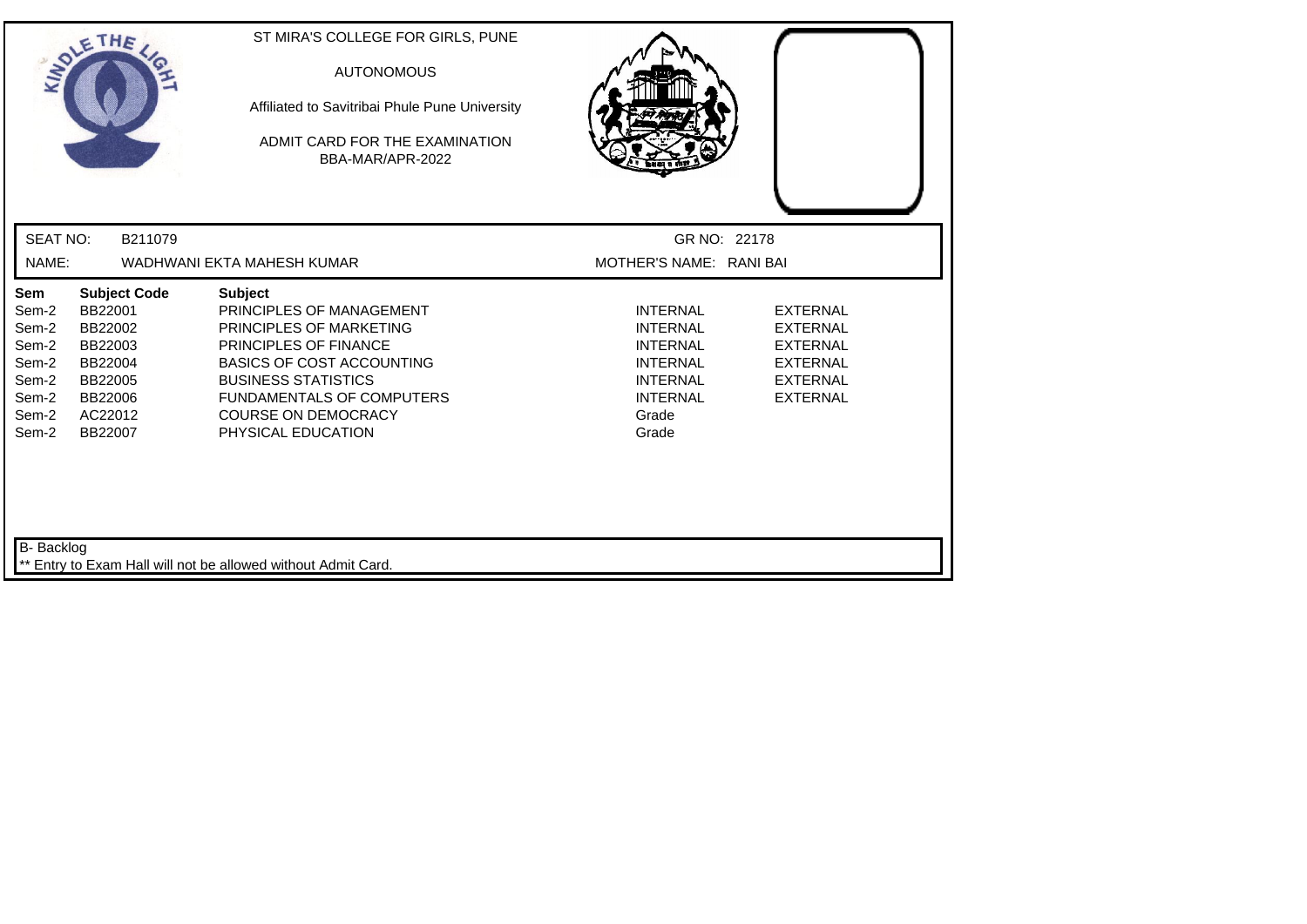ST MIRA'S COLLEGE FOR GIRLS, PUNE

AUTONOMOUS

Affiliated to Savitribai Phule Pune University

ADMIT CARD FOR THE EXAMINATION
BBA-MAR/APR-2022

SEAT NO: B211079 GR NO: 22178

NAME: WADHWANI EKTA MAHESH KUMAR MOTHER'S NAME: RANI BAI

| Sem | Subject Code | Subject | | |
|---|---|---|---|---|
| Sem-2 | BB22001 | PRINCIPLES OF MANAGEMENT | INTERNAL | EXTERNAL |
| Sem-2 | BB22002 | PRINCIPLES OF MARKETING | INTERNAL | EXTERNAL |
| Sem-2 | BB22003 | PRINCIPLES OF FINANCE | INTERNAL | EXTERNAL |
| Sem-2 | BB22004 | BASICS OF COST ACCOUNTING | INTERNAL | EXTERNAL |
| Sem-2 | BB22005 | BUSINESS STATISTICS | INTERNAL | EXTERNAL |
| Sem-2 | BB22006 | FUNDAMENTALS OF COMPUTERS | INTERNAL | EXTERNAL |
| Sem-2 | AC22012 | COURSE ON DEMOCRACY | Grade | |
| Sem-2 | BB22007 | PHYSICAL EDUCATION | Grade | |

B- Backlog

** Entry to Exam Hall will not be allowed without Admit Card.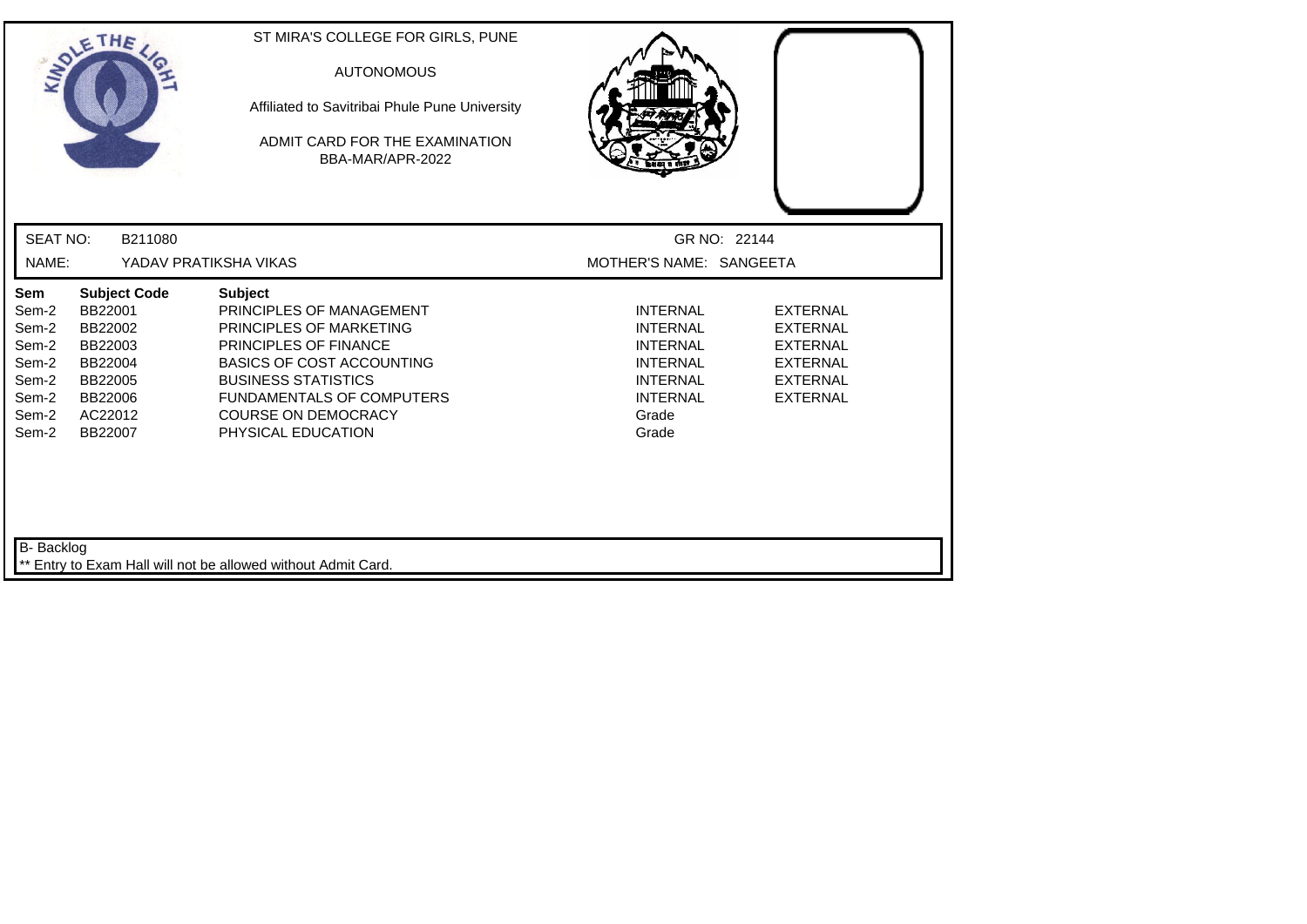ST MIRA'S COLLEGE FOR GIRLS, PUNE

AUTONOMOUS

Affiliated to Savitribai Phule Pune University

ADMIT CARD FOR THE EXAMINATION
BBA-MAR/APR-2022

SEAT NO: B211080 GR NO: 22144

NAME: YADAV PRATIKSHA VIKAS MOTHER'S NAME: SANGEETA

| Sem | Subject Code | Subject | | |
|---|---|---|---|---|
| Sem-2 | BB22001 | PRINCIPLES OF MANAGEMENT | INTERNAL | EXTERNAL |
| Sem-2 | BB22002 | PRINCIPLES OF MARKETING | INTERNAL | EXTERNAL |
| Sem-2 | BB22003 | PRINCIPLES OF FINANCE | INTERNAL | EXTERNAL |
| Sem-2 | BB22004 | BASICS OF COST ACCOUNTING | INTERNAL | EXTERNAL |
| Sem-2 | BB22005 | BUSINESS STATISTICS | INTERNAL | EXTERNAL |
| Sem-2 | BB22006 | FUNDAMENTALS OF COMPUTERS | INTERNAL | EXTERNAL |
| Sem-2 | AC22012 | COURSE ON DEMOCRACY | Grade | |
| Sem-2 | BB22007 | PHYSICAL EDUCATION | Grade | |

B- Backlog

** Entry to Exam Hall will not be allowed without Admit Card.